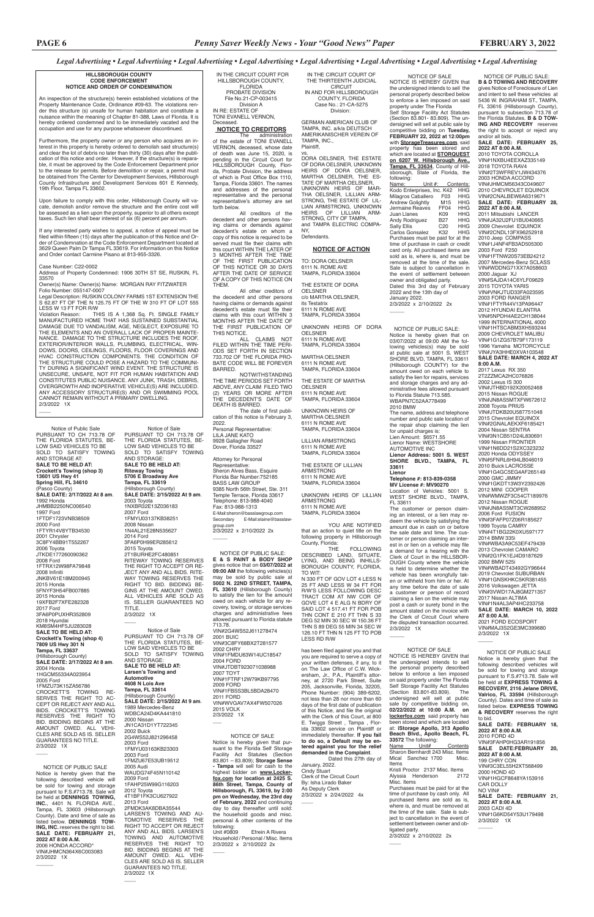*Legal Advertising • Legal Advertising • Legal Advertising • Legal Advertising • Legal Advertising • Legal Advertising • Legal Advertising • Legal Advertising*

**HILLSBOROUGH COUNTY CODE ENFORCEMENT NOTICE AND ORDER OF CONDEMNATION**

An inspection of the structure(s) herein established violations of the Property Maintenance Code, Ordinance #09-63. The violations render this structure (s) unsafe for human habitation and constitute a nuisance within the meaning of Chapter 81-388, Laws of Florida. It is hereby ordered condemned and to be immediately vacated and the occupation and use for any purpose whatsoever discontinued.

Furthermore, the property owner or any person who acquires an interest in this property is hereby ordered to demolish said structure(s) and clear the lot of debris no later than thirty (30) days after the publication of this notice and order. However, if the structure(s) is reparable, it must be approved by the Code Enforcement Department prior to the release for permits. Before demolition or repair, a permit must be obtained from The Center for Development Services, Hillsborough County Infrastructure and Development Services 601 E Kennedy, 19th Floor, Tampa FL 33602.

Upon failure to comply with this order, Hillsborough County will vacate, demolish and/or remove the structure and the entire cost will be assessed as a lien upon the property, superior to all others except taxes. Such lien shall bear interest of six (6) percent per annum.

If any interested party wishes to appeal, a notice of appeal must be filed within fifteen (15) days after the publication of this Notice and Order of Condemnation at the Code Enforcement Department located at 3629 Queen Palm Dr Tampa FL 33619. For information on this Notice and Order contact Carmine Pisano at 813-955-3326.

Case Number: C22-0002
Address of Property Condemned: 1906 30TH ST SE, RUSKIN, FL 33570
Owner(s) Name: Owner(s) Name: MORGAN RAY FITZWATER
Folio Number: 055147-0007
Legal Description: RUSKIN COLONY FARMS 1ST EXTENSION THE S 62.87 FT OF THE N 125.75 FT OF THE W 310 FT OF LOT 555 LESS W 13 FT FOR R/W
Violation Reason: THIS IS A 1,368 Sq. Ft. SINGLE FAMILY MANUFACTURED HOME THAT HAS SUSTAINED SUBSTANTIAL DAMAGE DUE TO VANDALISM, AGE, NEGLECT, EXPOSURE TO THE ELEMENTS AND AN OVERALL LACK OF PROPER MAINTENANCE. DAMAGE TO THE STRUCTURE INCLUDES THE ROOF, EXTERIOR/INTERIOR WALLS, PLUMBING, ELECTRICAL, WINDOWS, DOORS, CEILINGS, FLOORS, FLOOR COVERINGS AND HVAC CONSTRUCTION COMPONENTS. THE CONDITION OF THE STRUCTURE COULD POSE A HAZARD TO THE COMMUNITY DURING A SIGNIFICANT WIND EVENT. THE STRUCTURE IS UNSECURE, UNSAFE, NOT FIT FOR HUMAN HABITATION AND CONSTITUTES PUBLIC NUISANCE. ANY JUNK, TRASH, DEBRIS, OVERGROWTH AND INOPERATIVE VEHICLE(S) ARE INCLUDED. ANY ACCESSORY STRUCTURE(S) AND OR SWIMMING POOL CANNOT REMAIN WITHOUT A PRIMARY DWELLING.
2/3/2022 1X

---

Notice of Public Sale
PURSUANT TO CH 713.78 OF THE FLORIDA STATUTES, BELOW SAID VEHICLES TO BE SOLD TO SATISFY TOWING AND STORAGE AT:
**SALE TO BE HELD AT: Crockett's Towing (shop 3) 13601 US Hwy 41 Spring Hill, FL 34610**
(Pasco County)
**SALE DATE: 2/17/2022 At 8 am**.
1992 Honda
JHMBB2250NC006540
1997 Ford
1FTDF1723VNB38509
2000 Ford
1FTYR14V8YTB34530
2001 Chrysler
3C8FY4BB91T552267
2006 Toyota
JTKDE177260090362
2008 Ford
1FTRX12W98FA79848
2008 Infiniti
JNKBV61E18M200945
2015 Honda
5FNYF3H54FB007885
2015 Honda
19XFB2F7XFE282328
2017 Ford
3FA6P0PUXHR352809
2018 Hyundai
KM8SM4HF5JU283028
**SALE TO BE HELD AT: Crockett's Towing (shop 4) 7809 US Hwy 301 N Tampa, FL 33637**
(Hillsborough County)
**SALE DATE: 2/17/2022 At 8 am**.
2004 Honda
1HGCM55334A023954
2005 Ford
1FMZU73K15ZA56786
CROCKETT'S TOWING RESERVES THE RIGHT TO ACCEPT OR REJECT ANY AND ALL BIDS. CROCKETT'S TOWING RESERVES THE RIGHT TO BID. BIDDING BEGINS AT THE AMOUNT OWED. ALL VEHICLES ARE SOLD AS IS. SELLER GUARANTEES NO TITLE.
2/3/2022 1X

---

NOTICE OF PUBLIC SALE
Notice is hereby given that the following described vehicle will be sold for towing and storage pursuant to F.S.#713.78. Sale will be held at **DENNINGS TOWING, INC.**, 4401 N. FLORIDA AVE., Tampa, FL 33603 (Hillsborough County). Date and time of sale as listed below. **DENNINGS TOWING, INC.** reserves the right to bid.
**SALE DATE: FEBRUARY 21, 2022 AT 8:00 A.M.**
2006 HONDA ACCORD*
VIN#JHMCN364X6C003083
2/3/2022 1X

---

Notice of Sale
PURSUANT TO CH 713.78 OF THE FLORIDA STATUTES, BELOW SAID VEHICLES TO BE SOLD TO SATISFY TOWING AND STORAGE:
**SALE TO BE HELD AT: Riteway Towing 5706 E Broadway Ave Tampa, FL 33619**
(Hillsborough County)
**SALE DATE: 2/15/2022 At 9 am**.
2003 Toyota
1NXBR32E13Z036183
2007 Ford
1FMYU03137KB38251
2008 Nissan
1N4AL21E28N535627
2014 Ford
3FA6P0H99ER285612
2015 Toyota
2T1BURHE2FC480851
RITEWAY TOWING RESERVES THE RIGHT TO ACCEPT OR REJECT ANY AND ALL BIDS. RITEWAY TOWING RESERVES THE RIGHT TO BID. BIDDING BEGINS AT THE AMOUNT OWED. ALL VEHICLES ARE SOLD AS IS. SELLER GUARANTEES NO TITLE.
2/3/2022 1X

---

Notice of Sale
PURSUANT TO CH 713.78 OF THE FLORIDA STATUTES, BELOW SAID VEHICLES TO BE SOLD TO SATISFY TOWING AND STORAGE:
**SALE TO BE HELD AT: Larsen's Towing and Automotive 4608 N Lois Ave Tampa, FL 33614**
(Hillsborough County)
**SALE DATE: 2/15/2022 At 9 am**.
1989 Mercedes-Benz
WDBCA24D4KA441810
2000 Nissan
JN1CA31D1YT722345
2002 Buick
2G4WS52J821296458
2003 Ford
1FMYU03163KB23303
2003 Ford
1FMZU67E53UB19512
2005 Audi
WAUDG74F45N110142
2009 Ford
1FAHP25W99G116203
2012 Toyota
4T1BF1FK3CU627922
2013 Ford
2FMDK3AK8DBA35544
LARSEN'S TOWING AND AUTOMOTIVE RESERVES THE RIGHT TO ACCEPT OR REJECT ANY AND ALL BIDS. LARSEN'S TOWING AND AUTOMOTIVE RESERVES THE RIGHT TO BID. BIDDING BEGINS AT THE AMOUNT OWED. ALL VEHICLES ARE SOLD AS IS. SELLER GUARANTEES NO TITLE.
2/3/2022 1X

---

IN THE CIRCUIT COURT FOR HILLSBOROUGH COUNTY, FLORIDA
PROBATE DIVISION
File No.21-CP-003415
Division A
IN RE: ESTATE OF
TONI EVANELL VERNON,
Deceased.

**NOTICE TO CREDITORS**

The administration of the estate of TONI EVANELL VERNON, deceased, whose date of death was June 15, 2020, is pending in the Circuit Court for HILLSBOROUGH County, Florida, Probate Division, the address of which is Post Office Box 1110, Tampa, Florida 33601. The names and addresses of the personal representative and the personal representative's attorney are set forth below.

All creditors of the decedent and other persons having claims or demands against decedent's estate on whom a copy of this notice is required to be served must file their claims with this court WITHIN THE LATER OF 3 MONTHS AFTER THE TIME OF THE FIRST PUBLICATION OF THIS NOTICE OR 30 DAYS AFTER THE DATE OF SERVICE OF A COPY OF THIS NOTICE ON THEM.

All other creditors of the decedent and other persons having claims or demands against decedent's estate must file their claims with this court WITHIN 3 MONTHS AFTER THE DATE OF THE FIRST PUBLICATION OF THIS NOTICE.

ALL CLAIMS NOT FILED WITHIN THE TIME PERIODS SET FORTH IN SECTION 733.702 OF THE FLORIDA PROBATE CODE WILL BE FOREVER BARRED.

NOTWITHSTANDING THE TIME PERIODS SET FORTH ABOVE, ANY CLAIM FILED TWO (2) YEARS OR MORE AFTER THE DECEDENT'S DATE OF DEATH IS BARRED.

The date of first publication of this notice is February 3, 2022.
Personal Representative:
LILA JANE KATO
9928 Gallagher Road
Dover, Florida 33527

Attorney for Personal Representative:
Sheron Alves Bass, Esquire
Florida Bar Number:752185
BASS LAW GROUP
9385 North 56th Street, Ste. 311
Temple Terrace, Florida 33617
Telephone: 813-988-4040
Fax: 813-988-1313
E-Mail:sheron@basslawgroup.com
Secondary E-Mail:elaine@basslawgroup.com
2/3/2022 x 2/10/2022 2x

---

NOTICE OF PUBLIC SALE:
**E & S PAINT & BODY SHOP** gives notice that on **03/07/2022** at **09:00 AM** the following vehicles(s) may be sold by public sale at **5002 N. 22ND STREET, TAMPA, FL 33610** (Hillsborough County) to satisfy the lien for the amount owed on each vehicle for any recovery, towing, or storage services charges and administrative fees allowed pursuant to Florida statute 713.78.
VIN#2G4WS52J611278474
2001 BUIC
VIN#3C8FY68BX2T281577
2002 CHRY
VIN#1FMDU63W14UC18547
2004 FORD
VIN#JTDBT923071038988
2007 TOYT
VIN#1FTRF12W79KB97795
2009 FORD
VIN#1FBSS3BL5BDA28470
2011 FORD
VIN#WVGAV7AX4FW507026
2015 VOLK
2/3/2022 1X

---

NOTICE OF SALE
Notice is hereby given that pursuant to the Florida Self Storage Facility Act Statutes (Section 83.801 – 83.809); **Storage Sense - Tampa** will sell for cash to the highest bidder on **www.Lockerfox.com for location at 2425 S. 86th Street, Tampa, County of Hillsborough, FL 33619, by 2:00 pm on Wednesday, the 23rd day of February, 2022** and continuing day to day thereafter until sold: the household goods and misc. personal & other contents of the following:
Unit #0809 Efrein A Rivera
Household / Personal / Misc. Items
2/3/2022 x 2/10/2022 2x

---

IN THE CIRCUIT COURT OF THE THIRTEENTH JUDICIAL CIRCUIT IN AND FOR HILLSBOROUGH COUNTY, FLORIDA
Case No.: 21-CA-5275
Division:

GERMAN AMERICAN CLUB OF TAMPA, INC. a/k/a DEUTSCH AMERIKANISCHER VEREIN OF TAMPA, INC.,
Plaintiff,
vs.
DORA OELSNER, THE ESTATE OF DORA OELSNER, UNKNOWN HEIRS OF DORA OELSNER, MARTHA OELSNER, THE ESTATE OF MARTHA OELSNER, UNKNOWN HEIRS OF MARTHA OELSNER, LILLIAN ARMSTRONG, THE ESTATE OF LILLIAN ARMSTRONG, UNKNOWN HEIRS OF LILLIAN ARMSTRONG, CITY OF TAMPA, and TAMPA ELECTRIC COMPANY,
Defendants.

**NOTICE OF ACTION**

TO: DORA OELSNER
6111 N. ROME AVE
TAMPA, FLORIDA 33604

THE ESTATE OF DORA OELSNER
6111 N ROME AVE
c/o MARTHA OELSNER, its Testatrix
6111 N ROME AVE
TAMPA, FLORIDA 33604

UNKNOWN HEIRS OF DORA OELSNER
6111 N ROME AVE
TAMPA, FLORIDA 33604

MARTHA OELSNER
6111 N ROME AVE
TAMPA, FLORIDA 33604

THE ESTATE OF MARTHA OELSNER
6111 N ROME AVE
TAMPA, FLORIDA 33604

UNKNOWN HEIRS OF MARTHA OELSNER
6111 N ROME AVE
TAMPA, FLORIDA 33604

LILLIAN ARMSTRONG
6111 N ROME AVE
TAMPA, FLORIDA 33604

THE ESTATE OF LILLIAN ARMSTRONG
6111 N ROME AVE
TAMPA, FLORIDA 33604

UNKNOWN HEIRS OF LILLIAN ARMSTRONG
6111 N ROME AVE
TAMPA, FLORIDA 33604

YOU ARE NOTIFIED that an action to quiet title on the following property in Hillsborough County, Florida:

THE FOLLOWING DESCRIBED LAND, SITUATE, LYING, AND BEING INHILLSBOROUGH COUNTY, FLORIDA, TO WIT:
N 330 FT OF GOV LOT 4 LESS N 25 FT AND LESS W 34 FT FOR R/W'S LESS FOLLOWING DESC TRACT COM AT NW COR OF GOVE LOT 4 E ALG N BDRY OF SAID LOT 4 517.41 FT FOR POB THN CONT E 210 FT THN S 33 DEG 52 MIN 30 SEC W 150.36 FT THN S 89 DEG 55 MIN 34 SEC W 126.10 FT THN N 125 FT TO POB LESS RD R/W

has been filed against you and that you are required to serve a copy of your written defenses, if any, to it on The Law Office of C.W. Wickersham, Jr., P.A., Plaintiff's attorney, at 2720 Park Street, Suite 205, Jacksonville, Florida, 32205, Phone Number: (904) 389-6202, not less than 28 nor more than 60 days of the first date of publication of this Notice, and file the original with the Clerk of this Court, at 800 E. Twiggs Street , Tampa , Florida 33602 service on Plaintiff or immediately thereafter. **If you fail to do so, a Default may be entered against you for the relief demanded in the Complaint**.

Dated this 27th day of January, 2022.
Cindy Stuart
Clerk of the Circuit Court
By: Isha Lirado Baker
As Deputy Clerk
2/3/2022 x 2/24/2022 4x

---

NOTICE OF SALE
NOTICE IS HEREBY GIVEN that the undersigned intends to sell the personal property described below to enforce a lien imposed on said property under The Florida Self Storage Facility Act Statutes (Section 83.801- 83.809). The undersigned will sell at public sale by competitive bidding on **Tuesday, FEBRUARY 22, 2022 at 12:00pm** with **StorageTreasures.com**, said property has been stored and which are located at **STORQUEST on 6207 W. Hillsborough Ave., Tampa, FL 33634**, County of Hillsborough, State of Florida, the following:

| Name: | Unit #: | Contents: |
|---|---|---|
| Kodo Enterprises, Inc. | K42 | HHG |
| Milagros Caballero | F03 | HHG |
| Andrew Golightly | M15 | HHG |
| Jermaine Reaves | FF04 | HHG |
| Juan Llanes | K09 | HHG |
| Andy Rodriguez | B27 | HHG |
| Sally Ellis | C20 | HHG |
| Carlos Gonsalez | K32 | HHG |

Purchases must be paid for at the time of purchase in cash or credit card only. All purchased items are sold as is, where is, and must be removed at the time of the sale. Sale is subject to cancellation in the event of settlement between owner and obligated party.
Dated this 3rd day of February 2022 and the 13th day of January 2022.
2/3/2022 x 2/10/2022 2x

---

NOTICE OF PUBLIC SALE:
Notice is hereby given that on 03/07/2022 at 09:00 AM the following vehicles(s) may be sold at public sale at 5001 S. WEST SHORE BLVD, TAMPA, FL 33611 (Hillsborough COUNTY) for the amount owed on each vehicle to satisfy the lien for repairs, services and storage charges and any administrative fees allowed pursuant to Florida Statute 713.585.
WBAPN7C52AA778499
2010 BMW
The name, address and telephone number and public sale location of the repair shop claiming the lien for unpaid charges is:
Lien Amount: $6571.55
Lienor Name: WESTSHORE AUTOMOTIVE INC
**Lienor Address: 5001 S. WEST SHORE BLVD., TAMPA, FL 33611**
**Lienor**
**Telephone #: 813-839-0358**
**MV License #: MV90270**
Location of Vehicles: 5001 S. WEST SHORE BLVD., TAMPA, FL 33611
The customer or person claiming an interest, or a lien may redeem the vehicle by satisfying the amount due in cash on or before the sale date and time. The customer or person claiming an interest in or lien on a vehicle may file a demand for a hearing with the Clerk of Court in the HILLSBOROUGH County where the vehicle is held to determine whether the vehicle has been wrongfully taken or withheld from him or her. At any time before the date of sale a customer or person of record claiming a lien on the vehicle may post a cash or surety bond in the amount stated on the invoice with the Clerk of Circuit Court where the disputed transaction occurred.
2/3/2022 1X

---

NOTICE OF SALE
NOTICE IS HEREBY GIVEN that the undersigned intends to sell the personal property described below to enforce a lien imposed on said property under The Florida Self Storage Facility Act Statutes (Section 83.801-83.809). The undersigned will sell at public sale by competitive bidding on, **02/22/2022 at 10:00 A.M. on lockerfox.com** said property has been stored and which are located at: **iStorage Apollo, 313 Apollo Beach Blvd., Apollo Beach, FL 33572** The following:

| Name | Unit# | Contents |
|---|---|---|
| Sharon Bernhardt | 243 | Misc. Items |
| Mical Sanchez | 1700 | Misc. Items |
| Kristi Proctor | 2137 | Misc. Items |
| Alyssia Henderson | 2172 | Misc. Items |

Purchases must be paid for at the time of purchase by cash only. All purchased items are sold as is, where is, and must be removed at the time of the sale. Sale is subject to cancellation in the event of settlement between owner and obligated party.
2/3/2022 x 2/10/2022 2x

---

NOTICE OF PUBLIC SALE:
**B & D TOWING AND RECOVERY** gives Notice of Foreclosure of Lien and intent to sell these vehicles at 5436 W. INGRAHAM ST, TAMPA, FL 33616 (Hillsborough County), pursuant to subsection 713.78 of the Florida Statutes. **B & D TOWING AND RECOVERY** reserves the right to accept or reject any and/or all bids.
**SALE DATE: FEBRUARY 25, 2022 AT 8:00 A.M.**
2010 TOYOTA COROLLA
VIN#1NXBU4EEXAZ335149
2018 TOYOTA RAV4
VIN#2T3WFREV1JW434376
2003 HONDA ACCORD
VIN#JHMCM56343C049607
2010 CHEVROLET EQUINOX
VIN#2CNALBEW6A6319671
**SALE DATE: FEBRUARY 28, 2022 AT 8:00 A.M.**
2011 Mitsubishi LANCER
VIN#JA32U2FU1BU040665
2009 Chevrolet EQUINOX
VIN#2CNDL13FX96252918
2010 Jeep COMPASS
VIN#1J4NF4FB3AD505300
2003 Ford F250
VIN#1FTNW20S73EB24212
2007 Mercedes-Benz SCLASS
VIN#WDDNG71XX7A058603
2000 Jaguar XJ
VIN#SAJDA14C6YLF09629
2015 TOYOTA YARIS
VIN#VNKJTUD33FA023595
2003 FORD RANGER
VIN#1FTYR44V13PA96447
2012 HYUNDAI ELANTRA
VIN#5NPDH4AE2CH138044
1999 INTERNATIONAL 4000
VIN#1HTSCABM3XH593244
2009 CHEVROLET MALIBU
VIN#1G1ZG57B79F173119
1996 Yamaha MOTORCYCLE
VIN#JYA3HHE0XVA103548
**SALE DATE: MARCH 4, 2022 AT 8:00 A.M.**
2017 Lexus RX 350
2T2ZZMCA2HC076826
2002 Lexus IS 300
VIN#JTHBD192X20052468
2015 Nissan ROGUE
VIN#JN8AS5MTXFW672612
2008 Toyota PRIUS
VIN#JTDKB20U587751048
2015 Chevrolet EQUINOX
VIN#2GNALAEKXF6185421
2004 Nissan SENTRA
VIN#3N1CB51D24L830691
1999 Nissan FRONTIER
VIN#1N6DD21S2XC323232
2020 Honda ODYSSEY
VIN#5FNRL6H94LB046019
2010 Buick LACROSSE
VIN#1G4GC5EG4AF265149
2000 GMC JIMMY
VIN#1GKDT13W3Y2392426
2012 MINI COOPER
VIN#WMWZF3C54CT189976
2012 Nissan ROGUE
VIN#JN8AS5MT3CW268952
2006 Ford FUSION
VIN#3FAFP07Z06R185627
1999 Toyota CAMRY
VIN#4T1BG22K0XU597177
2014 BMW 335i
VIN#WBA3A9C53EF479439
2013 Chevrolet CAMARO
VIN#2G1FK1EJ4D9187629
2002 BMW 525i
VIN#WBADT43492GY66944
2019 Chevrolet SUBURBAN
VIN#1GNSKHKC5KR381455
2016 Volkswagen JETTA
VIN#3VWD17AJ8GM271357
2017 Nissan ALTIMA
VIN#1N4AL3AP4HC233758
**SALE DATE: MARCH 10, 2022 AT 8:00 A.M.**
2021 FORD ECOSPORT
VIN#MAJ3S2GE3MC399680
2/3/2022 1X

---

NOTICE OF PUBLIC SALE
Notice is hereby given that the following described vehicles will be sold for towing and storage pursuant to F.S.#713.78. Sale will be held at **EXPRESS TOWING & RECOVERY, 2116 Jelane DRIVE, Valrico, FL 33594** (Hillsborough County). Dates and time of sale as listed below. **EXPRESS TOWING & RECOVERY** reserves the right to bid.
**SALE DATE: FEBRUARY 18, 2022 AT 8:00 A.M.**
2010 FORD 4D
VIN#3FAHP0HG3AR191856
**SALE DATE:FEBRUARY 20, 2022 AT 8:00 A.M.**
199 CHRY CON
VIN#3C3EL55H2XT568499
2000 HOND 4D
VIN#1HGCF8648YA153916
CAR DOLLY
NO VIN#
**SALE DATE: FEBRUARY 21, 2022 AT 8:00 A.M.**
2003 CADI 4D
VIN#1G6KD54Y53U179498
2/3/2022 1X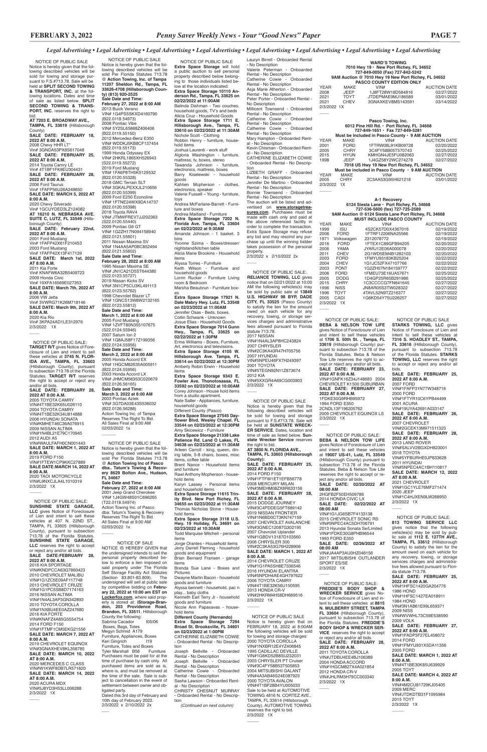*Legal Advertising • Legal Advertising • Legal Advertising • Legal Advertising • Legal Advertising • Legal Advertising • Legal Advertising • Legal Advertising*

NOTICE OF PUBLIC SALE

Notice is hereby given that the following described vehicles will be sold for towing and storage pursuant to F.S.#713.78. Sale will be held at **SPLIT SECOND TOWING & TRANSPORT, INC.** at the following locations. Dates and time of sale as listed below. **SPLIT SECOND TOWING & TRANSPORT, INC.** reserves the right to bid.

**AT 7203 E. BROADWAY AVE., TAMPA, FL 33619** (Hillsborough County)

**SALE DATE: FEBRUARY 18, 2022 AT 8:00 A.M.**
2008 Chevy HHR LT*
Vin# 3GNDA53PX8S617048

**SALE DATE: FEBRUARY 25, 2022 AT 8:00 A.M.**
2014 Toyota Camry LE
Vin# 4T1BF1FK9EU304431

**SALE DATE: FEBRUARY 28, 2022 AT 8:00 A.M.**
2006 Ford Taurus
Vin# 1FAFP56U26A249650

**SALE DATE: MARCH 5, 2022 AT 8:00 A.M.**
2020 Chevy Silverado
Vin# 1GCUYDED3LZ124082

**AT 16210 N. NEBRASKA AVE. SUITE C, LUTZ, FL 33549** (Hillsborough County)

**SALE DATE: February 22nd, 2022 AT 8:00 A.M.**
2001 Ford Mustang
Vin# 1FAFP42X61F210453
2003 Ford Mustang
Vin# 1FAFP42X13F417139

**SALE DATE: March 1st, 2022 AT 8:00 A.M.**
2011 Kia Forte
Vin# KNAFW6A32B5409723
2009 Honda Civic
Vin# 19XFA16569E027353

**SALE DATE: March 7th, 2022 AT 8:00 A.M.**
2006 VW Jetta
Vin# 3VWRG71K26M718146

**SALE DATE: March 9th, 2022 AT 8:00 A.M.**
2020 Kia Rio
Vin# 3KPA24AD1LE312976

2/3/2022 1X

---

NOTICE OF PUBLIC SALE:

**TARGET R/T** gives Notice of Foreclosure of Lien and intent to sell these vehicles at **3745 N. FLORIDA AVENUE, TAMPA, FL 33603** (Hillsborough County), pursuant to subsection 713.78 of the Florida Statutes. **TARGET R/T** reserves the right to accept or reject any and/or all bids.

**SALE DATE: FEBRUARY 28, 2022 AT 8:00 A.M.**
2005 TOYOTA CAMRY
VIN#4T1BE32K65U026110
2004 TOYOTA CAMRY
VIN#4T1BE32K34U814888
2006 HYUNDAI SONATA
VIN#KMHET46C36A076915
2009 NISSAN ALTIMA
VIN#1N4BL21E79C170945
2012 AUDI A5
VIN#WAULFAFH0CN001443

**SALE DATE: MARCH 1, 2022 AT 8:00 A.M.**
2019 FORD F150
VIN#1FTEW1CP9KKC27889

**SALE DATE:MARCH 14, 2022 AT 8:00 A.M.**
2020 TAOI MOTORCYCLE
VIN#L9NXCJLA4L1010319

2/3/2022 1X

---

NOTICE OF PUBLIC SALE:

**SUNSHINE STATE GARAGE, LLC** gives Notice of Foreclosure of Lien and intent to sell these vehicles at 407 N. 22ND ST., TAMPA, FL 33605 (Hillsborough County), pursuant to subsection 713.78 of the Florida Statutes. **SUNSHINE STATE GARAGE, LLC** reserves the right to accept or reject any and/or all bids.

**SALE DATE:FEBRUARY 28, 2022 AT 8:00 A.M.**
2016 KIA SPORTAGE
VIN#KNDPCCA63G7860423
2010 CHEVROLET MALIBU
VIN#1G1ZC5E09AF117748
2013 CHEVROLET CRUZE
VIN#1G1PC5SB8D7174163
2016 NISSAN ALTIMA
VIN#1N4AL3AP3GN342893
2010 TOYOTA COROLLA
VIN#1NXBU4EE0AZ247680
2016 KIA FORTE
VIN#KNAFZ4A85G5554754
2014 FORD F150
VIN#1FTMF1CM5EKG21556

**SALE DATE: MARCH 7, 2022 AT 8:00 A.M.**
2019 CHEVROLET EQUINOX
VIN#3GNAXHEV8KL358785

**SALE DATE: MARCH 10, 2022 AT 8:00 A.M.**
2020 MERCEDES C CLASS
VIN#W1KWF8DB7LR571820

**SALE DATE: MARCH 14, 2022 AT 8:00 A.M.**
2020 ACURA MDX
VIN#5J8YD3H53LL006288

2/3/2022 1X

---

NOTICE OF PUBLIC SALE

Notice is hereby given that the following described vehicles will be sold Per Florida Statutes 713.78 @ **Action Towing, Inc. of Tampa 11207 Sheldon Rd., Tampa, FL 33626-4708 (Hillsborough County) (813) 920-2525**

**Sale Date and Time: February 27, 2022 at 8:00 AM**
2013 Buick Verano
VIN# 1G4PS5SKXD4160790 (B22.0118.54973)
2008 Pontiac Vibe
VIN# 5Y2SL65868Z406406 (B22.0119.55150)
2012 Mercedez-Benz E350
VIN# WDDKJ5KB8CF137454 (B22.0119.55173)
1999 Honda Odyssey EX
VIN# 2HKRL1865XH526943 (S22.0119.55272)
2019 Ford Mustang
VIN# 1FA6P8TH5K5129532 (B22.0120.55328)
2018 GMC Terrain SLT
VIN# 3GKALPEXXJL210656 (B22.0120.55399)
2009 Ford E250 Econoline
VIN# 1FTNE24WX9DA14737 (B22.0120.55398)
2018 Toyota RAV4
VIN# JTMWFREV7JJ202363 (S22.0120.55440)
2009 Pontiac G6 GT
VIN# 1G2ZH17N094158940 (B22.0121.55601)
2011 Nissan Maxima SV
VIN# 1N4AA5AP0BC852494 (B22.0121.55602)

**Sale Date and Time: February 28, 2022 at 8:00 AM**
1995 Nissan Maxima SE
VIN# JN1CA21D5ST644380 (S22.0123.55727)
2019 Nissan Kicks SV
VIN# 3N1CP5CU3KL491113 (B22.0123.55762)
1998 Chevrolet Blazer LT
VIN# 1GNCS13W8W2132165 (B22.0123.55812)

**Sale Date and Time: March 1, 2022 at 8:00 AM**
2005 Ford Mustang
VIN# 1ZVFT80N355107675 (S22.0124.55946)
2007 Saturn Ion 2
VIN# 1G8AJ58F17Z199356 (B22.0124.55956)

**Sale Date and Time: March 2, 2022 at 8:00 AM**
2005 Honda Accord EX
VIN# 1HGCM82635A005911 (B22.0124.55956)
2003 Honda Accord LX
VIN# JHMCM56353C020679 (B22.0126.56165)

**Sale Date and Time: March 3, 2022 at 8:00 AM**
2003 Pontiac Aztek
VIN# 3G7DA03E43S536032 (B22.0126.56288)

Action Towing Inc. of Tampa Reserves The Right To Bid. All Sales Final at 9:00 AM
02/03/2022 1x

---

NOTICE OF PUBLIC SALE

Notice is hereby given that the following described vehicles will be sold Per Florida Statutes 713.78 @ **Action Towing Inc of Pasco dba.. Tatum's Towing & Recovery 8629 Bolton Ave., Hudson, FL 34667**

**Sale Date and Time: February 27, 2022 at 8:00 AM**
2001 Jeep Grand Cherokee
VIN# 1J4GW48S01C696265 (T22.0118.54974)

Action Towing Inc. of Pasco dba: Tatum's Towing & Recovery Reserves The Right To Bid. All Sales Final at 9:00 AM
02/03/2022 1x

---

NOTICE OF SALE

NOTICE IS HEREBY GIVEN that the undersigned intends to sell the personal property described below to enforce a lien imposed on said property under The Florida Self Storage Facility Act Statutes (Section 83.801-83.809). The undersigned will sell at public sale by competitive bidding on **February 22, 2022 at 10:00 am EST on Lockerfox.com**, where said property is stored at: **iStorage-Brandon, 203 Providence Road, Brandon, FL 33511**, Hillsborough County the following:

Sabrina Cacador I05/06 Boxes, Bags, Totes
Megyn Schmid A179 Furniture, Appliances, Boxes
Keri Gingrich I19 Furniture, Totes and Boxes
Tyler Marshall B56 Furniture

Purchases must be paid for at the time of purchase by cash only. All purchased items are sold as is, where is, and must be removed at the time of the sale. Sale is subject to cancellation in the event of settlement between owner and obligated party.

Dated this 3rd day of February and 10th day of February 2022.
2/3/2022 x 2/10/2022 2x

---

NOTICE OF PUBLIC SALE

**Extra Space Storage** will hold a public auction to sell personal property described below belonging to those individuals listed below at the location indicated:

**Extra Space Storage 10110 Anderson Rd., Tampa, FL 33625 on 02/22/2022 at 11:00AM**
Balinda Dishman - Two couches, household goods, TV's and beds
Alicia Cruz - Household Goods

**Extra Space Storage 1711 E. Hillsborough Ave., Tampa, FL 33610 on 02/22/2022 at 11:30AM**
Nichole Scott - Clothing
Robbin Henry - furniture, household items
Joshua Laurenti - work stuff
Algloria Washington - furniture, mattress, tv, boxes, stereo
Tawanda Johnson - furniture, electronics, mattress, boxes
Barry Kiselewski - household goods
Kahlien Mcpherson - clothes, electronics, speaker
Valerie Fussell – Young - furniture, toys
Andrea McFarlane-Barrett - Furniture and boxes
Andrea Maitland - Furniture

**Extra Space Storage 7202 N. Florida Ave. Tampa, FL 33604 on 02/22/2022 at 9:30AM**
Amanda Johnson - 1 basket, 3 bins
Yvonne Szima - Boxes/dresser/nightstand/kitchen table
Alicia Marie Brookins - Household items
Alyssa Torres - Furniture
Keith Wilson - Furniture and household goods
Lorrin Rucker - Furniture Living room & Bedroom
Marsha Beaubrun - Furniture boxes

**Extra Space Storage 17921 N. Dale Mabry Hwy. Lutz, FL 33548 on 02/23/2022 at 11:00AM**
Jennifer Osas - Beds, boxes.
Collin Schwank - Unknown
Josue Elias - Household Goods

**Extra Space Storage 7014 Gunn Hwy., Tampa, FL 33625 on 02/22/2022 at 1:30PM**
Erma Williams - Boxes, Furniture, Art, electronics and televisions.

**Extra Space Storage 4105 W. Hillsborough Ave. Tampa, FL 33614 on 02/22/2022 at 12:30PM**
Amberly Robin Erwin - Household items

**Extra Space Storage 9343 E. Fowler Ave. Thonotosassa, FL 33592 on 02/23/2022 at 10:00AM**
Corey Johnson - House hold items from a studio apartment.
Nate Salter - Appliances, furniture, household goods
Different County (Pasco)

**Extra Space Storage 27545 Dayflower Blvd. Wesley Chapel, FL 33544 on 02/23/2022 at 12:30PM**
Amy Skicewicz - Furniture

**Extra Space Storage 21338 Lake Patience Rd. Land O Lakes, FL 34638 on 02/23/2022 at 11:30AM**
Arleen Carroll - king, queen, dining table, 5-8 chairs, boxes, misc items, coffee table
Brent Nance - Household items and furniture
Rawl Anthony Mcpherson - household items
Karyn Lassey - Personal items and household items

**Extra Space Storage 11615 Trinity Blvd. New Port Richey, FL 34655 on 02/23/2022 at 11:30AM**
Thomas Nicholas Stone - Household Items

**Extra Space Storage 3118 U.S. Hwy. 19 Holiday, FL 34691 on 02/23/2022 at 10:30AM**
Todd Marquise Mitchell - personal items
Jorge Orantes - Household items
Jerry Darrell Fleming - household goods and equipment
Brian Bernard Fransen - garage items
Brenda Sue Lane - Boxes and Pictures
Dwayne Martin Bacon - household goods and furniture
Alyssa bennett - household, pac n play... baby cloths
Kenneth Earl Terry Jr - household goods and furniture
Nicole Ann Papasavas - household items

**Different County (Hernando)**

**Extra Space Storage 7294 Broad St. Brooksville, FL 34601 on 02/23/2022 at 1:00PM**
CATHERINE ELIZABETH COWIE - Onboarded Rental - No Description
Joseph Bellville - Onboarded Rental - No Description
Joseph Bellville - Onboarded Rental - No Description
Catherine Cowie - Onboarded Rental - No Description
Sasha Lawson - Onboarded Rental - No Description
CHRISTY CHESNUT MURRAY - Onboarded Rental - No Description

*(Continued on next column)*

Lauryn Birrell - Onboarded Rental - No Description
Valerie Peterman - Onboarded Rental - No Description
Catherine Cowie - Onboarded Rental - No Description
Asja Marie Atherton - Onboarded Rental - No Description
Peter Porter - Onboarded Rental - No Description
Millicent Townsend - Onboarded Rental - No Description
Catherine Cowie - Onboarded Rental - No Description
Catherine Cowie - Onboarded Rental - No Description
Mary Hampton - Onboarded Rental - No Description
Kevin Chisman - Onboarded Rental - No Description
CATHERINE ELIZABETH COWIE - Onboarded Rental - No Description
LIZBETH GRAFF - Onboarded Rental - No Description
Jennifer De Martino - Onboarded Rental - No Description
Bonnie Townsend - Onboarded Rental - No Description

The auction will be listed and advertised on **www.storagetreasures.com**. Purchases must be made with cash only and paid at the above referenced facility in order to complete the transaction. Extra Space Storage may refuse any bid and may rescind any purchase up until the winning bidder takes possession of the personal property.

2/3/2022 x 2/10/2022 2x

---

NOTICE OF PUBLIC SALE:

**RELIANCE TOWING, LLC** gives notice that on 02/21/2022 at 10:00 AM the following vehicles(s) may be sold by public sale at **13849 U.S. HIGHWAY 98 BYP, DADE CITY, FL 33525** (Pasco County) to satisfy the lien for the amount owed on each vehicle for any recovery, towing, or storage services charges and administrative fees allowed pursuant to Florida statute 713.78.

2017 NISSAN
VIN#1N4AL3AP8HC243824
2007 CHRYSLER
VIN#2C3KA43R47H705756
2007 HYUNDAI
VIN#5NPEU46FX7H249397
2001 TOYOTA
VIN#5TEGN92N11Z873674
2012 KIA
VIN#5XXGR4A69CG003903

2/3/2022 1X

---

NOTICE OF PUBLIC SALE

Notice is hereby given that the following described vehicles will be sold for towing and storage pursuant to F.S.#713.78. Sale will be held at **SUNSTATE WRECKER SERVICE**. Dates, location and time of sale as listed below. **Sunstate Wrecker Service** reserves the right to bid.

**AT 3800 N. FLORIDA AVE., TAMPA, FL 33603 (Hillsborough County):**

**SALE DATE: FEBRUARY 25, 2022 AT 8:00 A.M.**
2014 FORD F150
VIN#1FTFW1ET1EFB56778
2008 MERCURY MILAN
VIN#3MEHM08ZX8R633156

**SALE DATE: FEBRUARY 28, 2022 AT 8:00 A.M.**
2015 DODGE JOURNEY
VIN#3C4PDDEG5FT689142
2019 NISSAN FRONTIER
VIN#1N6BD0CT3KN747159
2007 CHEVROLET AVALANCHE
VIN#3GNEC12087G302195
2007 Chevrolet Uplander
VIN#1GBDV13187D103560
2006 CHRYSLER 300
VIN#2C3KA53G76H228906

**SALE DATE: MARCH 1, 2022 AT 8:00 A.M.**
2014 CHEVROLET CRUZE
VIN#1G1PA5SH8E7336546
2016 HYUNDAI ELANTRA
VIN#5NPDH4AE4GH797622
2006 TOYOTA CAMRY
VIN#4T1BE32K56U150595
2013 HONDA CR-V
VIN#2HKRM4H58DH669516

2/3/2022 1X

---

NOTICE OF PUBLIC SALE

Notice is hereby given that on FEBRUARY 18, 2022 at 8:00AM the following vehicles will be sold for towing and storage charges:

2000 TOYOTA COROLLA
VIN#1NXBR12E4YZ406845
1995 CADILLAC DEVILLE
VIN#1G6KD52B8SU232031
2003 CHRYSLER PT Cruiser
VIN#3C4FY58B53T505853
2004 MITSUBISHI GALANT
VIN#4A3AB46S24E087923
2000 TOYOTA AVALON
VIN#4T1BF28B4YU005033

Sale to be held at AUTOMOTIVE TOWING 4816 N. CORTEZ AVE., TAMPA, FL 33614 (Hillsborough County). AUTOMOTIVE TOWING reserves the right to bid.

2/3/2022 1X

---

**WARD'S TOWING**
**7010 Hwy 19 • New Port Richey, FL 34652**
**727-849-0050 (Fax) 727-842-5242**
**9AM Auction @ 7010 Hwy 19 New Port Richey, FL 34652**
**PASCO COUNTY EDITION ONLY**

| YEAR | MAKE | VIN# | AUCTION DATE |
|---|---|---|---|
| 2008 | JEEP | 1J8FT28W18D584816 | 02/27/2022 |
| 2021 | TOYT | JTDEPMAE9MJ186589 | 03/01/2022 |
| 2021 | CHEV | 3GNAXKEV8MS143591 | 03/14/2022 |

2/3/2022 1X

---

**Pasco Towing, Inc.**
**6012 Pine Hill Rd. • Port Richey, FL 34668**
**727-849-1651 • Fax 727-849-5281**
**Must be included in Pasco County • 9 AM AUCTION**

| YEAR | MAKE | VIN# | AUCTION DATE |
|---|---|---|---|
| 2001 | FORD | 1FTRW08L91KB09728 | 02/20/2022 |
| 2005 | CHRY | 3C4FY58B05T570743 | 02/25/2022 |
| 2015 | HYUN | KMHGN4JE5FU082063 | 02/27/2022 |
| 1998 | JEEP | 1J4GZ58Y2WC274278 | 02/27/2022 |

**7018 US Hwy 19 New Port Richey, FL 34652**
**Must be included in Pasco County • 9 AM AUCTION**

| YEAR | MAKE | VIN# | AUCTION DATE |
|---|---|---|---|
| 2005 | CHRY | 2C3AA53G95H621218 | 03/01/2022 |

2/3/2022 1X

---

**A-1 Recovery**
**6124 Siesta Lane • Port Richey, FL 34668**
**727-536-5600 (fax) 727-725-2589**
**9AM Auction @ 6124 Siesta Lane Port Richey, FL 34668**
**MUST INCLUDE PASCO COUNTY**

| YEAR | MAKE | VIN# | AUCTION DATE |
|---|---|---|---|
| 1999 | ISU | 4S2CK57D0X4367016 | 02/19/2022 |
| 2006 | FORD | 1FTRF12206NA25566 | 02/19/2022 |
| 1971 | Volkswagen | 2312078772 | 02/19/2022 |
| 2016 | FORD | 1FTEX1C86GFB94205 | 02/20/2022 |
| 2006 | YAMA | JYARJ12E06A000078 | 02/20/2022 |
| 2011 | CHEV | 2G1WD5EM4B1282103 | 02/20/2022 |
| 2003 | FORD | 1FMYU93183KB25204 | 02/22/2022 |
| 2004 | CHEV | 1G1JC52F47107766 | 02/22/2022 |
| 2003 | PONT | 1G2ZH57N184159777 | 02/22/2022 |
| 2006 | FORD | 1FMEU73E16UA57671 | 02/25/2022 |
| 2005 | DODG | 1D4GP25R65B291986 | 02/25/2022 |
| 2015 | CHRY | 1C3CCCCG7FN641645 | 02/27/2022 |
| 1996 | NISS | JN8AR05S3TW028322 | 02/27/2022 |
| 1996 | TOYT | 4TAVL52N9TZ216377 | 02/27/2022 |
| 2005 | CADI | 1G6KD54Y75U226257 | 02/27/2022 |

2/3/2022 1X

---

NOTICE OF PUBLIC SALE:

**BEBA & NELSON TOW LIFE** gives Notice of Foreclosure of Lien and intent to sell these vehicles at **1706 S. 50th St. , Tampa, FL 33619** (Hillsborough County) pursuant to subsection 713.78 of the Florida Statutes. Beba & Nelson Tow Life reserves the right to accept or reject any and/or all bids.

**SALE DATE: FEBRUARY 23, 2022 AT 8:00 A.M.**
VIN#1GNFK16Z34J148683 2004 CHEVROLET K1500 SUBURBAN

**SALE DATE: FEBRUARY 27, 2022 AT 8:00 A.M.**
1FDKE30G9RHB95972
1994 FORD E350
2CNDL13F196205762
2009 CHEVROLET EQUINOX LS

2/3/2022 1X

---

NOTICE OF PUBLIC SALE:

**BEBA & NELSON TOW LIFE** gives Notice of Foreclosure of Lien and intent to sell these vehicles at **19007 US-41, Lutz, FL 33549** (Hillsborough County) pursuant to subsection 713.78 of the Florida Statutes. Beba & Nelson Tow Life reserves the right to accept or reject any and/or all bids.

**SALE DATE: 02/20/2022 AT 08:00 AM**
2HGFB2F50EH509786
2014 HONDA CIVIC LX

**SALE DATE: 02/22/2022 AT 08:00 AM**
VIN#1G1JG6SB7F4133138
2015 CHEVROLET SONIC RS
VIN#5NPEC4AC5DH706791
2013 Hyundai Sonata Se/Limited
VIN#1FDKE30G8PHB96544
1993 FORD E350

**SALE DATE: 02/26/2022 AT 08:00 AM**
VIN#JA4AP3AU0HZ046156
2017 MITSUBISHI OUTLANDER SPORT ES/SE

2/3/2022 1X

---

NOTICE OF PUBLIC SALE:

**FREDDIE'S BODY SHOP & WRECKER SERVICE** gives Notice of Foreclosure of Lien and intent to sell these vehicles at **8815 N. MULBERRY STREET, TAMPA FL 33604** (Hillsborough County), pursuant to subsection 713.78 of the Florida Statutes. **FREDDIE'S BODY SHOP & WRECKER SERVICE** reserves the right to accept or reject any and/or all bids.

**SALE DATE: FEBRUARY 28, 2022 AT 8:00 A.M.**
2011 TOYOTA COROLLA
VIN#JTDBU4EE4BJ106389
2004 HONDA ACCORD
VIN#1HGCM827X4A021854
2012 HONDA CR-V
VIN#JHLRM3H79CC003340

2/3/2022 1X

---

NOTICE OF PUBLIC SALE

**STARKS TOWING, LLC** gives Notice of Foreclosure of Lien and intent to sell these vehicles at **7316 S. HOADLEY ST., TAMPA, FL 33616** (Hillsborough County), pursuant to subsection 713.78 of the Florida Statutes. **STARKS TOWING, LLC** reserves the right to accept or reject any and/or all bids.

**SALE DATE: FEBRUARY 25, 2022 AT 8:00 A.M.**
2007 FORD
VIN#1FAFP31N77W348716
2000 FORD
VIN#1FTYR10C6YPB44499
2001 ACURA
VIN#19UYA42691A033147

**SALE DATE: FEBRUARY 26, 2022 AT 8:00 A.M.**
2007 CHEVROLET
VIN#2GCEK13M971511323

**SALE DATE: FEBRUARY 28, 2022 AT 8:00 A.M.**
2013 LAND ROVER
VIN#SALVV2BGXDH823001
2018 TOYOTA
VIN#5YFBURHE0JP833628
2011 HYUNDAI
VIN#5NPEC4AC1BH110817

**SALE DATE: MARCH 12, 2022 AT 8:00 A.M.**
2021 CHEVROLET
VIN#1GC1YLE76MF271474
2020 JEEP
VIN#1C4HJXEN9LW268950

2/3/2022 1X

---

NOTICE OF PUBLIC SALE:

**813 TOWING SERVICE LLC** gives notice that the following vehicles(s) may be sold by public sale at **1112 E. 127TH AVE., TAMPA, FL 33612** (Hillsborough County) to satisfy the lien for the amount owed on each vehicle for any recovery, towing, or storage services charges and administrative fees allowed pursuant to Florida statute 713.78.

**SALE DATE: FEBRUARY 25, 2022 AT 8:00 A.M.**
VIN#1HFSC1420GA204776
1986 HOND
VIN#1HFSC1427EA018911
1984 HOND
VIN#3N1AB61E99L659371
2009 NISS
VIN#WVWHL73C59E538590
2009 VOLK

**SALE DATE: FEBRUARY 27, 2022 AT 8:00 A.M.**
VIN#1FADP3F27EL458072
2014 FORD
VIN#1FMYU931X5DA11356
2005 FORD

**SALE DATE: MARCH 1, 2022 AT 8:00 A.M.**
VIN#4T1BE30K85U639929
2005 TOYT

**SALE DATE: MARCH 4, 2022 AT 8:00 A.M.**
VIN#4M2CU81729KJ05405
2009 MERC
VIN#JTDKDTB31F1095984
2015 TOYT

2/3/2022 1X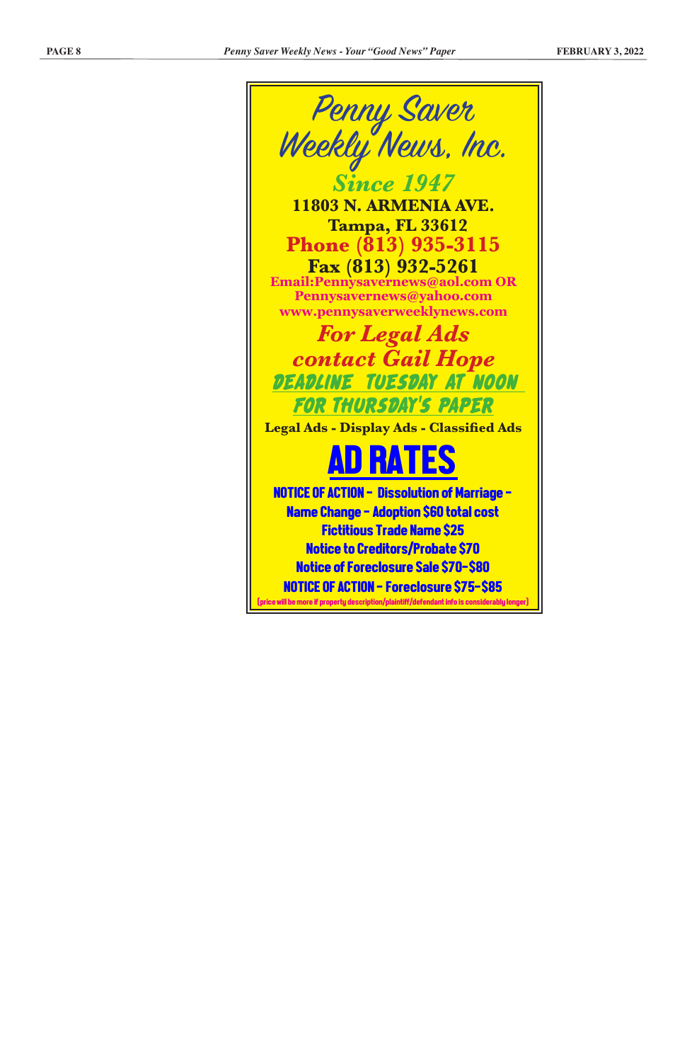# Penny Saver Weekly News, Inc.

***Since 1947***

**11803 N. ARMENIA AVE.**
**Tampa, FL 33612**

**Phone (813) 935-3115**

**Fax (813) 932-5261**

**Email:Pennysavernews@aol.com OR Pennysavernews@yahoo.com**

**www.pennysaverweeklynews.com**

***For Legal Ads contact Gail Hope***

*DEADLINE TUESDAY AT NOON FOR THURSDAY'S PAPER*

**Legal Ads - Display Ads - Classified Ads**

## AD RATES

**NOTICE OF ACTION - Dissolution of Marriage - Name Change - Adoption $60 total cost**

**Fictitious Trade Name $25**

**Notice to Creditors/Probate $70**

**Notice of Foreclosure Sale $70-$80**

**NOTICE OF ACTION - Foreclosure $75-$85**

(price will be more if property description/plaintiff/defendant info is considerably longer)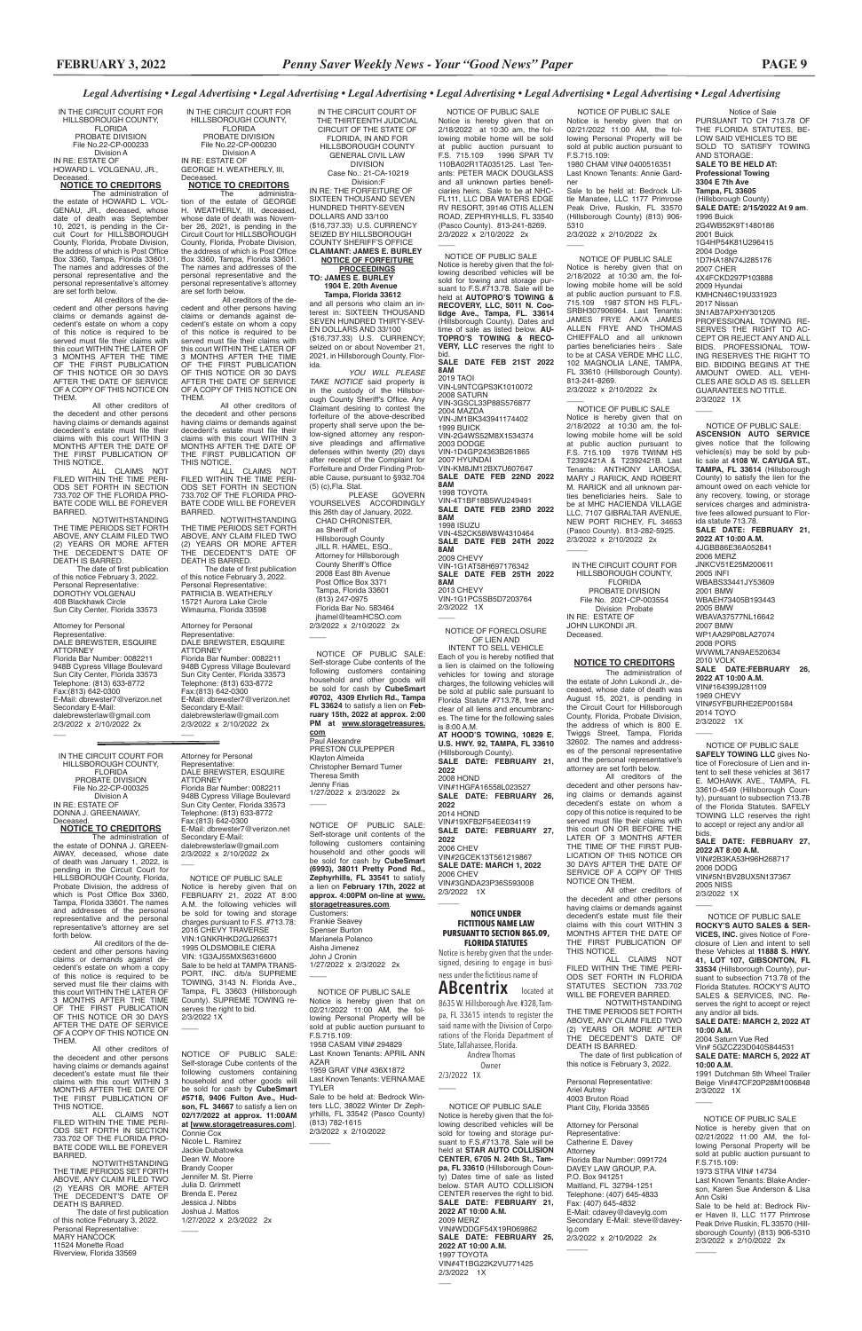*Legal Advertising • Legal Advertising • Legal Advertising • Legal Advertising • Legal Advertising • Legal Advertising • Legal Advertising • Legal Advertising*

IN THE CIRCUIT COURT FOR HILLSBOROUGH COUNTY, FLORIDA
PROBATE DIVISION
File No.22-CP-000233
Division A
IN RE: ESTATE OF
HOWARD L. VOLGENAU, JR., Deceased.

**NOTICE TO CREDITORS**

The administration of the estate of HOWARD L. VOLGENAU, JR., deceased, whose date of death was September 10, 2021, is pending in the Circuit Court for HILLSBOROUGH County, Florida, Probate Division, the address of which is Post Office Box 3360, Tampa, Florida 33601. The names and addresses of the personal representative and the personal representative's attorney are set forth below.

All creditors of the decedent and other persons having claims or demands against decedent's estate on whom a copy of this notice is required to be served must file their claims with this court WITHIN THE LATER OF 3 MONTHS AFTER THE TIME OF THE FIRST PUBLICATION OF THIS NOTICE OR 30 DAYS AFTER THE DATE OF SERVICE OF A COPY OF THIS NOTICE ON THEM.

All other creditors of the decedent and other persons having claims or demands against decedent's estate must file their claims with this court WITHIN 3 MONTHS AFTER THE DATE OF THE FIRST PUBLICATION OF THIS NOTICE.

ALL CLAIMS NOT FILED WITHIN THE TIME PERIODS SET FORTH IN SECTION 733.702 OF THE FLORIDA PROBATE CODE WILL BE FOREVER BARRED.

NOTWITHSTANDING THE TIME PERIODS SET FORTH ABOVE, ANY CLAIM FILED TWO (2) YEARS OR MORE AFTER THE DECEDENT'S DATE OF DEATH IS BARRED.

The date of first publication of this notice February 3, 2022.
Personal Representative:
DOROTHY VOLGENAU
408 Blackhawk Circle
Sun City Center, Florida 33573

Attorney for Personal Representative:
DALE BREWSTER, ESQUIRE
ATTORNEY
Florida Bar Number: 0082211
948B Cypress Village Boulevard
Sun City Center, Florida 33573
Telephone: (813) 633-8772
Fax:(813) 642-0300
E-Mail: dbrewster7@verizon.net
Secondary E-Mail:
dalebrewsterlaw@gmail.com
2/3/2022 x 2/10/2022 2x

---

IN THE CIRCUIT COURT FOR HILLSBOROUGH COUNTY, FLORIDA
PROBATE DIVISION
File No.22-CP-000325
Division A
IN RE: ESTATE OF
DONNA J. GREENAWAY, Deceased.

**NOTICE TO CREDITORS**

The administration of the estate of DONNA J. GREENAWAY, deceased, whose date of death was January 1, 2022, is pending in the Circuit Court for HILLSBOROUGH County, Florida, Probate Division, the address of which is Post Office Box 3360, Tampa, Florida 33601. The names and addresses of the personal representative and the personal representative's attorney are set forth below.

All creditors of the decedent and other persons having claims or demands against decedent's estate on whom a copy of this notice is required to be served must file their claims with this court WITHIN THE LATER OF 3 MONTHS AFTER THE TIME OF THE FIRST PUBLICATION OF THIS NOTICE OR 30 DAYS AFTER THE DATE OF SERVICE OF A COPY OF THIS NOTICE ON THEM.

All other creditors of the decedent and other persons having claims or demands against decedent's estate must file their claims with this court WITHIN 3 MONTHS AFTER THE DATE OF THE FIRST PUBLICATION OF THIS NOTICE.

ALL CLAIMS NOT FILED WITHIN THE TIME PERIODS SET FORTH IN SECTION 733.702 OF THE FLORIDA PROBATE CODE WILL BE FOREVER BARRED.

NOTWITHSTANDING THE TIME PERIODS SET FORTH ABOVE, ANY CLAIM FILED TWO (2) YEARS OR MORE AFTER THE DECEDENT'S DATE OF DEATH IS BARRED.

The date of first publication of this notice February 3, 2022.
Personal Representative:
MARY HANCOCK
11524 Monette Road
Riverview, Florida 33569

Attorney for Personal Representative:
DALE BREWSTER, ESQUIRE
ATTORNEY
Florida Bar Number: 0082211
948B Cypress Village Boulevard
Sun City Center, Florida 33573
Telephone: (813) 633-8772
Fax:(813) 642-0300
E-Mail: dbrewster7@verizon.net
Secondary E-Mail:
dalebrewsterlaw@gmail.com
2/3/2022 x 2/10/2022 2x

---

IN THE CIRCUIT COURT FOR HILLSBOROUGH COUNTY, FLORIDA
PROBATE DIVISION
File No.22-CP-000230
Division A
IN RE: ESTATE OF
GEORGE H. WEATHERLY, III, Deceased.

**NOTICE TO CREDITORS**

The administration of the estate of GEORGE H. WEATHERLY, III, deceased, whose date of death was November 26, 2021, is pending in the Circuit Court for HILLSBOROUGH County, Florida, Probate Division, the address of which is Post Office Box 3360, Tampa, Florida 33601. The names and addresses of the personal representative and the personal representative's attorney are set forth below.

All creditors of the decedent and other persons having claims or demands against decedent's estate on whom a copy of this notice is required to be served must file their claims with this court WITHIN THE LATER OF 3 MONTHS AFTER THE TIME OF THE FIRST PUBLICATION OF THIS NOTICE OR 30 DAYS AFTER THE DATE OF SERVICE OF A COPY OF THIS NOTICE ON THEM.

All other creditors of the decedent and other persons having claims or demands against decedent's estate must file their claims with this court WITHIN 3 MONTHS AFTER THE DATE OF THE FIRST PUBLICATION OF THIS NOTICE.

ALL CLAIMS NOT FILED WITHIN THE TIME PERIODS SET FORTH IN SECTION 733.702 OF THE FLORIDA PROBATE CODE WILL BE FOREVER BARRED.

NOTWITHSTANDING THE TIME PERIODS SET FORTH ABOVE, ANY CLAIM FILED TWO (2) YEARS OR MORE AFTER THE DECEDENT'S DATE OF DEATH IS BARRED.

The date of first publication of this notice February 3, 2022.
Personal Representative:
PATRICIA B. WEATHERLY
15721 Aurora Lake Circle
Wimauma, Florida 33598

Attorney for Personal Representative:
DALE BREWSTER, ESQUIRE
ATTORNEY
Florida Bar Number: 0082211
948B Cypress Village Boulevard
Sun City Center, Florida 33573
Telephone: (813) 633-8772
Fax:(813) 642-0300
E-Mail: dbrewster7@verizon.net
Secondary E-Mail:
dalebrewsterlaw@gmail.com
2/3/2022 x 2/10/2022 2x

---

NOTICE OF PUBLIC SALE
Notice is hereby given that on FEBRUARY 21, 2022 AT 8:00 A.M. the following vehicles will be sold for towing and storage charges pursuant to F.S. #713.78:
2016 CHEVY TRAVERSE
VIN:1GNKRHKD2GJ266371
1995 OLDSMOBILE CIERA
VIN: 1G3AJ55MXS6316600
Sale to be held at TAMPA TRANSPORT, INC. d/b/a SUPREME TOWING, 3143 N. Florida Ave., Tampa, FL 33603 (Hillsborough County). SUPREME TOWING reserves the right to bid.
2/3/2022 1X

---

NOTICE OF PUBLIC SALE: Self-storage Cube contents of the following customers containing household and other goods will be sold for cash by **CubeSmart #5718, 9406 Fulton Ave., Hudson, FL 34667** to satisfy a lien on **02/17/2022 at approx. 11:00AM at [www.storagetreasures.com]**.
Connie Cox
Nicole L. Ramirez
Jackie Dubatowka
Dean W. Moore
Brandy Cooper
Jennifer M. St. Pierre
Julia D. Grimmett
Brenda E. Perez
Jessica J. Nibbs
Joshua J. Mattos
1/27/2022 x 2/3/2022 2x

---

IN THE CIRCUIT COURT OF THE THIRTEENTH JUDICIAL CIRCUIT OF THE STATE OF FLORIDA, IN AND FOR HILLSBOROUGH COUNTY
GENERAL CIVIL LAW DIVISION
Case No.: 21-CA-10219
Division:F
IN RE: THE FORFEITURE OF SIXTEEN THOUSAND SEVEN HUNDRED THIRTY-SEVEN DOLLARS AND 33/100 ($16,737.33) U.S. CURRENCY SEIZED BY HILLSBOROUGH COUNTY SHERIFF'S OFFICE
**CLAIMANT: JAMES E. BURLEY**

**NOTICE OF FORFEITURE PROCEEDINGS**

**TO: JAMES E. BURLEY
1904 E. 20th Avenue
Tampa, Florida 33612**
and all persons who claim an interest in: SIXTEEN THOUSAND SEVEN HUNDRED THIRTY-SEVEN DOLLARS AND 33/100 ($16,737.33) U.S. CURRENCY; seized on or about November 21, 2021, in Hillsborough County, Florida.

*YOU WILL PLEASE TAKE NOTICE* said property is in the custody of the Hillsborough County Sheriff's Office. Any Claimant desiring to contest the forfeiture of the above-described property shall serve upon the below-signed attorney any responsive pleadings and affirmative defenses within twenty (20) days after receipt of the Complaint for Forfeiture and Order Finding Probable Cause, pursuant to §932.704 (5) (c),Fla. Stat.

PLEASE GOVERN YOURSELVES ACCORDINGLY this 26th day of January, 2022.
CHAD CHRONISTER,
as Sheriff of
Hillsborough County
JILL R. HAMEL, ESQ.,
Attorney for Hillsborough County Sheriff's Office
2008 East 8th Avenue
Post Office Box 3371
Tampa, Florida 33601
(813) 247-0975
Florida Bar No. 583464
jhamel@teamHCSO.com
2/3/2022 x 2/10/2022 2x

---

NOTICE OF PUBLIC SALE: Self-storage Cube contents of the following customers containing household and other goods will be sold for cash by **CubeSmart #0702, 4309 Ehrlich Rd., Tampa FL 33624** to satisfy a lien on **February 15th, 2022 at approx. 2:00 PM at www.storagetreasures.com**
Paul Alexandre
PRESTON CULPEPPER
Klayton Almeida
Christopher Bernard Turner
Theresa Smith
Jenny Frias
1/27/2022 x 2/3/2022 2x

---

NOTICE OF PUBLIC SALE: Self-storage unit contents of the following customers containing household and other goods will be sold for cash by **CubeSmart (6993), 38011 Pretty Pond Rd., Zephyrhills, FL 33541** to satisfy a lien on **February 17th, 2022 at approx. 4:00PM on-line at www.storagetreasures.com.**
Customers:
Frankie Seavey
Spenser Burton
Marianela Polanco
Aisha Jimenez
John J Cronin
1/27/2022 x 2/3/2022 2x

---

NOTICE OF PUBLIC SALE
Notice is hereby given that on 02/21/2022 11:00 AM, the following Personal Property will be sold at public auction pursuant to F.S.715.109:
1958 CASAM VIN# 294829
Last Known Tenants: APRIL ANN AZAR
1959 GRAT VIN# 436X1872
Last Known Tenants: VERNA MAE TYLER
Sale to be held at: Bedrock Winters LLC, 38022 Winter Dr Zephyrhills, FL 33542 (Pasco County) (813) 782-1615
2/3/2022 x 2/10/2022

---

NOTICE OF PUBLIC SALE
Notice is hereby given that on 2/18/2022 at 10:30 am, the following mobile home will be sold at public auction pursuant to F.S. 715.109 1996 SPAR TV 110BA02R1TA035125. Last Tenants: PETER MACK DOUGLASS and all unknown parties beneficiaries heirs. Sale to be at NHC-FL111, LLC DBA WATERS EDGE RV RESORT, 39146 OTIS ALLEN ROAD, ZEPHRYHILLS, FL 33540 (Pasco County). 813-241-8269.
2/3/2022 x 2/10/2022 2x

---

NOTICE OF PUBLIC SALE
Notice is hereby given that the following described vehicles will be sold for towing and storage pursuant to F.S.#713.78. Sale will be held at **AUTOPRO'S TOWING & RECOVERY, LLC, 5011 N. Coolidge Ave., Tampa, FL 33614** (Hillsborough County). Dates and time of sale as listed below. **AUTOPRO'S TOWING & RECOVERY, LLC** reserves the right to bid.
**SALE DATE FEB 21ST 2022 8AM**
2019 TAOI
VIN-L9NTCGPS3K1010072
2008 SATURN
VIN-3GSCL33P88S576877
2004 MAZDA
VIN-JM1BK343941174402
1999 BUICK
VIN-2G4WS52M8X1534374
2003 DODGE
VIN-1D4GP24363B261865
2007 HYUNDAI
VIN-KMHJM12BX7U607647
**SALE DATE FEB 22ND 2022 8AM**
1998 TOYOTA
VIN-4T1BF18B5WU249491
**SALE DATE FEB 23RD 2022 8AM**
1998 ISUZU
VIN-4S2CK58W8W4310464
**SALE DATE FEB 24TH 2022 8AM**
2009 CHEVY
VIN-1G1AT58H697176342
**SALE DATE FEB 25TH 2022 8AM**
2013 CHEVY
VIN-1G1PC5SB5D7203764
2/3/2022 1X

---

NOTICE OF FORECLOSURE OF LIEN AND INTENT TO SELL VEHICLE
Each of you is hereby notified that a lien is claimed on the following vehicles for towing and storage charges, the following vehicles will be sold at public sale pursuant to Florida Statute #713.78, free and clear of all liens and encumbrances. The time for the following sales is 8:00 A.M.
**AT HOOD'S TOWING, 10829 E. U.S. HWY. 92, TAMPA, FL 33610** (Hillsborough County).
**SALE DATE: FEBRUARY 21, 2022**
2008 HOND
VIN#1HGFA16558L023527
**SALE DATE: FEBRUARY 26, 2022**
2014 HOND
VIN#19XFB2F54EE034119
**SALE DATE: FEBRUARY 27, 2022**
2006 CHEV
VIN#2G2CEK13T561219867
**SALE DATE: MARCH 1, 2022**
2006 CHEV
VIN#3GNDA23P36S593008
2/3/2022 1X

---

**NOTICE UNDER FICTITIOUS NAME LAW PURSUANT TO SECTION 865.09, FLORIDA STATUTES**

Notice is hereby given that the undersigned, desiring to engage in business under the fictitious name of **ABcentrix** located at 8635 W. Hillsborough Ave. #328, Tampa, FL 33615 intends to register the said name with the Division of Corporations of the Florida Department of State, Tallahassee, Florida.
Andrew Thomas
Owner
2/3/2022 1X

---

NOTICE OF PUBLIC SALE
Notice is hereby given that the following described vehicles will be sold for towing and storage pursuant to F.S.#713.78. Sale will be held at **STAR AUTO COLLISION CENTER, 6705 N. 24th St., Tampa, FL 33610** (Hillsborough County) Dates time of sale as listed below. STAR AUTO COLLISION CENTER reserves the right to bid.
**SALE DATE: FEBRUARY 21, 2022 AT 10:00 A.M.**
2009 MERZ
VIN#WDDGF54X19R069862
**SALE DATE: FEBRUARY 25, 2022 AT 10:00 A.M.**
1997 TOYOTA
VIN#4T1BG22K2VU771425
2/3/2022 1X

---

NOTICE OF PUBLIC SALE
Notice is hereby given that on 02/21/2022 11:00 AM, the following Personal Property will be sold at public auction pursuant to F.S.715.109:
1980 CHAM VIN# 0400516351
Last Known Tenants: Annie Gardner
Sale to be held at: Bedrock Little Manatee, LLC 1177 Primrose Peak Drive, Ruskin, FL 33570 (Hillsborough County) (813) 906-5310
2/3/2022 x 2/10/2022 2x

---

NOTICE OF PUBLIC SALE
Notice is hereby given that on 2/18/2022 at 10:30 am, the following mobile home will be sold at public auction pursuant to F.S. 715.109 1987 STON HS FLFLSRBH307906964. Last Tenants: JAMES FRYE A/K/A JAMES ALLEN FRYE AND THOMAS CHIEFFALO and all unknown parties beneficiaries heirs. Sale to be at CASA VERDE MHC LLC, 102 MAGNOLIA LANE, TAMPA, FL 33610 (Hillsborough County). 813-241-8269.
2/3/2022 x 2/10/2022 2x

---

NOTICE OF PUBLIC SALE
Notice is hereby given that on 2/18/2022 at 10:30 am, the following mobile home will be sold at public auction pursuant to F.S. 715.109 1976 TWINM HS T2392421A & T2392421B. Last Tenants: ANTHONY LAROSA, MARY J RARICK, AND ROBERT M. RARICK and all unknown parties beneficiaries heirs. Sale to be at MHC HACIENDA VILLAGE LLC, 7107 GIBRALTAR AVENUE, NEW PORT RICHEY, FL 34653 (Pasco County). 813-282-5925.
2/3/2022 x 2/10/2022 2x

---

IN THE CIRCUIT COURT FOR HILLSBOROUGH COUNTY, FLORIDA
PROBATE DIVISION
File No. 2021-CP-003554
Division Probate
IN RE: ESTATE OF
JOHN LUKONDI JR.
Deceased.

**NOTICE TO CREDITORS**

The administration of the estate of John Lukondi Jr., deceased, whose date of death was August 15, 2021, is pending in the Circuit Court for Hillsborough County, Florida, Probate Division, the address of which is 800 E. Twiggs Street, Tampa, Florida 32602. The names and addresses of the personal representative and the personal representative's attorney are set forth below.

All creditors of the decedent and other persons having claims or demands against decedent's estate on whom a copy of this notice is required to be served must file their claims with this court ON OR BEFORE THE LATER OF 3 MONTHS AFTER THE TIME OF THE FIRST PUBLICATION OF THIS NOTICE OR 30 DAYS AFTER THE DATE OF SERVICE OF A COPY OF THIS NOTICE ON THEM.

All other creditors of the decedent and other persons having claims or demands against decedent's estate must file their claims with this court WITHIN 3 MONTHS AFTER THE DATE OF THE FIRST PUBLICATION OF THIS NOTICE.

ALL CLAIMS NOT FILED WITHIN THE TIME PERIODS SET FORTH IN FLORIDA STATUTES SECTION 733.702 WILL BE FOREVER BARRED.

NOTWITHSTANDING THE TIME PERIODS SET FORTH ABOVE, ANY CLAIM FILED TWO (2) YEARS OR MORE AFTER THE DECEDENT'S DATE OF DEATH IS BARRED.

The date of first publication of this notice is February 3, 2022.

Personal Representative:
Ariel Autrey
4003 Bruton Road
Plant City, Florida 33565

Attorney for Personal Representative:
Catherine E. Davey
Attorney
Florida Bar Number: 0991724
DAVEY LAW GROUP, P.A.
P.O. Box 941251
Maitland, FL 32794-1251
Telephone: (407) 645-4833
Fax: (407) 645-4832
E-Mail: cdavey@daveylg.com
Secondary E-Mail: steve@daveylg.com
2/3/2022 x 2/10/2022 2x

---

Notice of Sale
PURSUANT TO CH 713.78 OF THE FLORIDA STATUTES, BELOW SAID VEHICLES TO BE SOLD TO SATISFY TOWING AND STORAGE:
**SALE TO BE HELD AT:
Professional Towing
3304 E 7th Ave
Tampa, FL 33605**
(Hillsborough County)
**SALE DATE: 2/15/2022 At 9 am.**
1996 Buick
2G4WB52K9T1480186
2001 Buick
1G4HP54K81U296415
2004 Dodge
1D7HA18N74J285176
2007 CHER
4X4FCKD297P103888
2009 Hyundai
KMHCN46C19U331923
2017 Nissan
3N1AB7APXHY301205
PROFESSIONAL TOWING RESERVES THE RIGHT TO ACCEPT OR REJECT ANY AND ALL BIDS. PROFESSIONAL TOWING RESERVES THE RIGHT TO BID. BIDDING BEGINS AT THE AMOUNT OWED. ALL VEHICLES ARE SOLD AS IS. SELLER GUARANTEES NO TITLE.
2/3/2022 1X

---

NOTICE OF PUBLIC SALE: **ASCENSION AUTO SERVICE** gives notice that the following vehicles(s) may be sold by public sale at **4108 W. CAYUGA ST., TAMPA, FL 33614** (Hillsborough County) to satisfy the lien for the amount owed on each vehicle for any recovery, towing, or storage services charges and administrative fees allowed pursuant to Florida statute 713.78.
**SALE DATE: FEBRUARY 21, 2022 AT 10:00 A.M.**
4JGBB86E36A052841
2006 MERZ
JNKCV51E25M200611
2005 INFI
WBABS33441JY53609
2001 BMW
WBAEH73405B193443
2005 BMW
WBAVA37577NL16642
2007 BMW
WP1AA29P08LA27074
2008 PORS
WVWML7AN9AE520634
2010 VOLK
**SALE DATE:FEBRUARY 26, 2022 AT 10:00 A.M.**
VIN#164399J281109
1969 CHEVY
VIN#5YFBURHE2EP001584
2014 TOYO
2/3/2022 1X

---

NOTICE OF PUBLIC SALE **SAFELY TOWING LLC** gives Notice of Foreclosure of Lien and intent to sell these vehicles at 3617 E. MOHAWK AVE., TAMPA, FL 33610-4549 (Hillsborough County), pursuant to subsection 713.78 of the Florida Statutes. SAFELY TOWING LLC reserves the right to accept or reject any and/or all bids.
**SALE DATE: FEBRUARY 27, 2022 AT 8:00 A.M.**
VIN#2B3KA53H96H268717
2006 DODG
VIN#5N1BV28UX5N137367
2005 NISS
2/3/2022 1X

---

NOTICE OF PUBLIC SALE **ROCKY'S AUTO SALES & SERVICES, INC.** gives Notice of Foreclosure of Lien and intent to sell these Vehicles at **11888 S. HWY. 41, LOT 107, GIBSONTON, FL 33534** (Hillsborough County), pursuant to subsection 713.78 of the Florida Statutes. ROCKY'S AUTO SALES & SERVICES, INC. Reserves the right to accept or reject any and/or all bids.
**SALE DATE: MARCH 2, 2022 AT 10:00 A.M.**
2004 Saturn Vue Red
Vin# 5GZCZ23D040S844531
**SALE DATE: MARCH 5, 2022 AT 10:00 A.M.**
1991 Dutchman 5th Wheel Trailer Beige Vin#47CF20P28M1006848
2/3/2022 1X

---

NOTICE OF PUBLIC SALE
Notice is hereby given that on 02/21/2022 11:00 AM, the following Personal Property will be sold at public auction pursuant to F.S.715.109:
1973 STRA VIN# 14734
Last Known Tenants: Blake Anderson, Karen Sue Anderson & Lisa Ann Csiki
Sale to be held at: Bedrock River Haven II, LLC 1177 Primrose Peak Drive Ruskin, FL 33570 (Hillsborough County) (813) 906-5310
2/3/2022 x 2/10/2022 2x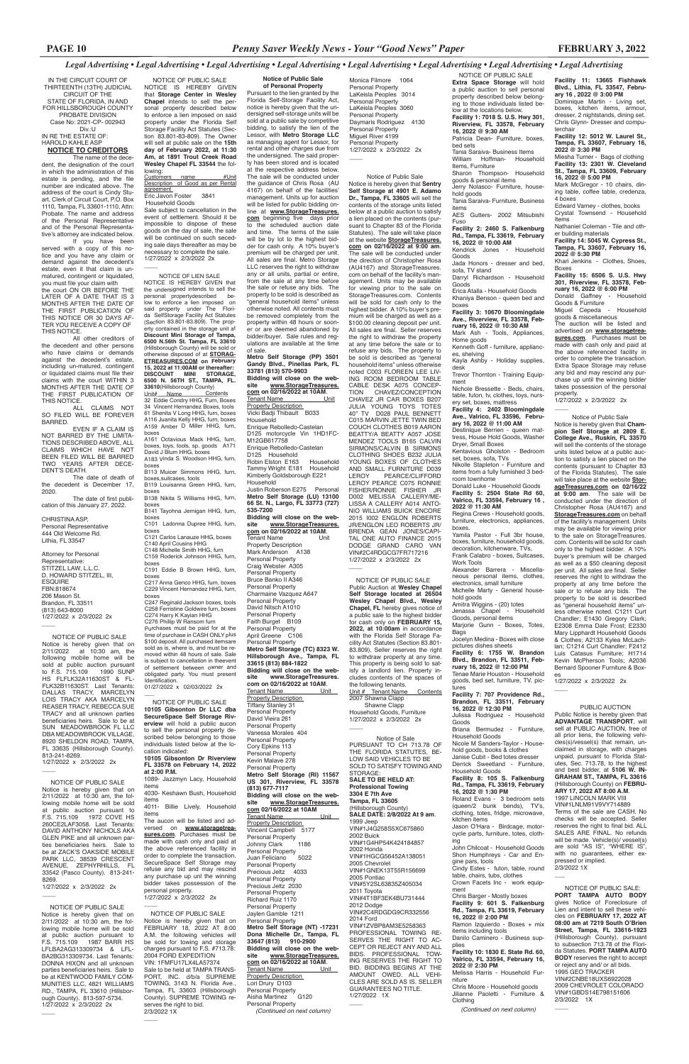IN THE CIRCUIT COURT OF THIRTEENTH (13TH) JUDICIAL CIRCUIT OF THE STATE OF FLORIDA, IN AND FOR HILLSBOROUGH COUNTY PROBATE DIVISION
Case No: 2021-CP- 002943
Div.:U
IN RE THE ESTATE OF:
HAROLD KAHLE ASP

**NOTICE TO CREDITORS**

The name of the decedent, the designation of the court in which the administration of this estate is pending, and the file number are indicated above. The address of the court is Cindy Stuart, Clerk of Circuit Court, P.O. Box 1110, Tampa, FL 33601-1110, Attn: Probate. The name and address of the Personal Representative and of the Personal Representative's attorney are indicated below.

If you have been served with a copy of this notice and you have any claim or demand against the decedent's estate, even if that claim is unmatured, contingent or liquidated, you must file your claim with the court ON OR BEFORE THE LATER OF A DATE THAT IS 3 MONTHS AFTER THE DATE OF THE FIRST PUBLICATION OF THIS NOTICE OR 30 DAYS AFTER YOU RECEIVE A COPY OF THIS NOTICE.

All other creditors of the decedent and other persons who have claims or demands against the decedent's estate, including un-matured, contingent or liquidated claims must file their claims with the court WITHIN 3 MONTHS AFTER THE DATE OF THE FIRST PUBLICATION OF THIS NOTICE.

ALL CLAIMS NOT SO FILED WILL BE FOREVER BARRED.

EVEN IF A CLAIM IS NOT BARRED BY THE LIMITATIONS DESCRIBED ABOVE, ALL CLAIMS WHICH HAVE NOT BEEN FILED WILL BE BARRED TWO YEARS AFTER DECEDENT'S DEATH.

The date of death of the decedent is December 17, 2020.

The date of first publication of this January 27, 2022.

CHRISTINA ASP,
Personal Representative
444 Old Welcome Rd.
Lithia, FL 33547

Attorney for Personal Representative:
STITZEL LAW, L.L.C.
D. HOWARD STITZEL, III, ESQUIRE
FBN:818674
206 Mason St.
Brandon, FL 33511
(813) 643-8000
1/27/2022 x 2/3/2022 2x

---

NOTICE OF PUBLIC SALE

Notice is hereby given that on 2/11/2022 at 10:30 am, the following mobile home will be sold at public auction pursuant to F.S. 715.109 1990 SUNP HS FLFLK32A11630ST & FLFLK32B11630ST. Last Tenants: DALLAS TRACY, MARCELYN LOIS TRACY AKA MARCELYN REASER TRACY, REBECCA SUE TRACY and all unknown parties beneficiaries heirs. Sale to be at SUN MEADOWBROOK FL LLC DBA MEADOWBROOK VILLAGE, 8920 SHELDON ROAD, TAMPA, FL 33635 (Hillsborough County). 813-241-8269.
1/27/2022 x 2/3/2022 2x

---

NOTICE OF PUBLIC SALE

Notice is hereby given that on 2/11/2022 at 10:30 am, the following mobile home will be sold at public auction pursuant to F.S. 715.109 1972 COVE HS 260CE2LAF3058. Last Tenants: DAVID ANTHONY NICHOLS AKA GLEN PIKE and all unknown parties beneficiaries heirs. Sale to be at ZACK'S OAKSIDE MOBILE PARK LLC, 38539 CRESCENT AVENUE, ZEPHYRHILLS, FL 33542 (Pasco County). 813-241-8269.
1/27/2022 x 2/3/2022 2x

---

NOTICE OF PUBLIC SALE

Notice is hereby given that on 2/11/2022 at 10:30 am, the following mobile home will be sold at public auction pursuant to F.S. 715.109 1987 BARR HS LFLBA2AG313309734 & LFLBA2BG313309734. Last Tenants: DONNA HIXON and all unknown parties beneficiaries heirs. Sale to be at KENTWOOD FAMILY COMMUNITIES LLC, 4821 WILLIAMS RD., TAMPA, FL 33610 (Hillsborough County). 813-597-5734.
1/27/2022 x 2/3/2022 2x

---

NOTICE OF PUBLIC SALE

NOTICE IS HEREBY GIVEN that **Storage Center in Wesley Chapel** intends to sell the personal property described below to enforce a lien imposed on said property under the Florida Self Storage Facility Act Statutes (Section 83.801-83-809). The Owner will sell at public sale on the **15th day of February 2022, at 11:30 Am, at 1891 Trout Creek Road Wesley Chapel FL 33544** the following:

Customers name #Unit Description of Good as per Rental agreement
Eric Javon Foster 3841 Household Goods

Sale subject to cancellation in the event of settlement. Should it be impossible to dispose of these goods on the day of sale, the sale will be continued on such seceding sale days thereafter as may be necessary to complete the sale.
1/27/2022 x 2/3/2022 2x

---

NOTICE OF LIEN SALE

NOTICE IS HEREBY GIVEN that the undersigned intends to sell the personal property described below to enforce a lien imposed on said property under The Florida SelfStorage Facility Act Statutes (Section 83.801-83.809). The property contained in the storage unit at **Discount Mini Storage of Tampa, 6500 N.56th St. Tampa, FL 33610** (Hillsborough County) will be sold or otherwise disposed of at **STORAGETREASURES.COM on February 15, 2022 at 11:00AM or thereafter: DISCOUNT MINI STORAGE, 6500 N. 56TH ST., TAMPA, FL. 33610**(Hillsborough County)

Unit# Name Contents
32 Eddie Condry HHG, Furn, Boxes
34 Vincent Hernandez Boxes, tools
61 Shenita V Long HHG, furn, boxes
A116 Juanita Kelly HHG, furn, boxes
A159 Amber D Miller HHG, furn, boxes
A161 Octavious Mack HHG, furn, boxes, toys, tools, sp. goods A171 David J Blum HHG, boxes
A183 Vinda S. Woodson HHG, furn, boxes
B113 Muicer Simmons HHG, furn, boxes,suitcases, tools
B119 Louisanna Green HHG, furn, boxes
B138 Nikita S Williams HHG, furn, boxes
B141 Tayohna Jemigan HHG, furn, boxes
C101 Ladonna Dupree HHG, furn, boxes
C121 Carlos Lanauze HHG, boxes
C140 April Cousins HHG
C148 Michelle Smith HHG, furn
C159 Roderick Johnson HHG, furn, boxes
C191 Eddie B Brown HHG, furn, boxes
C217 Anna Genco HHG, furn, boxes
C229 Vincent Hernandez HHG, furn, boxes
C247 Reginald Jackson boxes, tools
C258 Ferristine Goldwire furn, boxes
C274 Harry K Kayian HHG
C276 Phillip W Ransom furn

Purchases must be paid for at the time of purchase in CASH ONLY plus $100 deposit. All purchased itemsare sold as is, where is, and must be removed within 48 hours of sale. Sale is subject to cancellation in theevent of settlement between owner and obligated party. You must present Identification.
01/27/2022 x 02/03/2022 2x

---

NOTICE OF PUBLIC SALE

**10105 Gibsonton Dr LLC dba SecureSpace Self Storage Riverview** will hold a public aucon to sell the personal property described below belonging to those individuals listed below at the location indicated:

**10105 Gibsonton Dr Riverview FL 33578 on February 14, 2022 at 2:00 P.M.**
1089- Jazzmyn Lacy, Household items
4030- Keshawn Bush, Household items
4011- Billie Lively, Household items

The aucon will be listed and advertised on **www.storagetreasures.com**. Purchases must be made with cash only and paid at the above referenced facility in order to complete the transaction. SecureSpace Self Storage may refuse any bid and may rescind any purchase up unl the winning bidder takes possession of the personal property.
1/27/2022 x 2/3/2022 2x

---

NOTICE OF PUBLIC SALE

Notice is hereby given that on FEBRUARY 18, 2022 AT 8:00 A.M. the following vehicles will be sold for towing and storage charges pursuant to F.S. #713.78:
2004 FORD EXPEDITION
VIN: 1FMFU17LX4LA57374
Sale to be held at TAMPA TRANSPORT, INC. d/b/a SUPREME TOWING, 3143 N. Florida Ave., Tampa, FL 33603 (Hillsborough County). SUPREME TOWING reserves the right to bid.
2/3/2022 1X

---

**Notice of Public Sale of Personal Property**

Pursuant to the lien granted by the Florida Self-Storage Facility Act, notice is hereby given that the undersigned self-storage units will be sold at a public sale by competitive bidding, to satisfy the lien of the Lessor, with **Metro Storage LLC** as managing agent for Lessor, for rental and other charges due from the undersigned. The said property has been stored and is located at the respective address below. The sale will be conducted under the guidance of Chris Rosa (AU 4167) on behalf of the facilities' management. Units up for auction will be listed for public bidding online at **www.StorageTreasures.com** beginning five days prior to the scheduled auction date and time. The terms of the sale will be by lot to the highest bidder for cash only. A 10% buyer's premium will be charged per unit. All sales are final. Metro Storage LLC reserves the right to withdraw any or all units, partial or entire, from the sale at any time before the sale or refuse any bids. The property to be sold is described as "general household items" unless otherwise noted. All contents must be removed completely from the property within 48 hours or sooner or are deemed abandoned by bidder/buyer. Sale rules and regulations are available at the time of sale.

**Metro Self Storage (PP) 3501 Gandy Blvd., Pinellas Park, FL 33781 (813) 570-9903**
**Bidding will close on the website www.StorageTreasures.com on 02/16/2022 at 10AM.**

Tenant Name Unit
Property Description
Vicki Badji Thibault B033 Household
Enrique Rebolledo-Castelan D125 motorcycle Vin 1HD1FC-M12GB617758
Enrique Rebolledo-Castelan D125 Household
Robin Elston E163 Household
Tammy Wright E181 Household
Kimberly Goldsborough E221 Household
Justin Roberson E275 Personal

**Metro Self Storage (LU) 13100 66 St. N., Largo, FL 33773 (727) 535-7200**
**Bidding will close on the website www.StorageTreasures.com on 02/16/2022 at 10AM.**

Tenant Name Unit
Property Description
Mark Anderson A138 Personal Property
Craig Webster A305 Personal Property
Bruce Banko II A346 Personal Property
Charmaine Vazquez A647 Personal Property
David Nitsch A1010 Personal Property
Faith Burget B109 Personal Property
April Greene C106 Personal Property

**Metro Self Storage (TC) 8323 W. Hillsborough Ave., Tampa, FL 33615 (813) 884-1822**
**Bidding will close on the website www.StorageTreasures.com on 02/16/2022 at 10AM.**

Tenant Name Unit
Property Description
Tiffany Stanley 31 Personal Property
David Vieira 261 Personal Property
Vanessa Morales 404 Personal Property
Cory Epkins 113 Personal Property
Kevin Malave 278 Personal Property

**Metro Self Storage (RI) 11567 US 301, Riverview, FL 33578 (813) 677-7117**
**Bidding will close on the website www.StorageTreasures.com 02/16/2022 at 10AM**

Tenant Name Unit
Property Description
Vincent Campbell 5177 Personal Property
Johnny Clark 1186 Personal Property
Juan Feliciano 5022 Personal Property
Precious Jeltz 4033 Personal Property
Precious Jeltz 2030 Personal Property
Richard Ruiz 1170 Personal Property
Jaylen Gamble 1211 Personal Property

**Metro Self Storage (NT) -17231 Dona Michelle Dr., Tampa, FL 33647 (813) 910-2900**
**Bidding will close on the website www.StorageTreasures.com on 02/16/2022 at 10AM.**

Tenant Name Unit
Property Description
Lori Drury D103 Personal Property
Aisha Martinez G120 Personal Property
*(Continued on next column)*

Monica Filmore 1064 Personal Property
LaKeisla Peoples 3014 Personal Property
LaKeisla Peoples 3060 Personal Property
Daymaris Rodriguez 4130 Personal Property
Miguel River 4199 Personal Property
1/27/2022 x 2/3/2022 2x

---

Notice of Public Sale

Notice is hereby given that **Sentry Self Storage at 4901 E. Adamo Dr., Tampa, FL 33605** will sell the contents of the storage units listed below at a public auction to satisfy a lien placed on the contents (pursuant to Chapter 83 of the Florida Statutes). The sale will take place at the website **StorageTreasures.com on 02/16/2022 at 9:00 am.** The sale will be conducted under the direction of Christopher Rosa (AU4167) and StorageTreasures.com on behalf of the facility's management. Units may be available for viewing prior to the sale on StorageTreasures.com. Contents will be sold for cash only to the highest bidder. A 10% buyer's premium will be charged as well as a $100.00 cleaning deposit per unit. All sales are final. Seller reserves the right to withdraw the property at any time before the sale or to refuse any bids. The property to be sold is described as "general household items" unless otherwise noted C003 FLOREEN LEE LIVING ROOM BEDROOM TABLE CABLE DESK A075 CONCEPTION CHAVEZ/CONCEPTION CHAVEZ JR CAR BOXES B207 JULIA YOUNG TOYS TOTES 40" TV D028 PAUL BENNETT C015 MARVIN JETTE TWIN BED COUCH CLOTHES B019 AARON BEATTY/A BEATTY A057 JOSE MENDEZ TOOLS B165 CALVIN SIRMONS/CALVIN B SIRMONS CLOTHING SHOES B232 JULIA YOUNG BOXES OF CLOTHES AND SMALL FURNITURE D039 LEROY PEARCE/CLIFFORD LEROY PEARCE C075 RONNIE FISHER/RONNIE FISHER JR D002 MELISSA CALLERY/MELISSA A CALLERY A014 ANTONIO WILLIAMS BUICK ENCORE 2015 I002 ENGLON ROBERTS JR/ENGLON LEO ROBERTS JR/BRENDA GEAN JONES/CAPITAL ONE AUTO FINANCE 2015 DODGE GRAND CARO VAN VIN#2C4RDGCG7FR717216
1/27/2022 x 2/3/2022 2x

---

NOTICE OF PUBLIC SALE

Public Auction at **Wesley Chapel Self Storage located at 26504 Wesley Chapel Blvd., Wesley Chapel, FL** hereby gives notice of a public sale to the highest bidder for cash only on **FEBRUARY 15, 2022, at 10:00am** in accordance with the Florida Self Storage Facility Act Statutes (Section 83.801-83.809). Seller reserves the right to withdraw property at any time. This property is being sold to satisfy a landlord lien. Property includes contents of the spaces of the following tenants.

Unit # Tenant Name Contents
2007 Shawna Clapp
Shawne Clapp
Household Goods, Furniture
1/27/2022 x 2/3/2022 2x

---

Notice of Sale

PURSUANT TO CH 713.78 OF THE FLORIDA STATUTES, BELOW SAID VEHICLES TO BE SOLD TO SATISFY TOWING AND STORAGE:

**SALE TO BE HELD AT:**
**Professional Towing**
**3304 E 7th Ave**
**Tampa, FL 33605**
(Hillsborough County)
**SALE DATE: 2/8/2022 At 9 am.**
1999 Jeep
VIN#1J4G258S5XC675860
2002 Buick
VIN#1G4HP54K424184857
2002 Honda
VIN#1HGCG56452A138051
2005 Chevrolet
VIN#1GNEK13T55R156699
2005 Pontiac
VIN#5Y2SL63835Z405034
2011 Toyota
VIN#4T1BF3EK4BU731444
2012 Dodge
VIN#2C4RDGDG9CR332556
2014 Ford
VIN#1ZVBP8AM3E5258363

PROFESSIONAL TOWING RESERVES THE RIGHT TO ACCEPT OR REJECT ANY AND ALL BIDS. PROFESSIONAL TOWING RESERVES THE RIGHT TO BID. BIDDING BEGINS AT THE AMOUNT OWED. ALL VEHICLES ARE SOLD AS IS. SELLER GUARANTEES NO TITLE.
1/27/2022 1X

---

NOTICE OF PUBLIC SALE

**Extra Space Storage** will hold a public auction to sell personal property described below belonging to those individuals listed below at the locations below.

**Facility 1: 7018 S. U.S. Hwy 301, Riverview, FL 33578, February 16, 2022 @ 9:30 AM**
Patricia Dean- Furniture, boxes, bed sets
Tania Saraiva- Business Items
William Hoffman- Household Items, Furniture
Sharon Thompson- Household goods & personal items
Jerry Nolasco- Furniture, household goods
Tania Saraiva- Furniture, Business items
AES Gutters- 2002 Mitsubishi Fuso

**Facility 2: 2460 S. Falkenburg Rd., Tampa, FL 33619, February 16, 2022 @ 10:00 AM**
Kendrick Jones - Household Goods
Jada Honors - dresser and bed, sofa, TV stand
Darryl Richardson - Household Goods
Erica Atalla - Household Goods
Khaniya Benson - queen bed and boxes

**Facility 3: 10670 Bloomingdale Ave., Riverview, FL 33578, February 16, 2022 @ 10:30 AM**
Mark Ash - Tools, Appliances, Home goods
Kenneth Goff - furniture, appliances, shelving
Kayla Ashby - Holiday supplies, desk
Trevor Thornton - Training Equipment
Nichole Bressette - Beds, chairs, table, futon, tv, clothes, toys, nursery set, boxes, mattress

**Facility 4: 2402 Bloomingdale Ave., Valrico, FL 33596, February 16, 2022 @ 11:00 AM**
Destinique Berrien - queen mattress, House Hold Goods, Washer Dryer, Small Boxes
Kentavious Gholston - Bedroom set, boxes, sofa, TVs
Nikolle Stapleton - Furniture and items from a fully furnished 3 bedroom townhome
Donald Luke - Household Goods

**Facility 5: 2504 State Rd 60, Valrico, FL 33594, February 16 , 2022 @ 11:30 AM**
Regina Crews - Household goods, furniture, electronics, appliances, boxes.
Yamila Pastor - Full 3br house, boxes, furniture, household goods, decoration, kitchenware, TVs,
Frank Calabro - boxes, Suitcases, Work Tools
Alexander Barrera - Miscellaneous personal items, clothes, electronics, small furniture
Michelle Marty - General household goods
Amitra Wiggins - (20) totes
Jenassa Chapel - Household Goods, personal items
Marjorie Gunn - Boxes, Totes, Bags
Jocelyn Medina - Boxes with close pictures dishes sheets

**Facility 6: 1755 W. Brandon Blvd., Brandon, FL 33511, February 16, 2022 @ 12:00 PM**
Tenae Marie Houston - Household goods, bed set, furniture, TV, pictures

**Facility 7: 707 Providence Rd., Brandon, FL 33511, February 16, 2022 @ 12:30 PM**
Julissa Rodriguez - Household Goods
Briana Bermudez - Furniture, Household Goods
Nicole M Sanders-Taylor - Household goods, books & clothes
Janise Cubit - Bed totes dresser
Derrick Sweetland - Furniture, Household Goods

**Facility 8: 105 S. Falkenburg Rd., Tampa, FL 33619, February 16, 2022 @ 1:30 PM**
Roland Evans - 3 bedroom sets (queen/2 bunk beds), TV's, clothing, totes, fridge, microwave, kitchen items
Jason O'Hara - Birdcage, motorcycle parts, furniture, totes, clothing
John Chilcoat - Household Goods
Shon Humphreys - Car and Engine parts, tools
Cindy Estes - futon, table, round table, chairs, tubs, clothes
Crown Facets Inc - work equipment
Chris Barger - Mostly boxes

**Facility 9: 601 S. Falkenburg Rd., Tampa, FL 33619, February 16, 2022 @ 2:00 PM**
Ramon Izquierdo - Boxes + mix items including tools
Danilo Caminero - Business supplies

**Facility 10: 1830 E. State Rd. 60, Valrico, FL 33594, February 16, 2022 @ 2:30 PM**
Melissa Harris - Household Furniture
Chris Moore - Household goods
Jilianne Paoletti - Furniture & Clothing
*(Continued on next column)*

**Facility 11: 13665 Fishhawk Blvd., Lithia, FL 33547, February 16 , 2022 @ 3:00 PM**
Dominique Martin - Living set, boxes, kitchen items, armour, dresser, 2 nightstands, dining set. Chris Glynn- Dresser and computerchair

**Facility 12: 5012 W. Laurel St., Tampa, FL 33607, February 16, 2022 @ 3:30 PM**
Miesha Turner - Bags of clothing

**Facility 13: 2301 W. Cleveland St., Tampa, FL 33609, February 16, 2022 @ 5:00 PM**
Mark McGregor - 10 chairs, dining table, coffee table, credenza, 4 boxes
Edward Varney - clothes, books
Crystal Townsend - Household Items
Nathaniel Coleman - Tile and other building materials

**Facility 14: 5045 W. Cypress St., Tampa, FL 33607, February 16, 2022 @ 5:30 PM**
Khari Jenkins - Clothes, Shoes, Boxes

**Facility 15: 6506 S. U.S. Hwy 301, Riverview, FL 33578, February 16, 2022 @ 6:00 PM**
Donald Gaffney - Household Goods & Furniture
Miguel Cepeda - Household goods & miscellaneous

The auction will be listed and advertised on **www.storagetreasures.com**. Purchases must be made with cash only and paid at the above referenced facility in order to complete the transaction. Extra Space Storage may refuse any bid and may rescind any purchase up until the winning bidder takes possession of the personal property.
1/27/2022 x 2/3/2022 2x

---

Notice of Public Sale

Notice is hereby given that **Champion Self Storage at 2809 E. College Ave., Ruskin, FL 33570** will sell the contents of the storage units listed below at a public auction to satisfy a lien placed on the contents (pursuant to Chapter 83 of the Florida Statutes). The sale will take place at the website **StorageTreasures.com on 02/16/22 at 9:00 am.** The sale will be conducted under the direction of Christopher Rosa (AU4167) and **StorageTreasures.com** on behalf of the facility's management. Units may be available for viewing prior to the sale on StorageTreasures.com. Contents will be sold for cash only to the highest bidder. A 10% buyer's premium will be charged as well as a $50 cleaning deposit per unit. All sales are final. Seller reserves the right to withdraw the property at any time before the sale or to refuse any bids. The property to be sold is described as "general household items" unless otherwise noted. C1211 Curt Chandler; E1430 Gregory Clark; E2308 Emma Dale Frost; E2330 Mary Lipphardt Household Goods & Clothes; A2133 Kylea McLachlan; C1214 Curt Chandler; F2412 Luis Catasus Furniture; H1714 Kevin McPherson Tools; A2036 Bernard Spooner Furniture & Boxes
1/27/2022 x 2/3/2022 2x

---

PUBLIC AUCTION

Public Notice is hereby given that **ADVANTAGE TRANSPORT**, will sell at PUBLIC AUCTION, free of all prior liens, the following vehicles(s)/vessel(s) that remain, unclaimed in storage, with charges unpaid, pursuant to Florida Statutes, Sec. 713.78, to the highest and best bidder, at **5106 W. INGRAHAM ST., TAMPA, FL 33616** (Hillsborough County) on **FEBRUARY 17, 2022 AT 8:00 A.M.**
1997 LINCOLN MARK VIII
VIN#1LNLM91V9VY714889
Terms of the sale are CASH. No checks will be accepted. Seller reserves the right to final bid. ALL SALES ARE FINAL. No refunds will be made. Vehicle(s)/ vessel(s) are sold "AS IS", "WHERE IS", with no guarantees, either expressed or implied.
2/3/2022 1X

---

NOTICE OF PUBLIC SALE:

**PORT TAMPA AUTO BODY** gives Notice of Foreclosure of Lien and intent to sell these vehicles on **FEBRUARY 17, 2022 AT 08:00 am at 7219 South O'Brien Street, Tampa, FL 33616-1923** (Hillsborough County), pursuant to subsection 713.78 of the Florida Statutes. **PORT TAMPA AUTO BODY** reserves the right to accept or reject any and/ or all bids.
1995 GEO TRACKER
VIN#2CNBE18UXS6922028
2009 CHEVROLET COLORADO
VIN#1GBDS14E798151606
2/3/2022 1X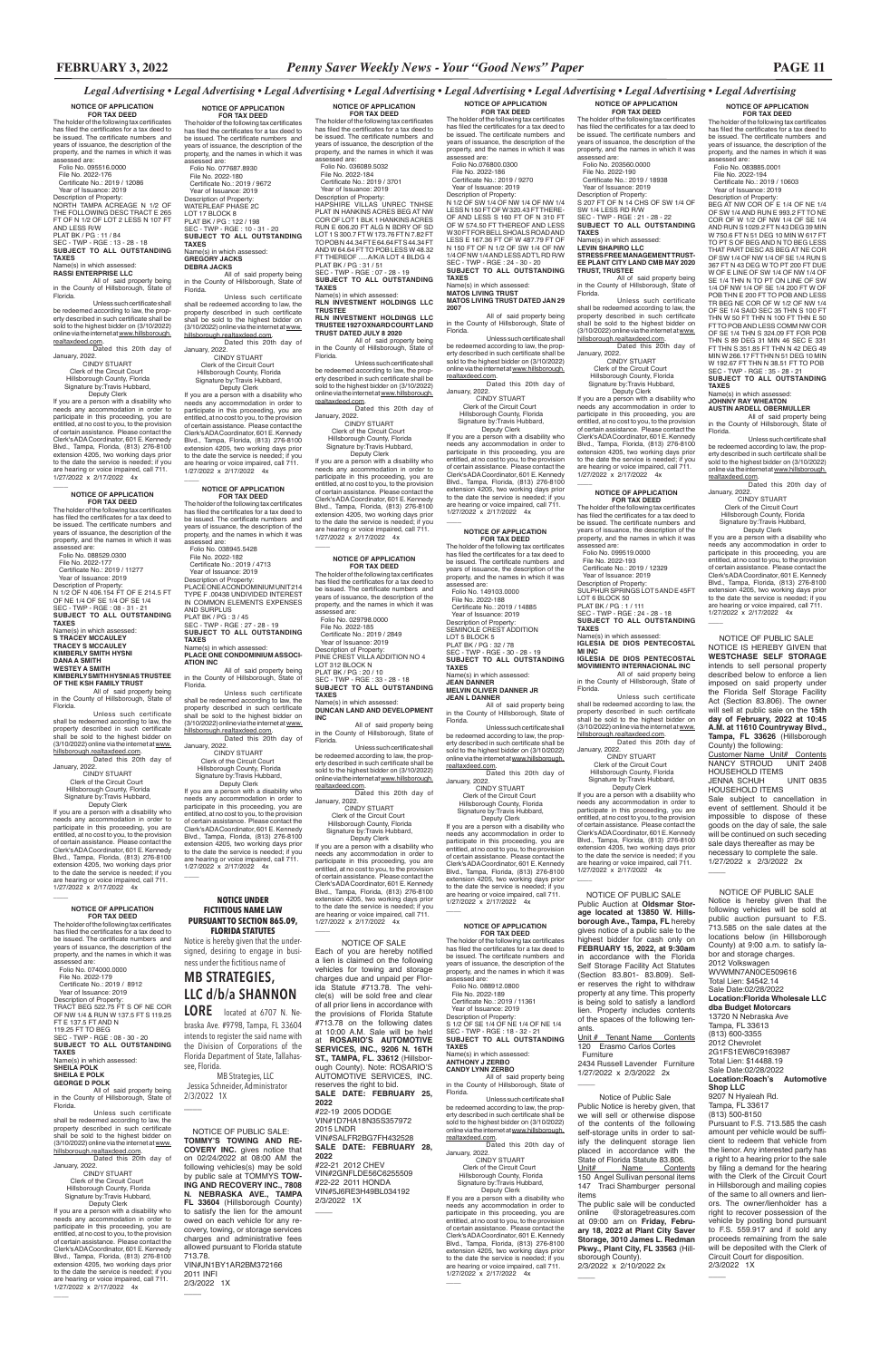*Legal Advertising • Legal Advertising • Legal Advertising • Legal Advertising • Legal Advertising • Legal Advertising • Legal Advertising • Legal Advertising*

**NOTICE OF APPLICATION FOR TAX DEED**

The holder of the following tax certificates has filed the certificates for a tax deed to be issued. The certificate numbers and years of issuance, the description of the property, and the names in which it was assessed are:

Folio No. 095516.0000
File No. 2022-176
Certificate No.: 2019 / 12086
Year of Issuance: 2019

Description of Property:
NORTH TAMPA ACREAGE N 1/2 OF THE FOLLOWING DESC TRACT E 265 FT OF N 1/2 OF LOT 2 LESS N 107 FT AND LESS R/W
PLAT BK / PG : 11 / 84
SEC - TWP - RGE : 13 - 28 - 18
**SUBJECT TO ALL OUTSTANDING TAXES**

Name(s) in which assessed:
**RASSI ENTERPRISE LLC**

All of said property being in the County of Hillsborough, State of Florida.

Unless such certificate shall be redeemed according to law, the property described in such certificate shall be sold to the highest bidder on (3/10/2022) online via the internet at www.hillsborough.realtaxdeed.com.

Dated this 20th day of January, 2022.

CINDY STUART
Clerk of the Circuit Court
Hillsborough County, Florida
Signature by:Travis Hubbard,
Deputy Clerk

If you are a person with a disability who needs any accommodation in order to participate in this proceeding, you are entitled, at no cost to you, to the provision of certain assistance. Please contact the Clerk's ADA Coordinator, 601 E. Kennedy Blvd., Tampa, Florida, (813) 276-8100 extension 4205, two working days prior to the date the service is needed; if you are hearing or voice impaired, call 711.

1/27/2022 x 2/17/2022 4x

---

**NOTICE OF APPLICATION FOR TAX DEED**

The holder of the following tax certificates has filed the certificates for a tax deed to be issued. The certificate numbers and years of issuance, the description of the property, and the names in which it was assessed are:

Folio No. 088529.0300
File No. 2022-177
Certificate No.: 2019 / 11277
Year of Issuance: 2019

Description of Property:
N 1/2 OF N 406.154 FT OF E 214.5 FT OF NE 1/4 OF SE 1/4 OF SE 1/4
SEC - TWP - RGE : 08 - 31 - 21
**SUBJECT TO ALL OUTSTANDING TAXES**

Name(s) in which assessed:
**S TRACEY MCCAULEY**
**TRACEY S MCCAULEY**
**KIMBERLY SMITH HYSNI**
**DANA A SMITH**
**WESTEY A SMITH**
**KIMBERLY SMITH HYSNI AS TRUSTEE OF THE KSH FAMILY TRUST**

All of said property being in the County of Hillsborough, State of Florida.

Unless such certificate shall be redeemed according to law, the property described in such certificate shall be sold to the highest bidder on (3/10/2022) online via the internet at www.hillsborough.realtaxdeed.com.

Dated this 20th day of January, 2022.

CINDY STUART
Clerk of the Circuit Court
Hillsborough County, Florida
Signature by:Travis Hubbard,
Deputy Clerk

If you are a person with a disability who needs any accommodation in order to participate in this proceeding, you are entitled, at no cost to you, to the provision of certain assistance. Please contact the Clerk's ADA Coordinator, 601 E. Kennedy Blvd., Tampa, Florida, (813) 276-8100 extension 4205, two working days prior to the date the service is needed; if you are hearing or voice impaired, call 711.

1/27/2022 x 2/17/2022 4x

---

**NOTICE OF APPLICATION FOR TAX DEED**

The holder of the following tax certificates has filed the certificates for a tax deed to be issued. The certificate numbers and years of issuance, the description of the property, and the names in which it was assessed are:

Folio No. 074000.0000
File No. 2022-179
Certificate No.: 2019 / 8912
Year of Issuance: 2019

Description of Property:
TRACT BEG 522.75 FT S OF NE COR OF NW 1/4 & RUN W 137.5 FT S 119.25 FT E 137.5 FT AND N 119.25 FT TO BEG
SEC - TWP - RGE : 08 - 30 - 20
**SUBJECT TO ALL OUTSTANDING TAXES**

Name(s) in which assessed:
**SHEILA POLK**
**SHEILA E POLK**
**GEORGE D POLK**

All of said property being in the County of Hillsborough, State of Florida.

Unless such certificate shall be redeemed according to law, the property described in such certificate shall be sold to the highest bidder on (3/10/2022) online via the internet at www.hillsborough.realtaxdeed.com.

Dated this 20th day of January, 2022.

CINDY STUART
Clerk of the Circuit Court
Hillsborough County, Florida
Signature by:Travis Hubbard,
Deputy Clerk

If you are a person with a disability who needs any accommodation in order to participate in this proceeding, you are entitled, at no cost to you, to the provision of certain assistance. Please contact the Clerk's ADA Coordinator, 601 E. Kennedy Blvd., Tampa, Florida, (813) 276-8100 extension 4205, two working days prior to the date the service is needed; if you are hearing or voice impaired, call 711.

1/27/2022 x 2/17/2022 4x

---

**NOTICE OF APPLICATION FOR TAX DEED**

The holder of the following tax certificates has filed the certificates for a tax deed to be issued. The certificate numbers and years of issuance, the description of the property, and the names in which it was assessed are:

Folio No. 077687.8930
File No. 2022-180
Certificate No.: 2019 / 9672
Year of Issuance: 2019

Description of Property:
WATERLEAF PHASE 2C
LOT 17 BLOCK 8
PLAT BK / PG : 122 / 198
SEC - TWP - RGE : 10 - 31 - 20
**SUBJECT TO ALL OUTSTANDING TAXES**

Name(s) in which assessed:
**GREGORY JACKS**
**DEBRA JACKS**

All of said property being in the County of Hillsborough, State of Florida.

Unless such certificate shall be redeemed according to law, the property described in such certificate shall be sold to the highest bidder on (3/10/2022) online via the internet at www.hillsborough.realtaxdeed.com.

Dated this 20th day of January, 2022.

CINDY STUART
Clerk of the Circuit Court
Hillsborough County, Florida
Signature by:Travis Hubbard,
Deputy Clerk

If you are a person with a disability who needs any accommodation in order to participate in this proceeding, you are entitled, at no cost to you, to the provision of certain assistance. Please contact the Clerk's ADA Coordinator, 601 E. Kennedy Blvd., Tampa, Florida, (813) 276-8100 extension 4205, two working days prior to the date the service is needed; if you are hearing or voice impaired, call 711.

1/27/2022 x 2/17/2022 4x

---

**NOTICE OF APPLICATION FOR TAX DEED**

The holder of the following tax certificates has filed the certificates for a tax deed to be issued. The certificate numbers and years of issuance, the description of the property, and the names in which it was assessed are:

Folio No. 038945.5428
File No. 2022-182
Certificate No.: 2019 / 4713
Year of Issuance: 2019

Description of Property:
PLACE ONE CONDOMINIUM UNIT 214 TYPE F .00438 UNDIVIDED INTEREST IN COMMON ELEMENTS EXPENSES AND SURPLUS
PLAT BK / PG : 3 / 45
SEC - TWP - RGE : 27 - 28 - 19
**SUBJECT TO ALL OUTSTANDING TAXES**

Name(s) in which assessed:
**PLACE ONE CONDOMINIUM ASSOCIATION INC**

All of said property being in the County of Hillsborough, State of Florida.

Unless such certificate shall be redeemed according to law, the property described in such certificate shall be sold to the highest bidder on (3/10/2022) online via the internet at www.hillsborough.realtaxdeed.com.

Dated this 20th day of January, 2022.

CINDY STUART
Clerk of the Circuit Court
Hillsborough County, Florida
Signature by:Travis Hubbard,
Deputy Clerk

If you are a person with a disability who needs any accommodation in order to participate in this proceeding, you are entitled, at no cost to you, to the provision of certain assistance. Please contact the Clerk's ADA Coordinator, 601 E. Kennedy Blvd., Tampa, Florida, (813) 276-8100 extension 4205, two working days prior to the date the service is needed; if you are hearing or voice impaired, call 711.

1/27/2022 x 2/17/2022 4x

---

**NOTICE UNDER FICTITIOUS NAME LAW PURSUANT TO SECTION 865.09, FLORIDA STATUTES**

Notice is hereby given that the undersigned, desiring to engage in business under the fictitious name of

**MB STRATEGIES, LLC d/b/a SHANNON LORE** located at 6707 N. Nebraska Ave. #9798, Tampa, FL 33604 intends to register the said name with the Division of Corporations of the Florida Department of State, Tallahassee, Florida.

MB Strategies, LLC
Jessica Schneider, Administrator

2/3/2022 1X

---

NOTICE OF PUBLIC SALE: **TOMMY'S TOWING AND RECOVERY INC.** gives notice that on 02/24/2022 at 08:00 AM the following vehicles(s) may be sold by public sale at **TOMMYS TOWING AND RECOVERY INC., 7808 N. NEBRASKA AVE., TAMPA FL 33604** (Hillsborough County) to satisfy the lien for the amount owed on each vehicle for any recovery, towing, or storage services charges and administrative fees allowed pursuant to Florida statute 713.78.

VIN#JN1BY1AR2BM372166
2011 INFI

2/3/2022 1X

---

**NOTICE OF APPLICATION FOR TAX DEED**

The holder of the following tax certificates has filed the certificates for a tax deed to be issued. The certificate numbers and years of issuance, the description of the property, and the names in which it was assessed are:

Folio No. 036089.5032
File No. 2022-184
Certificate No.: 2019 / 3701
Year of Issuance: 2019

Description of Property:
HAPSHIRE VILLAS UNREC TNHSE PLAT IN HANKINS ACRES BEG AT NW COR OF LOT 1 BLK 1 HANKINS ACRES RUN E 606.20 FT ALG N BDRY OF SD LOT 1 S 300.7 FT W 173.76 FT N 7.82 FT TO POB N 44.34 FT E 64.64 FT S 44.34 FT AND W 64.64 FT TO POB LESS W 48.32 FT THEREOF .....A/K/A LOT 4 BLDG 4
PLAT BK / PG : 31 / 51
SEC - TWP - RGE : 07 - 28 - 19
**SUBJECT TO ALL OUTSTANDING TAXES**

Name(s) in which assessed:
**RLN INVESTMENT HOLDINGS LLC TRUSTEE**
**RLN INVESTMENT HOLDINGS LLC TRUSTEE 1927 OXNARD COURT LAND TRUST DATED JULY 8 2020**

All of said property being in the County of Hillsborough, State of Florida.

Unless such certificate shall be redeemed according to law, the property described in such certificate shall be sold to the highest bidder on (3/10/2022) online via the internet at www.hillsborough.realtaxdeed.com.

Dated this 20th day of January, 2022.

CINDY STUART
Clerk of the Circuit Court
Hillsborough County, Florida
Signature by:Travis Hubbard,
Deputy Clerk

If you are a person with a disability who needs any accommodation in order to participate in this proceeding, you are entitled, at no cost to you, to the provision of certain assistance. Please contact the Clerk's ADA Coordinator, 601 E. Kennedy Blvd., Tampa, Florida, (813) 276-8100 extension 4205, two working days prior to the date the service is needed; if you are hearing or voice impaired, call 711.

1/27/2022 x 2/17/2022 4x

---

**NOTICE OF APPLICATION FOR TAX DEED**

The holder of the following tax certificates has filed the certificates for a tax deed to be issued. The certificate numbers and years of issuance, the description of the property, and the names in which it was assessed are:

Folio No. 029798.0000
File No. 2022-185
Certificate No.: 2019 / 2849
Year of Issuance: 2019

Description of Property:
PINE CREST VILLA ADDITION NO 4 LOT 312 BLOCK N
PLAT BK / PG : 20 / 10
SEC - TWP - RGE : 33 - 28 - 18
**SUBJECT TO ALL OUTSTANDING TAXES**

Name(s) in which assessed:
**DUNCAN LAND AND DEVELOPMENT INC**

All of said property being in the County of Hillsborough, State of Florida.

Unless such certificate shall be redeemed according to law, the property described in such certificate shall be sold to the highest bidder on (3/10/2022) online via the internet at www.hillsborough.realtaxdeed.com.

Dated this 20th day of January, 2022.

CINDY STUART
Clerk of the Circuit Court
Hillsborough County, Florida
Signature by:Travis Hubbard,
Deputy Clerk

If you are a person with a disability who needs any accommodation in order to participate in this proceeding, you are entitled, at no cost to you, to the provision of certain assistance. Please contact the Clerk's ADA Coordinator, 601 E. Kennedy Blvd., Tampa, Florida, (813) 276-8100 extension 4205, two working days prior to the date the service is needed; if you are hearing or voice impaired, call 711.

1/27/2022 x 2/17/2022 4x

---

NOTICE OF SALE

Each of you are hereby notified a lien is claimed on the following vehicles for towing and storage charges due and unpaid per Florida Statute #713.78. The vehicle(s) will be sold free and clear of all prior liens in accordance with the provisions of Florida Statute #713.78 on the following dates at 10:00 A.M. Sale will be held at **ROSARIO'S AUTOMOTIVE SERVICES, INC., 9206 N. 16TH ST., TAMPA, FL. 33612** (Hillsborough County). Note: ROSARIO'S AUTOMOTIVE SERVICES, INC. reserves the right to bid.

**SALE DATE: FEBRUARY 25, 2022**
#22-19 2005 DODGE
VIN#1D7HA18N35S357972
2015 LNDR
VIN#SALFR2BG7FH432528

**SALE DATE: FEBRUARY 28, 2022**
#22-21 2012 CHEV
VIN#2GNFLDE56C6255509
#22-22 2011 HONDA
VIN#5J6RE3H49BL034192

2/3/2022 1X

---

**NOTICE OF APPLICATION FOR TAX DEED**

The holder of the following tax certificates has filed the certificates for a tax deed to be issued. The certificate numbers and years of issuance, the description of the property, and the names in which it was assessed are:

Folio No.076800.0300
File No. 2022-186
Certificate No.: 2019 / 9270
Year of Issuance: 2019

Description of Property:
N 1/2 OF SW 1/4 OF NW 1/4 OF NW 1/4 LESS N 150 FT OF W 320.43 FT THEREOF AND LESS S 160 FT OF N 310 FT OF W 574.50 FT THEREOF AND LESS W 30 FT FOR BELL SHOALS ROAD AND LESS E 167.36 FT OF W 487.79 FT OF N 150 FT OF N 1/2 OF SW 1/4 OF NW 1/4 OF NW 1/4 AND LESS ADT'L RD R/W
SEC - TWP - RGE : 24 - 30 - 20
**SUBJECT TO ALL OUTSTANDING TAXES**

Name(s) in which assessed:
**MATOS LIVING TRUST**
**MATOS LIVING TRUST DATED JAN 29 2007**

All of said property being in the County of Hillsborough, State of Florida.

Unless such certificate shall be redeemed according to law, the property described in such certificate shall be sold to the highest bidder on (3/10/2022) online via the internet at www.hillsborough.realtaxdeed.com.

Dated this 20th day of January, 2022.

CINDY STUART
Clerk of the Circuit Court
Hillsborough County, Florida
Signature by:Travis Hubbard,
Deputy Clerk

If you are a person with a disability who needs any accommodation in order to participate in this proceeding, you are entitled, at no cost to you, to the provision of certain assistance. Please contact the Clerk's ADA Coordinator, 601 E. Kennedy Blvd., Tampa, Florida, (813) 276-8100 extension 4205, two working days prior to the date the service is needed; if you are hearing or voice impaired, call 711.

1/27/2022 x 2/17/2022 4x

---

**NOTICE OF APPLICATION FOR TAX DEED**

The holder of the following tax certificates has filed the certificates for a tax deed to be issued. The certificate numbers and years of issuance, the description of the property, and the names in which it was assessed are:

Folio No. 149103.0000
File No. 2022-188
Certificate No.: 2019 / 14885
Year of Issuance: 2019

Description of Property:
SEMINOLE CREST ADDITION
LOT 5 BLOCK 5
PLAT BK / PG : 32 / 78
SEC - TWP - RGE : 30 - 28 - 19
**SUBJECT TO ALL OUTSTANDING TAXES**

Name(s) in which assessed:
**JEAN DANNER**
**MELVIN OLIVER DANNER JR**
**JEAN L DANNER**

All of said property being in the County of Hillsborough, State of Florida.

Unless such certificate shall be redeemed according to law, the property described in such certificate shall be sold to the highest bidder on (3/10/2022) online via the internet at www.hillsborough.realtaxdeed.com.

Dated this 20th day of January, 2022.

CINDY STUART
Clerk of the Circuit Court
Hillsborough County, Florida
Signature by:Travis Hubbard,
Deputy Clerk

If you are a person with a disability who needs any accommodation in order to participate in this proceeding, you are entitled, at no cost to you, to the provision of certain assistance. Please contact the Clerk's ADA Coordinator, 601 E. Kennedy Blvd., Tampa, Florida, (813) 276-8100 extension 4205, two working days prior to the date the service is needed; if you are hearing or voice impaired, call 711.

1/27/2022 x 2/17/2022 4x

---

**NOTICE OF APPLICATION FOR TAX DEED**

The holder of the following tax certificates has filed the certificates for a tax deed to be issued. The certificate numbers and years of issuance, the description of the property, and the names in which it was assessed are:

Folio No. 088912.0800
File No. 2022-189
Certificate No.: 2019 / 11361
Year of Issuance: 2019

Description of Property:
S 1/2 OF SE 1/4 OF NE 1/4 OF NE 1/4
SEC - TWP - RGE : 18 - 32 - 21
**SUBJECT TO ALL OUTSTANDING TAXES**

Name(s) in which assessed:
**ANTHONY J ZERBO**
**CANDY LYNN ZERBO**

All of said property being in the County of Hillsborough, State of Florida.

Unless such certificate shall be redeemed according to law, the property described in such certificate shall be sold to the highest bidder on (3/10/2022) online via the internet at www.hillsborough.realtaxdeed.com.

Dated this 20th day of January, 2022.

CINDY STUART
Clerk of the Circuit Court
Hillsborough County, Florida
Signature by:Travis Hubbard,
Deputy Clerk

If you are a person with a disability who needs any accommodation in order to participate in this proceeding, you are entitled, at no cost to you, to the provision of certain assistance. Please contact the Clerk's ADA Coordinator, 601 E. Kennedy Blvd., Tampa, Florida, (813) 276-8100 extension 4205, two working days prior to the date the service is needed; if you are hearing or voice impaired, call 711.

1/27/2022 x 2/17/2022 4x

---

**NOTICE OF APPLICATION FOR TAX DEED**

The holder of the following tax certificates has filed the certificates for a tax deed to be issued. The certificate numbers and years of issuance, the description of the property, and the names in which it was assessed are:

Folio No. 203560.0000
File No. 2022-190
Certificate No.: 2019 / 18938
Year of Issuance: 2019

Description of Property:
S 207 FT OF N 14 CHS OF SW 1/4 OF SW 1/4 LESS RD R/W
SEC - TWP - RGE : 21 - 28 - 22
**SUBJECT TO ALL OUTSTANDING TAXES**

Name(s) in which assessed:
**LEVIN SHAPIRO LLC**
**STRESS FREE MANAGEMENT TRUSTEE PLANT CITY LAND CMB MAY 2020 TRUST, TRUSTEE**

All of said property being in the County of Hillsborough, State of Florida.

Unless such certificate shall be redeemed according to law, the property described in such certificate shall be sold to the highest bidder on (3/10/2022) online via the internet at www.hillsborough.realtaxdeed.com.

Dated this 20th day of January, 2022.

CINDY STUART
Clerk of the Circuit Court
Hillsborough County, Florida
Signature by:Travis Hubbard,
Deputy Clerk

If you are a person with a disability who needs any accommodation in order to participate in this proceeding, you are entitled, at no cost to you, to the provision of certain assistance. Please contact the Clerk's ADA Coordinator, 601 E. Kennedy Blvd., Tampa, Florida, (813) 276-8100 extension 4205, two working days prior to the date the service is needed; if you are hearing or voice impaired, call 711.

1/27/2022 x 2/17/2022 4x

---

**NOTICE OF APPLICATION FOR TAX DEED**

The holder of the following tax certificates has filed the certificates for a tax deed to be issued. The certificate numbers and years of issuance, the description of the property, and the names in which it was assessed are:

Folio No. 099519.0000
File No. 2022-193
Certificate No.: 2019 / 12329
Year of Issuance: 2019

Description of Property:
SULPHUR SPRINGS LOT 5 AND E 45FT LOT 6 BLOCK 50
PLAT BK / PG : 1 / 111
SEC - TWP - RGE : 24 - 28 - 18
**SUBJECT TO ALL OUTSTANDING TAXES**

Name(s) in which assessed:
**IGLESIA DE DIOS PENTECOSTAL MI INC**
**IGLESIA DE DIOS PENTECOSTAL MOVIMIENTO INTERNACIONAL INC**

All of said property being in the County of Hillsborough, State of Florida.

Unless such certificate shall be redeemed according to law, the property described in such certificate shall be sold to the highest bidder on (3/10/2022) online via the internet at www.hillsborough.realtaxdeed.com.

Dated this 20th day of January, 2022.

CINDY STUART
Clerk of the Circuit Court
Hillsborough County, Florida
Signature by:Travis Hubbard,
Deputy Clerk

If you are a person with a disability who needs any accommodation in order to participate in this proceeding, you are entitled, at no cost to you, to the provision of certain assistance. Please contact the Clerk's ADA Coordinator, 601 E. Kennedy Blvd., Tampa, Florida, (813) 276-8100 extension 4205, two working days prior to the date the service is needed; if you are hearing or voice impaired, call 711.

1/27/2022 x 2/17/2022 4x

---

NOTICE OF PUBLIC SALE

Public Auction at **Oldsmar Storage located at 13850 W. Hillsborough Ave., Tampa, FL** hereby gives notice of a public sale to the highest bidder for cash only on **FEBRUARY 15, 2022, at 9:30am** in accordance with the Florida Self Storage Facility Act Statutes (Section 83.801- 83.809). Seller reserves the right to withdraw property at any time. This property is being sold to satisfy a landlord lien. Property includes contents of the spaces of the following tenants.

Unit # Tenant Name Contents
120 Erasmo Carlos Cortes Furniture
2434 Russell Lavender Furniture

1/27/2022 x 2/3/2022 2x

---

Notice of Public Sale

Public Notice is hereby given that we will sell or otherwise dispose of the contents of the following self-storage units in order to satisfy the delinquent storage lien placed in accordance with the State of Florida Statute 83.806.

Unit# Name Contents
150 Angel Sullivan personal items
147 Traci Shamburger personal items

The public sale will be conducted online @storagetreasures.com at 09:00 am on **Friday, February 18, 2022 at Plant City Saver Storage, 3010 James L. Redman Pkwy., Plant City, FL 33563** (Hillsborough County).

2/3/2022 x 2/10/2022 2x

---

**NOTICE OF APPLICATION FOR TAX DEED**

The holder of the following tax certificates has filed the certificates for a tax deed to be issued. The certificate numbers and years of issuance, the description of the property, and the names in which it was assessed are:

Folio No. 083885.0001
File No. 2022-194
Certificate No.: 2019 / 10603
Year of Issuance: 2019

Description of Property:
BEG AT NW COR OF E 1/4 OF NE 1/4 OF SW 1/4 AND RUN E 993.2 FT TO NE COR OF W 1/2 OF NW 1/4 OF SE 1/4 AND RUN S 1029.2 FT N 43 DEG 39 MIN W 750.6 FT N 51 DEG 10 MIN W 617 FT TO PT S OF BEG AND N TO BEG LESS THAT PART DESC AS BEG AT NE COR OF SW 1/4 OF NW 1/4 OF SE 1/4 RUN S 367 FT N 43 DEG W TO PT 200 FT DUE W OF E LINE OF SW 1/4 OF NW 1/4 OF SE 1/4 THN N TO PT ON LINE OF SW 1/4 OF NW 1/4 OF SE 1/4 200 FT W OF POB THN E 200 FT TO POB AND LESS TR BEG NE COR OF W 1/2 OF NW 1/4 OF SE 1/4 SAID SEC 35 THN S 100 FT THN W 50 FT THN N 100 FT THN E 50 FT TO POB AND LESS COMM NW COR OF SE 1/4 THN S 324.09 FT FOR POB THN S 89 DEG 31 MIN 46 SEC E 331 FT THN S 351.85 FT THN N 42 DEG 49 MIN W 266.17 FT THN N 51 DEG 10 MIN W 182.67 FT THN N 38.51 FT TO POB
SEC - TWP - RGE : 35 - 28 - 21
**SUBJECT TO ALL OUTSTANDING TAXES**

Name(s) in which assessed:
**JOHNNY RAY WHEATON**
**AUSTIN ARDELL OBERMULLER**

All of said property being in the County of Hillsborough, State of Florida.

Unless such certificate shall be redeemed according to law, the property described in such certificate shall be sold to the highest bidder on (3/10/2022) online via the internet at www.hillsborough.realtaxdeed.com.

Dated this 20th day of January, 2022.

CINDY STUART
Clerk of the Circuit Court
Hillsborough County, Florida
Signature by:Travis Hubbard,
Deputy Clerk

If you are a person with a disability who needs any accommodation in order to participate in this proceeding, you are entitled, at no cost to you, to the provision of certain assistance. Please contact the Clerk's ADA Coordinator, 601 E. Kennedy Blvd., Tampa, Florida, (813) 276-8100 extension 4205, two working days prior to the date the service is needed; if you are hearing or voice impaired, call 711.

1/27/2022 x 2/17/2022 4x

---

NOTICE OF PUBLIC SALE

NOTICE IS HEREBY GIVEN that **WESTCHASE SELF STORAGE** intends to sell personal property described below to enforce a lien imposed on said property under the Florida Self Storage Facility Act (Section 83.806). The owner will sell at public sale on the **15th day of February, 2022 at 10:45 A.M. at 11610 Countryway Blvd., Tampa, FL 33626** (Hillsborough County) the following:

Customer Name Unit# Contents
NANCY STROUD UNIT 2408 HOUSEHOLD ITEMS
JENNA SCHUH UNIT 0835 HOUSEHOLD ITEMS

Sale subject to cancellation in event of settlement. Should it be impossible to dispose of these goods on the day of sale, the sale will be continued on such seceding sale days thereafter as may be necessary to complete the sale.

1/27/2022 x 2/3/2022 2x

---

NOTICE OF PUBLIC SALE

Notice is hereby given that the following vehicles will be sold at public auction pursuant to F.S. 713.585 on the sale dates at the locations below (in Hillsborough County) at 9:00 a.m. to satisfy labor and storage charges.

2012 Volkswagen
WVWMN7AN0CE509616
Total Lien: $4542.14
Sale Date:02/28/2022
**Location:Florida Wholesale LLC dba Budget Motorcars**
13720 N Nebraska Ave
Tampa, FL 33613
(813) 600-3355

2012 Chevrolet
2G1FS1EW6C9163987
Total Lien: $14488.19
Sale Date:02/28/2022
**Location:Roach's Automotive Shop LLC**
9207 N Hyaleah Rd.
Tampa, FL 33617
(813) 500-8150

Pursuant to F.S. 713.585 the cash amount per vehicle would be sufficient to redeem that vehicle from the lienor. Any interested party has a right to a hearing prior to the sale by filing a demand for the hearing with the Clerk of the Circuit Court in Hillsborough and mailing copies of the same to all owners and lienors. The owner/lienholder has a right to recover possession of the vehicle by posting bond pursuant to F.S. 559.917 and if sold any proceeds remaining from the sale will be deposited with the Clerk of Circuit Court for disposition.

2/3/2022 1X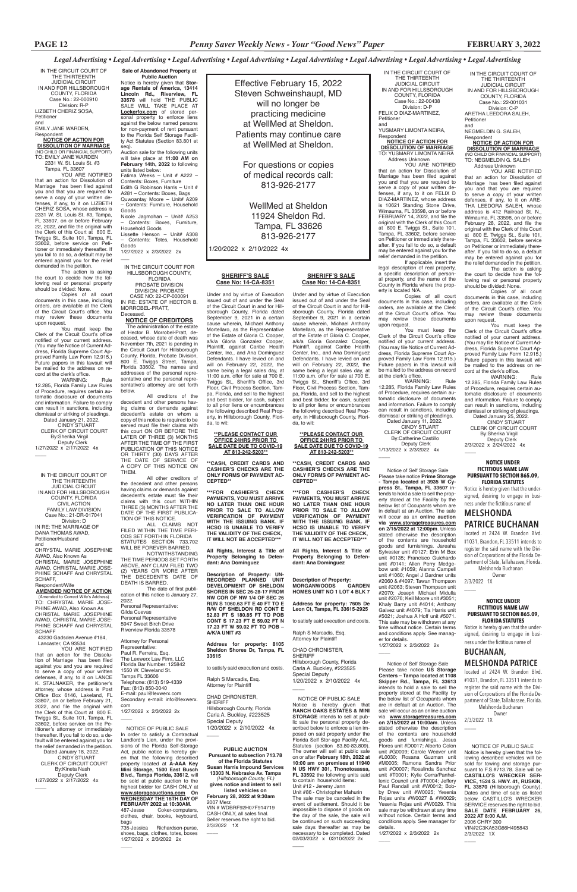*Legal Advertising • Legal Advertising • Legal Advertising • Legal Advertising • Legal Advertising • Legal Advertising • Legal Advertising • Legal Advertising*

IN THE CIRCUIT COURT OF THE THIRTEENTH JUDICIAL CIRCUIT IN AND FOR HILLSBOROUGH COUNTY, FLORIDA
Case No.: 22-000910
Division: R-P
LIZBETH CHERIZ SOSA,
Petitioner
and
EMILY JANE WARDEN,
Respondent

**NOTICE OF ACTION FOR DISSOLUTION OF MARRIAGE**
(NO CHILD OR FINANCIAL SUPPORT)

TO: EMILY JANE WARDEN
2331 W. St. Louis St. #3
Tampa, FL 33607

YOU ARE NOTIFIED that an action for Dissolution of Marriage has been filed against you and that you are required to serve a copy of your written defenses, if any, to it on LIZBETH CHERIZ SOSA, whose address is 2331 W. St. Louis St. #3, Tampa, FL 33607, on or before February 22, 2022, and file the original with the Clerk of this Court at 800 E. Twiggs St., Suite 101, Tampa, FL 33602, before service on Petitioner or immediately thereafter. If you fail to do so, a default may be entered against you for the relief demanded in the petition.

The action is asking the court to decide how the following real or personal property should be divided: None.

Copies of all court documents in this case, including orders, are available at the Clerk of the Circuit Court's office. You may review these documents upon request.

You must keep the Clerk of the Circuit Court's office notified of your current address. (You may file Notice of Current Address, Florida Supreme Court Approved Family Law Form 12.915.) Future papers in this lawsuit will be mailed to the address on record at the clerk's office.

WARNING: Rule 12.285, Florida Family Law Rules of Procedure, requires certain automatic disclosure of documents and information. Failure to comply can result in sanctions, including dismissal or striking of pleadings.

Dated January 21, 2022.
CINDY STUART
CLERK OF CIRCUIT COURT
By:Sherika Virgil
Deputy Clerk
1/27/2022 x 2/17/2022 4x

---

IN THE CIRCUIT COURT OF THE THIRTEENTH JUDICIAL CIRCUIT IN AND FOR HILLSBOROUGH COUNTY, FLORIDA
CIVIL ACTION
FAMILY LAW DIVISION
Case No.: 21-DR-017041
Division: D
IN RE: THE MARRIAGE OF DANA THOMAS AWAD,
Petitioner/Husband
and
CHRYSTAL MARIE JOSEPHINE AWAD, Also Known As CHRISTAL MARIE JOSEPHINE AWAD, CHRISTAL MARIE JOSEPHINE SCHAFF And CHRYSTAL SCHAFF,
Respondent/Wife

**AMENDED NOTICE OF ACTION**
(Amended to Correct Wife's Address)

TO: CHRYSTAL MARIE JOSEPHINE AWAD, Also Known As CHRISTAL MARIE JOSEPHINE AWAD, CHRISTAL MARIE JOSEPHINE SCHAFF And CHRYSTAL SCHAFF
43230 Gadsden Avenue #184,
Lancaster, CA 93534

YOU ARE NOTIFIED that an action for the Dissolution of Marriage has been filed against you and you are required to serve a copy of your written defenses, if any, to it on LANCE K. STALNAKER, the petitioner's attorney, whose address is Post Office Box 6146, Lakeland, FL 33807, on or before February 21, 2022, and file the original with the Clerk of this Court at 800 E. Twiggs St., Suite 101, Tampa, FL 33602, before service on the Petitioner's attorney or immediately thereafter. If you fail to do so, a default will be entered against you for the relief demanded in the petition.

Dated January 18, 2022.
CINDY STUART
CLERK OF CIRCUIT COURT
By:Kineta Nash
Deputy Clerk
1/27/2022 x 2/17/2022 4x

---

**Sale of Abandoned Property at Public Auction**

Notice is hereby given that **Storage Rentals of America, 13414 Lincoln Rd., Riverview, FL 33578** will hold THE PUBLIC SALE WILL TAKE PLACE AT **Lockerfox.com** of stored personal property to enforce liens against the below named persons for non-payment of rent pursuant to the Florida Self Storage Facility Act Statutes (Section 83.801 et seq).

Auction sale for the following units will take place at **11:00 AM on February 14th, 2022** to following units listed below:

Fatima Weeks – Unit # A222 – Contents: Boxes, Furniture
Edith G Robinson Harris – Unit # A281 – Contents: Boxes, Bags
Quwoantay Moore – Unit# A209 – Contents: Furniture, Household Goods
Nicole Jagmohan – Unit# A253 – Contents: Boxes, Furniture, Household Goods
Lissette Henson – Unit# A308 – Contents: Totes, Household Goods

1/27/2022 x 2/3/2022 2x

---

IN THE CIRCUIT COURT FOR HILLSBOROUGH COUNTY, FLORIDA
PROBATE DIVISION
DIVISION: PROBATE
CASE NO: 22-CP-000091
IN RE: ESTATE OF HECTOR B. MORROBEL-PRATT,
Deceased.

**NOTICE OF CREDITORS**

The administration of the estate of Hector B. Morrobel-Pratt, deceased, whose date of death was November 7th, 2021 is pending in the Circuit Court for Hillsborough County, Florida, Probate Division, 800 E. Twiggs Street, Tampa, Florida 33602. The names and addresses of the personal representative and the personal representative's attorney are set forth below.

All creditors of the decedent and other persons having claims or demands against decedent's estate on whom a copy of this notice is required to be served must file their claims with this court ON OR BEFORE THE LATER OF THREE (3) MONTHS AFTER THE TIME OF THE FIRST PUBLICATION OF THIS NOTICE OR THIRTY (30) DAYS AFTER THE DATE OF SERVICE OF A COPY OF THIS NOTICE ON THEM.

All other creditors of the decedent and other persons having claims or demands against decedent's estate must file their claims with this court WITHIN THREE (3) MONTHS AFTER THE DATE OF THE FIRST PUBLICATION OF THIS NOTICE.

ALL CLAIMS NOT FILED WITHIN THE TIME PERIODS SET FORTH IN FLORIDA STATUTES SECTION 733.702 WILL BE FOREVER BARRED.

NOTWITHSTANDING THE TIME PERIODS SET FORTH ABOVE, ANY CLAIM FILED TWO (2) YEARS OR MORE AFTER THE DECEDENT'S DATE OF DEATH IS BARRED.

The date of first publication of this notice is January 27, 2022.

Personal Representative:
Gilda Cuevas
Personal Representative
5947 Sweet Birch Drive
Riverview Florida 33578

Attorney for Personal Representative:
Paul R. Ferreira, Esq.
The Lexwerx Law Firm, LLC
Florida Bar Number: 125842
1550 W. Cleveland St.
Tampa FL 33606
Telephone: (813) 519-4339
Fax: (813) 850-0040
E-mail: paul@lexwerx.com
Secondary e-mail: info@lexwerx.com

1/27/2022 x 2/3/2022 2x

---

NOTICE OF PUBLIC SALE

In order to satisfy a Contractual Landlord's Lien, under the provisions of the Florida Self-Storage Act, public notice is hereby given that the following described property located at **A-AAA Key Mini Storage, 1500 East Busch Blvd., Tampa, Florida, 33612**, will be sold at public auction to the highest bidder for CASH ONLY at **www.storageauctions.com On WEDNESDAY THE 16TH DAY OF FEBRUARY 2022 at 10:30AM.**

487-Jesse Coker-computers, clothes, chair, books, keyboard, bags
735-Jessica Richardson-purse, shoes, bags, clothes, totes, boxes

1/27/2022 x 2/3/2022 2x

---

Effective February 15, 2022
Steven Schweinshaupt, MD will no longer be practicing medicine at WellMed at Sheldon. Patients may continue care at WellMed at Sheldon.

For questions or copies of medical records call: 813-926-2177

WellMed at Sheldon
11924 Sheldon Rd.
Tampa, FL 33626
813-926-2177

1/20/2022 x 2/10/2022 4x

---

**SHERIFF'S SALE**
**Case No: 14-CA-8351**

Under and by virtue of Execution issued out of and under the Seal of the Circuit Court in and for Hillsborough County, Florida dated September 9, 2021 in a certain cause wherein, Michael Anthony Mortellaro, as the Representative of the Estate of Gloria C. Cooper, a/k/a Gloria Gonzalez Cooper, Plaintiff, against Caribe Health Center, Inc., and Ana Dominguez Defendants. I have levied on and will on February 22, 2022, the same being a legal sales day, at 11:00 a.m. offer for sale at 700 E. Twiggs St., Sheriff's Office, 3rd Floor, Civil Process Section, Tampa, Florida, and sell to the highest and best bidder, for cash, subject to all prior liens or encumbrances the following described Real Property, in Hillsborough County, Florida, to wit:

**\*\*PLEASE CONTACT OUR OFFICE 24HRS PRIOR TO SALE DATE DUE TO COVID-19 AT 813-242-5203\*\***

**\*\*CASH, CREDIT CARDS AND CASHIER'S CHECKS ARE THE ONLY FORMS OF PAYMENT ACCEPTED\*\***

**\*\*\*FOR CASHIER'S CHECK PAYMENTS, YOU MUST ARRIVE NO LATER THAN ONE HOUR PRIOR TO SALE TO ALLOW VERIFICATION OF PAYMENT WITH THE ISSUING BANK. IF HCSO IS UNABLE TO VERIFY THE VALIDITY OF THE CHECK, IT WILL NOT BE ACCEPTED\*\*\***

**All Rights, Interest & Title of Property Belonging to Defendant: Ana Dominguez**

**Description of Property: UNRECORDED PLANNED UNIT DEVELOPMENT OF SHELDON SHORES IN SEC 26-28-17 FROM NW COR OF NW 1/4 OF SEC 26 RUN S 1060.63 FT E 40 FT TO E R/W OF SHELDON RD CONT E 52.83 FT S 180.85 FT TO POB CONT S 17.23 FT E 59.02 FT N 17.23 FT W 59.02 FT TO POB – A/K/A UNIT #3**

**Address for property: 8105 Sheldon Shores Dr, Tampa, FL 33615**

to satisfy said execution and costs.

Ralph S Marcadis, Esq.
Attorney for Plaintiff

CHAD CHRONISTER,
SHERIFF
Hillsborough County, Florida
Carla A. Buckley, #223525
Special Deputy
1/20/2022 x 2/10/2022 4x

---

**SHERIFF'S SALE**
**Case No: 14-CA-8351**

Under and by virtue of Execution issued out of and under the Seal of the Circuit Court in and for Hillsborough County, Florida dated September 9, 2021 in a certain cause wherein, Michael Anthony Mortellaro, as the Representative of the Estate of Gloria C. Cooper, a/k/a Gloria Gonzalez Cooper, Plaintiff, against Caribe Health Center, Inc., and Ana Dominguez Defendants. I have levied on and will on February 22, 2022, the same being a legal sales day, at 11:00 a.m. offer for sale at 700 E. Twiggs St., Sheriff's Office, 3rd Floor, Civil Process Section, Tampa, Florida, and sell to the highest and best bidder, for cash, subject to all prior liens or encumbrances the following described Real Property, in Hillsborough County, Florida, to wit:

**\*\*PLEASE CONTACT OUR OFFICE 24HRS PRIOR TO SALE DATE DUE TO COVID-19 AT 813-242-5203\*\***

**\*\*CASH, CREDIT CARDS AND CASHIER'S CHECKS ARE THE ONLY FORMS OF PAYMENT ACCEPTED\*\***

**\*\*\*FOR CASHIER'S CHECK PAYMENTS, YOU MUST ARRIVE NO LATER THAN ONE HOUR PRIOR TO SALE TO ALLOW VERIFICATION OF PAYMENT WITH THE ISSUING BANK. IF HCSO IS UNABLE TO VERIFY THE VALIDITY OF THE CHECK, IT WILL NOT BE ACCEPTED\*\*\***

**All Rights, Interest & Title of Property Belonging to Defendant: Ana Dominguez**

**Description of Property: MORGANWOODS GARDEN HOMES UNIT NO 1 LOT 4 BLK 7**

**Address for property: 7605 De Leon Ct, Tampa, FL 33615-2925**

to satisfy said execution and costs.

Ralph S Marcadis, Esq.
Attorney for Plaintiff

CHAD CHRONISTER,
SHERIFF
Hillsborough County, Florida
Carla A. Buckley, #223525
Special Deputy
1/20/2022 x 2/10/2022 4x

---

**PUBLIC AUCTION**
**Pursuant to subsection 713.78 of the Florida Statutes**
**Susan Harris Impound Services**
**13303 N. Nebraska Av. Tampa**
*(Hillsborough County, FL)*
**gives notice and intent to sell listed vehicles on February 28, 2022 at 9:30am**

2007 Merz
VIN # WDBRF92H07F914719
CASH ONLY, all sales final.
Seller reserves the right to bid.
2/3/2022 1X

---

NOTICE OF PUBLIC SALE

Notice is hereby given that **RANCH OAKS ESTATES & MINI STORAGE** intends to sell at public sale the personal property described below to enforce a lien imposed on said property under the Florida Self Stor-age Facility Act, Statutes (Section 83.80-83.809). The owner will sell at public sale on or after **February 18th, 2022 at 10:00 am on premises at 11940 N US HWY 301, Thonotosassa, FL 33592** the following units said to contain household items:

Unit #12 - Jeremy Jann
Unit #86 - Christopher Mahurin

The sale may be canceled in the event of settlement. Should it be impossible to dispose of goods on the day of the sale, the sale will be continued on such succeeding sale days thereafter as may be necessary to be completed. Dated 02/03/2022 x 02/10/2022 2x

---

IN THE CIRCUIT COURT OF THE THIRTEENTH JUDICIAL CIRCUIT IN AND FOR HILLSBOROUGH COUNTY, FLORIDA
Case No.: 22-00438
Division: D-P
FELIX D DIAZ-MARTINEZ,
Petitioner
and
YUSMARY LIMONTA NEIRA,
Respondent

**NOTICE OF ACTION FOR DISSOLUTION OF MARRIAGE**

TO: YUSMARY LIMONTA NEIRA
Address Unknown

YOU ARE NOTIFIED that an action for Dissolution of Marriage has been filed against you and that you are required to serve a copy of your written defenses, if any, to it on FELIX D DIAZ-MARTINEZ, whose address is 10621 Standing Stone Drive, Wimauma, FL 33598, on or before FEBRUARY 14, 2022, and file the original with the Clerk of this Court at 800 E. Twiggs St., Suite 101, Tampa, FL 33602, before service on Petitioner or immediately thereafter. If you fail to do so, a default may be entered against you for the relief demanded in the petition.

If applicable, insert the legal description of real property, a specific description of personal property, and the name of the County in Florida where the property is located N/A.

Copies of all court documents in this case, including orders, are available at the Clerk of the Circuit Court's office. You may review these documents upon request.

You must keep the Clerk of the Circuit Court's office notified of your current address. (You may file Notice of Current Address, Florida Supreme Court Approved Family Law Form 12.915.) Future papers in this lawsuit will be mailed to the address on record at the clerk's office.

WARNING: Rule 12.285, Florida Family Law Rules of Procedure, requires certain automatic disclosure of documents and information. Failure to comply can result in sanctions, including dismissal or striking of pleadings.

Dated January 11, 2022.
CINDY STUART
CLERK OF CIRCUIT COURT
By:Catherine Castillo
Deputy Clerk
1/13/2022 x 2/3/2022 4x

---

Notice of Self Storage Sale

Please take notice **Prime Storage - Tampa located at 3935 W Cypress St., Tampa, FL 33607** intends to hold a sale to sell the property stored at the Facility by the below list of Occupants whom are in default at an Auction. The sale will occur as an **online auction via www.storagetreasures.com on 2/15/2022 at 12:00pm**. Unless stated otherwise the description of the contents are household goods and furnishings. Jareaha Sylvester unit #0127; Erin M Box unit #0135; Francisco Guichardo unit #0141; Allen Perry Medgebow unit #1059; Alanna Campell unit #1060; Angel J Gardner units #2060 & #4097; Tawan Thompson unit #2063; Steven Thompson unit #2070; Joseph Michael Midulla unit #2076; Keil Moore unit #3051; Khaly Barry unit #4014; Anthony Galvez unit #4079; Tia Harris unit #5021; Joshua A Hoff unit #5071. This sale may be withdrawn at any time without notice. Certain terms and conditions apply. See manager for details.

1/27/2022 x 2/3/2022 2x

---

Notice of Self Storage Sale

Please take notice **US Storage Centers – Tampa located at 1108 Skipper Rd., Tampa, FL 33613** intends to hold a sale to sell the property stored at the Facility by the below list of Occupants whom are in default at an Auction. The sale will occur as an online auction via **www.storagetreasures.com on 2/15/2022 at 10:00am.** Unless stated otherwise the description of the contents are household goods and furnishings. Jesus Flores unit #D0017; Alberto Colon unit #G0009; Carole Weaver unit #L0030; Rosana Guzman unit #M0005; Ramona Sandra Prior unit #O0007; Rosalinda Sanchez unit #T0001; Kylie Cerra/Panhellenic Council unit #T0004; Jeffery Paul Randall unit #W0012; Bobby Drew unit #W0025; Yesenia Rojas units #W0027 & #W0029; Yesenia Rojas unit #W0029. This sale may be withdrawn at any time without notice. Certain terms and conditions apply. See manager for details.

1/27/2022 x 2/3/2022 2x

---

IN THE CIRCUIT COURT OF THE THIRTEENTH JUDICIAL CIRCUIT IN AND FOR HILLSBOROUGH COUNTY, FLORIDA
Case No.: 22-001031
Division: C-P
ARETHA LEEDORA SALEH,
Petitioner
and
NEGMELDIN G. SALEH,
Respondent

**NOTICE OF ACTION FOR DISSOLUTION OF MARRIAGE**
(NO CHILD OR FINANCIAL SUPPORT)

TO: NEGMELDIN G. SALEH
Address Unknown

YOU ARE NOTIFIED that an action for Dissolution of Marriage has been filed against you and that you are required to serve a copy of your written defenses, if any, to it on ARETHA LEEDORA SALEH, whose address is 412 Railroad St. N., Wimauma, FL 33598, on or before February 28, 2022, and file the original with the Clerk of this Court at 800 E. Twiggs St., Suite 101, Tampa, FL 33602, before service on Petitioner or immediately thereafter. If you fail to do so, a default may be entered against you for the relief demanded in the petition.

The action is asking the court to decide how the following real or personal property should be divided: None.

Copies of all court documents in this case, including orders, are available at the Clerk of the Circuit Court's office. You may review these documents upon request.

You must keep the Clerk of the Circuit Court's office notified of your current address. (You may file Notice of Current Address, Florida Supreme Court Approved Family Law Form 12.915.) Future papers in this lawsuit will be mailed to the address on record at the clerk's office.

WARNING: Rule 12.285, Florida Family Law Rules of Procedure, requires certain automatic disclosure of documents and information. Failure to comply can result in sanctions, including dismissal or striking of pleadings.

Dated January 25, 2022.
CINDY STUART
CLERK OF CIRCUIT COURT
By:Sherika Virgil
Deputy Clerk
2/3/2022 x 2/24/2022 4x

---

**NOTICE UNDER FICTITIOUS NAME LAW PURSUANT TO SECTION 865.09, FLORIDA STATUTES**

Notice is hereby given that the undersigned, desiring to engage in business under the fictitious name of

**MELSHONDA PATRICE BUCHANAN**

located at 2424 W. Brandon Blvd. #1031, Brandon, FL 33511 intends to register the said name with the Division of Corporations of the Florida Department of State, Tallahassee, Florida.

Melshonda Buchanan
Owner
2/3/2022 1X

---

**NOTICE UNDER FICTITIOUS NAME LAW PURSUANT TO SECTION 865.09, FLORIDA STATUTES**

Notice is hereby given that the undersigned, desiring to engage in business under the fictitious name of

**BUCHANAN, MELSHONDA PATRICE**

located at 2424 W. Brandon Blvd. #1031, Brandon, FL 33511 intends to register the said name with the Division of Corporations of the Florida Department of State, Tallahassee, Florida.

Melshonda Buchanan
Owner
2/3/2022 1X

---

NOTICE OF PUBLIC SALE

Notice is hereby given that the following described vehicles will be sold for towing and storage pursuant to F.S.#713.78. Sale will be **CASTILLO'S WRECKER SERVICE, 1524 S. HWY. 41, RUSKIN, FL 33570** (Hillsborough County). Dates and time of sale as listed below. CASTILLO'S WRECKER SERVICE reserves the right to bid.

**SALE DATE FEBRUARY 26, 2022 AT 8:00 A.M.**

2006 CHRY 300
VIN#2C3KA53G66H495843
2/3/2022 1X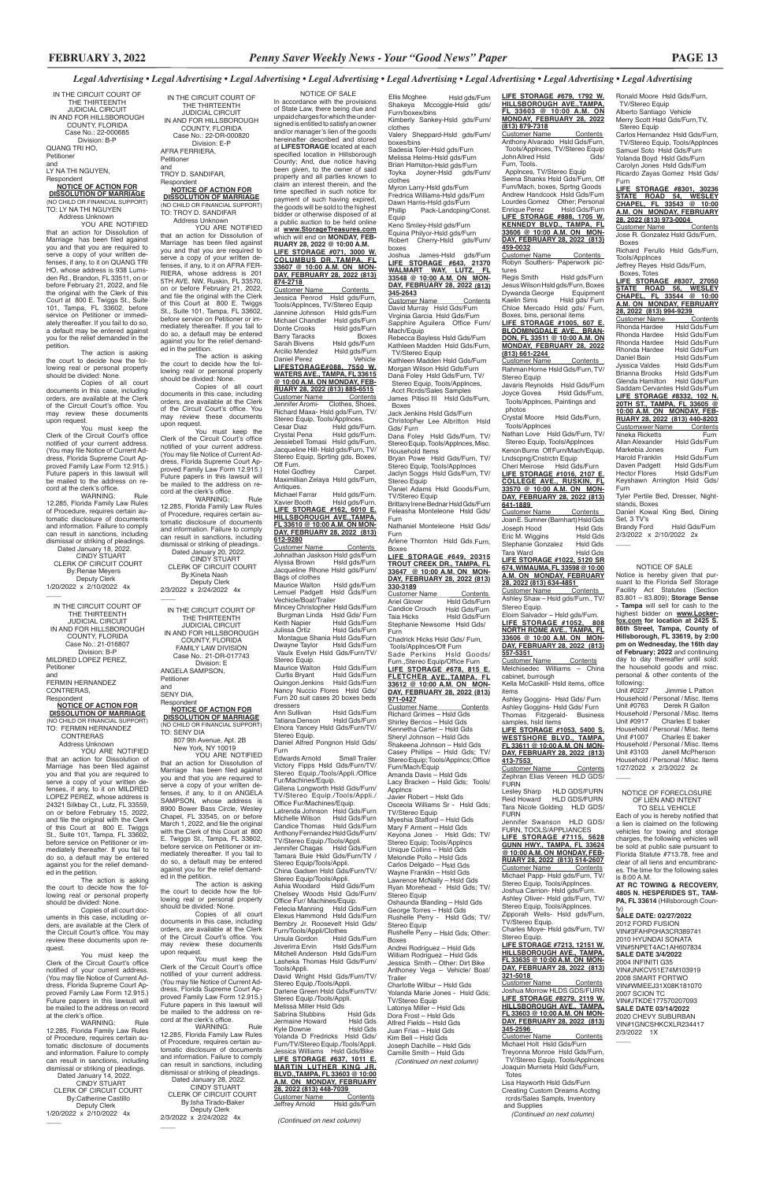*Legal Advertising • Legal Advertising • Legal Advertising • Legal Advertising • Legal Advertising • Legal Advertising • Legal Advertising*

IN THE CIRCUIT COURT OF THE THIRTEENTH JUDICIAL CIRCUIT IN AND FOR HILLSBOROUGH COUNTY, FLORIDA
Case No.: 22-000685
Division: B-P

QUANG TRI HO,
Petitioner
and
LY NA THI NGUYEN,
Respondent

**NOTICE OF ACTION FOR DISSOLUTION OF MARRIAGE**
(NO CHILD OR FINANCIAL SUPPORT)

TO: LY NA THI NGUYEN
Address Unknown

YOU ARE NOTIFIED that an action for Dissolution of Marriage has been filed against you and that you are required to serve a copy of your written defenses, if any, to it on QUANG TRI HO, whose address is 938 Lumsden Rd., Brandon, FL 33511, on or before February 21, 2022, and file the original with the Clerk of this Court at 800 E. Twiggs St., Suite 101, Tampa, FL 33602, before service on Petitioner or immediately thereafter. If you fail to do so, a default may be entered against you for the relief demanded in the petition.

The action is asking the court to decide how the following real or personal property should be divided: None.

Copies of all court documents in this case, including orders, are available at the Clerk of the Circuit Court's office. You may review these documents upon request.

You must keep the Clerk of the Circuit Court's office notified of your current address. (You may file Notice of Current Address, Florida Supreme Court Approved Family Law Form 12.915.) Future papers in this lawsuit will be mailed to the address on record at the clerk's office.

WARNING: Rule 12.285, Florida Family Law Rules of Procedure, requires certain automatic disclosure of documents and information. Failure to comply can result in sanctions, including dismissal or striking of pleadings.

Dated January 18, 2022.
CINDY STUART
CLERK OF CIRCUIT COURT
By:Renae Meyers
Deputy Clerk
1/20/2022 x 2/10/2022 4x

---

IN THE CIRCUIT COURT OF THE THIRTEENTH JUDICIAL CIRCUIT IN AND FOR HILLSBOROUGH COUNTY, FLORIDA
Case No.: 21-016807
Division: B-P

MILDRED LOPEZ PEREZ,
Petitioner
and
FERMIN HERNANDEZ CONTRERAS,
Respondent

**NOTICE OF ACTION FOR DISSOLUTION OF MARRIAGE**
(NO CHILD OR FINANCIAL SUPPORT)

TO: FERMIN HERNANDEZ CONTRERAS
Address Unknown

YOU ARE NOTIFIED that an action for Dissolution of Marriage has been filed against you and that you are required to serve a copy of your written defenses, if any, to it on MILDRED LOPEZ PEREZ, whose address is 24321 Silkbay Ct., Lutz, FL 33559, on or before February 15, 2022, and file the original with the Clerk of this Court at 800 E. Twiggs St., Suite 101, Tampa, FL 33602, before service on Petitioner or immediately thereafter. If you fail to do so, a default may be entered against you for the relief demanded in the petition.

The action is asking the court to decide how the following real or personal property should be divided: None.

Copies of all court documents in this case, including orders, are available at the Clerk of the Circuit Court's office. You may review these documents upon request.

You must keep the Clerk of the Circuit Court's office notified of your current address. (You may file Notice of Current Address, Florida Supreme Court Approved Family Law Form 12.915.) Future papers in this lawsuit will be mailed to the address on record at the clerk's office.

WARNING: Rule 12.285, Florida Family Law Rules of Procedure, requires certain automatic disclosure of documents and information. Failure to comply can result in sanctions, including dismissal or striking of pleadings.

Dated January 14, 2022.
CINDY STUART
CLERK OF CIRCUIT COURT
By:Catherine Castillo
Deputy Clerk
1/20/2022 x 2/10/2022 4x

---

IN THE CIRCUIT COURT OF THE THIRTEENTH JUDICIAL CIRCUIT IN AND FOR HILLSBOROUGH COUNTY, FLORIDA
Case No.: 22-DR-000820
Division: E-P

AFRA FERRIERA,
Petitioner
and
TROY D. SANDIFAR,
Respondent

**NOTICE OF ACTION FOR DISSOLUTION OF MARRIAGE**
(NO CHILD OR FINANCIAL SUPPORT)

TO: TROY D. SANDIFAR
Address Unknown

YOU ARE NOTIFIED that an action for Dissolution of Marriage has been filed against you and that you are required to serve a copy of your written defenses, if any, to it on AFRA FERRIERA, whose address is 201 5TH AVE. NW, Ruskin, FL 33570, on or before February 21, 2022, and file the original with the Clerk of this Court at 800 E. Twiggs St., Suite 101, Tampa, FL 33602, before service on Petitioner or immediately thereafter. If you fail to do so, a default may be entered against you for the relief demanded in the petition.

The action is asking the court to decide how the following real or personal property should be divided: None.

Copies of all court documents in this case, including orders, are available at the Clerk of the Circuit Court's office. You may review these documents upon request.

You must keep the Clerk of the Circuit Court's office notified of your current address. (You may file Notice of Current Address, Florida Supreme Court Approved Family Law Form 12.915.) Future papers in this lawsuit will be mailed to the address on record at the clerk's office.

WARNING: Rule 12.285, Florida Family Law Rules of Procedure, requires certain automatic disclosure of documents and information. Failure to comply can result in sanctions, including dismissal or striking of pleadings.

Dated January 20, 2022.
CINDY STUART
CLERK OF CIRCUIT COURT
By:Kineta Nash
Deputy Clerk
2/3/2022 x 2/24/2022 4x

---

IN THE CIRCUIT COURT OF THE THIRTEENTH JUDICIAL CIRCUIT IN AND FOR HILLSBOROUGH COUNTY, FLORIDA
FAMILY LAW DIVISION
Case No.: 21-DR-017743
Division: E

ANGELA SAMPSON,
Petitioner
and
SENY DIA,
Respondent

**NOTICE OF ACTION FOR DISSOLUTION OF MARRIAGE**
(NO CHILD OR FINANCIAL SUPPORT)

TO: SENY DIA
807 9th Avenue, Apt. 2B
New York, NY 10019

YOU ARE NOTIFIED that an action for Dissolution of Marriage has been filed against you and that you are required to serve a copy of your written defenses, if any, to it on ANGELA SAMPSON, whose address is 8900 Bower Bass Circle, Wesley Chapel, FL 33545, on or before March 1, 2022, and file the original with the Clerk of this Court at 800 E. Twiggs St., Tampa, FL 33602, before service on Petitioner or immediately thereafter. If you fail to do so, a default may be entered against you for the relief demanded in the petition.

The action is asking the court to decide how the following real or personal property should be divided: None.

Copies of all court documents in this case, including orders, are available at the Clerk of the Circuit Court's office. You may review these documents upon request.

You must keep the Clerk of the Circuit Court's office notified of your current address. (You may file Notice of Current Address, Florida Supreme Court Approved Family Law Form 12.915.) Future papers in this lawsuit will be mailed to the address on record at the clerk's office.

WARNING: Rule 12.285, Florida Family Law Rules of Procedure, requires certain automatic disclosure of documents and information. Failure to comply can result in sanctions, including dismissal or striking of pleadings.

Dated January 28, 2022.
CINDY STUART
CLERK OF CIRCUIT COURT
By:Isha Tirado-Baker
Deputy Clerk
2/3/2022 x 2/24/2022 4x

---

NOTICE OF SALE

In accordance with the provisions of State Law, there being due and unpaid charges for which the undersigned is entitled to satisfy an owner and/or manager's lien of the goods hereinafter described and stored at **LIFESTORAGE** located at each specified location in Hillsborough County; And, due notice having been given, to the owner of said property and all parties known to claim an interest therein, and the time specified in such notice for payment of such having expired, the goods will be sold to the highest bidder or otherwise disposed of at a public auction to be held online at **www.StorageTreasures.com** which will end on **MONDAY, FEBRUARY 28, 2022 @ 10:00 A.M.**

**LIFE STORAGE #071, 3000 W. COLUMBUS DR.,TAMPA, FL 33607 @ 10:00 A.M. ON MONDAY, FEBRUARY 28, 2022 (813) 874-2718**

Customer Name — Contents
Jessica Penrod Hsld gds/Furn, Tools/Applnces, TV/Stereo Equip
Jannine Johnson Hsld gds/Furn
Michael Chandler Hsld gds/Furn
Donte Crooks Hsld gds/Furn
Barry Taracks Boxes
Sarah Bivens Hsld gds/Furn
Arcilio Mendez Hsld gds/Furn
Daniel Perez Vehicle

**LIFESTORAGE#088, 7550 W. WATERS AVE., TAMPA, FL 33615 @ 10:00 A.M. ON MONDAY, FEBRUARY 28, 2022 (813) 885-6515**

Customer Name — Contents
Jennifer Aromi- Clothes, Shoes.
Richard Maxa- Hsld gds/Furn, TV/ Stereo Equip, Tools/Applnces.
Cesar Diaz Hsld gds/Furn.
Crystal Pena Hsld gds/Furn.
Jessiebell Tomasi Hsld gds/Furn.
Jacqueline Hill- Hsld gds/Furn, TV/ Stereo Equip, Sprting gds, Boxes, Off Furn.
Hotel Godfrey Carpet.
Maximillian Zelaya Hsld gds/Furn, Antiques.
Michael Farrar Hsld gds/Furn.
Xavier Booth Hsld gds/Furn.

**LIFE STORAGE #162, 6010 E. HILLSBOROUGH AVE.,TAMPA, FL 33610 @ 10:00 A.M. ON MONDAY, FEBRUARY 28, 2022 (813) 612-9280**

Customer Name — Contents
Johnathan Jackson Hsld gds/Furn
Alyssa Brown Hsld gds/Furn
Jacqueline Rhone Hsld gds/Furn/ Bags of clothes
Maurice Walton Hsld gds/Furn
Lemuel Padgett Hsld Gds/Furn Vechicle/Boat/Trailer
Mincey Christopher Hsld Gds/Furn
Burgman Linda Hsld Gds/Furn
Keith Napier Hsld Gds/Furn
Julissa Ortiz Hsld Gds/Furn
Montague Shania Hsld Gds/Furn
Dwayne Taylor Hsld Gds/Furn
Vaulx Evelyn Hsld Gds/Furn/TV/ Stereo Equip.
Maurice Walton Hsld Gds/Furn
Curtis Bryant Hsld Gds/Furn
Quingon Jenkins Hsld Gds/Furn
Nancy Nuccio Flores Hsld Gds/ Furn 20 suit cases 20 boxes beds dressers
Ann Sullivan Hsld Gds/Furn
Tatiana Denson Hsld Gds/Furn
Elnora Yancey Hsld Gds/Furn/TV/ Stereo Equip.
Daniel Alfred Pongnon Hsld Gds/ Furn
Edwards Arnold Small Trailer
Victory Fipps Hsld Gds/Furn/TV/ Stereo Equip./Tools/Appli./Office Fur/Machines/Equip.
Gillena Longworth Hsld Gds/Furn/ TV/Stereo Equip./Tools/Appli./ Office Fur/Machines/Equip.
Latrenda Johnson Hsld Gds/Furn
Michelle Wilson Hsld Gds/Furn
Candice Thomas Hsld Gds/Furn
Anthony Fernandez Hsld Gds/Furn/ TV/Stereo Equip./Tools/Appli.
Jennifer Chagas Hsld Gds/Furn
Tamara Buie Hsld Gds/Furn/TV / Stereo Equip/Tools/Appli.
China Gadsen Hsld Gds/Furn/TV/ Stereo Equip/Tools/Appli.
Ashia Woodard Hsld Gds/Furn
Chelsey Woods Hsld Gds/Furn/ Office Fur/ Machines/Equip.
Felecia Manning Hsld Gds/Furn
Elexus Hammond Hsld Gds/Furn
Bembry Jr. Roosevelt Hsld Gds/ Furn/Tools/Appli/Clothes
Ursula Gordon Hsld Gds/Furn
Jsverima Ervin Hsld Gds/Furn
Mitchell Anderson Hsld Gds/Furn
Lasheka Thomas Hsld Gds/Furn/ Tools/Appli.
David Wright Hsld Gds/Furn/TV/ Stereo Equip./Tools/Appli.
Darlene Green Hsld Gds/Furn/TV/ Stereo Equip./Tools/Appli.
Melissa Miller Hsld Gds
Sabrina Stubbins Hsld Gds
Jermaine Howard Hsld Gds
Kyle Downie Hsld Gds
Yolanda D Fredricks Hsld Gds/ Furn/TV/Stereo Equip./Tools/Appli.
Jessica Williams Hsld Gds/Bike

**LIFE STORAGE #637, 1011 E. MARTIN LUTHER KING JR. BLVD.,TAMPA, FL 33603 @ 10:00 A.M. ON MONDAY, FEBRUARY 28, 2022 (813) 448-7039**

Customer Name — Contents
Jeffrey Arnold Hsld gds/Furn
Ellis Mcghee Hsld gds/Furn
Shakeya Mccoggle-Hsld gds/ Furn/boxes/bins
Kimberly Sankey-Hsld gds/Furn/ clothes
Valery Sheppard-Hsld gds/Furn/ boxes/bins
Sadesia Toler-Hsld gds/Furn
Melissa Helms-Hsld gds/Furn
Brian Hamilton-Hsld gds/Furn
Toyka Joyner-Hsld gds/Furn/ clothes
Myron Larry-Hsld gds/Furn
Fredrica Williams-Hsld gds/Furn
Dawn Harris-Hsld gds/Furn
Phillip Pack-Landcping/Const. Equip
Keno Smiley-Hsld gds/Furn
Equina Philyor-Hsld gds/Furn
Robert Cherry-Hsld gds/Furn/ boxes
Joshua James-Hsld gds/Furn

**LIFE STORAGE #643, 21370 WALMART WAY, LUTZ, FL 33548 @ 10:00 A.M. ON MONDAY, FEBRUARY 28, 2022 (813) 345-2643**

Customer Name — Contents
David Murray Hsld Gds/Furn
Virginia Garcia Hsld Gds/Furn
Sapphire Aguilera Office Furn/ Mach/Equip
Rebecca Bayless Hsld Gds/Furn
Kathleen Madden Hsld Gds/Furn, TV/Stereo Equip
Kathleen Madden Hsld Gds/Furn
Morgan Wilson Hsld Gds/Furn
Dana Foley Hsld Gds/Furn, TV/ Stereo Equip, Tools/Applnces, Acct Rcrds/Sales Samples
James Pitisci III Hsld Gds/Furn, Boxes
Jack Jenkins Hsld Gds/Furn
Christopher Lee Albritton Hsld Gds/ Furn
Dana Foley Hsld Gds/Furn, TV/ Stereo Equip, Tools/Applnces, Misc. Household Items
Bryan Powe Hsld Gds/Furn, TV/ Stereo Equip, Tools/Applnces
Jaclyn Soggs Hsld Gds/Furn, TV/ Stereo Equip
Daniel Adams Hsld Goods/Furn, TV/Stereo Equip
Brittany Irene Bednar Hsld Gds/Furn
Feleasha Monteleone Hsld Gds/ Furn
Nathaniel Monteleone Hsld Gds/ Furn
Arlene Thornton Hsld Gds.Furn, Boxes

**LIFE STORAGE #649, 20315 TROUT CREEK DR., TAMPA, FL 33647 @ 10:00 A.M. ON MONDAY, FEBRUARY 28, 2022 (813) 330-3189**

Customer Name — Contents
Ariel Glover Hsld Gds/Furn
Candice Crouch Hsld Gds/Furn
Taia Hicks Hsld Gds/Furn
Stephanie Newsome Hsld Gds/ Furn
Chadrick Hicks Hsld Gds/ Furn, Tools/Applnces/Off Furn
Sade Perkins Hsld Goods/ Furn.,Stereo Equip/Office Furn

**LIFE STORAGE #678, 815 E. FLETCHER AVE.,TAMPA, FL 33612 @ 10:00 A.M. ON MONDAY, FEBRUARY 28, 2022 (813) 971-0427**

Customer Name — Contents
Richard Grimes – Hsld Gds
Shirley Berrios – Hsld Gds
Kenneitha Carter – Hsld Gds
Sheryl Johnson – Hsld Gds
Shakeena Johnson – Hsld Gds
Casey Phillips – Hsld Gds; TV/ Stereo Equip; Tools/Applncs; Office Furn/Mach/Equip
Amanda Davis – Hsld Gds
Lacy Bracken – Hsld Gds; Tools/ Applncs
Javier Robert – Hsld Gds
Osceola Williams Sr - Hsld Gds; TV/Stereo Equip
Myeshia Stafford – Hsld Gds
Mary Parrent – Hsld Gds
Keyona Jones - Hsld Gds; TV/ Stereo Equip; Tools/Applncs
Unique Collins – Hsld Gds
Melondie Pollo – Hsld Gds
Carlos Delgado – Hsld Gds
Wayne Franklin – Hsld Gds
Lawrence McNally – Hsld Gds
Ryan Morehead - Hsld Gds; TV/ Stereo Equip
Oshaunda Blanding – Hsld Gds
George Torres – Hsld Gds
Rushelle Perry - Hsld Gds; TV/ Stereo Equip
Rushelle Perry – Hsld Gds; Other: Boxes
Andrei Rodriguez – Hsld Gds
William Rodriguez – Hsld Gds
Jessica Smith – Other: Dirt Bike
Anthoney Vega – Vehicle/ Boat/ Trailer
Charlotte Wilbur – Hsld Gds
Yolanda Marie Jones - Hsld Gds; TV/Stereo Equip
Latonya Miller – Hsld Gds
Dora Frost – Hsld Gds
Alfred Fields – Hsld Gds
Juan Frias – Hsld Gds
Kim Bell – Hsld Gds
Joseph Dachille – Hsld Gds
Camille Smith – Hsld Gds

**LIFE STORAGE #679, 1792 W. HILLSBOROUGH AVE.,TAMPA, FL 33603 @ 10:00 A.M. ON MONDAY, FEBRUARY 28, 2022 (813) 879-7318**

Customer Name — Contents
Anthony Alvarado Hsld Gds/Furn, Tools/Applnces, TV/Stereo Equip
John Allred Hsld Gds/ Furn, Tools, Applnces, TV/Stereo Equip
Seena Shanks Hsld Gds/Furn, Off Furn/Mach, boxes, Spring Goods
Andrew Handcock Hsld Gds/Furn
Lourdes Gomez Other; Personal
Enrique Perez Hsld Gds/Furn

**LIFE STORAGE #888, 1705 W. KENNEDY BLVD., TAMPA, FL 33606 @ 10:00 A.M. ON MONDAY, FEBRUARY 28, 2022 (813) 459-0032**

Customer Name — Contents
Robyn Southers- Paperwork pictures
Regis Smith Hsld gds/Furn
Jesus Wilson Hsld gds/Furn, Boxes
Dywanda George Equipment
Kaelin Sims Hsld gds/ Furn
Chloe Mercado Hsld gds/ Furn, Boxes, bins, personal items

**LIFE STORAGE #1005, 607 E. BLOOMINGDALE AVE., BRANDON, FL 33511 @ 10:00 A.M. ON MONDAY, FEBRUARY 28, 2022 (813) 661-2244**

Customer Name — Contents
Rahman Horne Hsld Gds/Furn, TV/ Stereo Equip
Javaris Reynolds Hsld Gds/Furn
Joyce Govea Hsld Gds/Furn, Tools/Applnces, Paintings and photos
Crystal Moore Hsld Gds/Furn, Tools/Applnces
Nathan Love Hsld Gds/Furn, TV/ Stereo Equip, Tools/Applnces
Kenon Burns Off Furn/Mach/Equip, Lndscpng/Cnstrctn Equip
Cheri Meirose Hsld Gds/Furn

**LIFE STORAGE #1016, 2107 E. COLLEGE AVE., RUSKIN, FL 33570 @ 10:00 A.M. ON MONDAY, FEBRUARY 28, 2022 (813) 641-1889**

Customer Name — Contents
Joan E. Sumner (Barnhart) Hsld Gds
Joseph Hood Hsld Gds
Eric M. Wiggins Hsld Gds
Stephanie Gonzalez Hsld Gds
Tara Ward Hsld Gds

**LIFE STORAGE #1022, 5120 SR 674,WIMAUMA, FL 33598 @10:00 A.M. ON MONDAY, FEBRUARY 28, 2022 (813) 634-4851**

Customer Name — Contents
Ashley Shaw – Hsld gds/Furn., TV/ Stereo Equip.
Eloim Salvador – Hsld gds/Furn.

**LIFE STORAGE #1052, 808 NORTH ROME AVE., TAMPA, FL 33606 @ 10:00 A.M. ON MONDAY, FEBRUARY 28, 2022 (813) 557-5351**

Customer Name — Contents
Melchisedec Williams – China cabinet, burrough
Kella McCaskill- Hsld items, office items
Ashley Goggins- Hsld Gds/ Furn
Ashley Goggins- Hsld Gds/ Furn
Thomas Fitzgerald- Business samples, hsld items

**LIFE STORAGE #1053, 5400 S. WESTSHORE BLVD., TAMPA, FL 33611 @ 10:00 A.M. ON MONDAY, FEBRUARY 28, 2022 (813) 413-7553**

Customer Name — Contents
Zephran Elias Vereen HLD GDS/ FURN
Lesley Sharp HLD GDS/FURN
Reid Howard HLD GDS/FURN
Tara Nicole Golding HLD GDS/ FURN
Jennifer Swanson HLD GDS/ FURN, TOOLS/APPLIANCES

**LIFE STORAGE #7115, 5628 GUNN HWY., TAMPA, FL 33624 @ 10:00 A.M. ON MONDAY, FEBRUARY 28, 2022 (813) 514-2607**

Customer Name — Contents
Michael Papp- Hsld gds/Furn, TV/ Stereo Equip, Tools/Applnces.
Joshua Carrion- Hsld gds/Furn.
Ashley Oliver- Hsld gds/Furn, TV/ Stereo Equip, Tools/Applnces.
Zipporah Wells- Hsld gds/Furn, TV/Stereo Equip.
Charles Moye- Hsld gds/Furn, TV/ Stereo Equip.

**LIFE STORAGE #7213, 12151 W. HILLSBOROUGH AVE., TAMPA, FL 33635 @ 10:00 A.M. ON MONDAY, FEBRUARY 28, 2022 (813) 321-5018**

Customer Name — Contents
Joshua Morrow HLDS GDS/FURN

**LIFE STORAGE #8279, 2119 W. HILLSBOROUGH AVE., TAMPA, FL 33603 @ 10:00 A.M. ON MONDAY, FEBRUARY 28, 2022 (813) 345-2596**

Customer Name — Contents
Michael Holt Hsld Gds/Furn
Treyonna Monroe Hsld Gds/Furn, TV/Stereo Equip, Tools/Applnces
Joaquin Murrieta Hsld Gds/Furn, Totes
Lisa Hayworth Hsld Gds/Furn
Creating Custom Dreams Acctng rcrds/Sales Samples, Inventory and Supplies
Ronald Moore Hsld Gds/Furn, TV/Stereo Equip
Alberto Santiago Vehicle
Merry Scott Hsld Gds/Furn,TV, Stereo Equip
Carlos Hernandez Hsld Gds/Furn, TV/Stereo Equip, Tools/Applnces
Samuel Soto Hsld Gds/Furn
Yolanda Boyd Hsld Gds/Furn
Carolyn Jones Hsld Gds/Furn
Ricardo Zayas Gomez Hsld Gds/ Furn

**LIFE STORAGE #8301, 30236 STATE ROAD 54, WESLEY CHAPEL, FL 33543 @ 10:00 A.M. ON MONDAY, FEBRUARY 28, 2022 (813) 973-0004**

Customer Name — Contents
Jose R. Gonzalez Hsld Gds/Furn, Boxes
Richard Ferullo Hsld Gds/Furn, Tools/Applnces
Jeffrey Reyes Hsld Gds/Furn, Boxes, Totes

**LIFE STORAGE #8307, 27050 STATE ROAD 56, WESLEY CHAPEL, FL 33544 @ 10:00 A.M. ON MONDAY, FEBRUARY 28, 2022 (813) 994-9239**

Customer Name — Contents
Rhonda Hardee Hsld Gds/Furn
Rhonda Hardee Hsld Gds/Furn
Rhonda Hardee Hsld Gds/Furn
Rhonda Hardee Hsld Gds/Furn
Daniel Bain Hsld Gds/Furn
Jyssica Valdes Hsld Gds/Furn
Brianna Brooks Hsld Gds/Furn
Glenda Hamilton Hsld Gds/Furn
Saddam Cervantes Hsld Gds/Furn

**LIFE STORAGE #8332, 102 N. 20TH ST., TAMPA, FL 33605 @ 10:00 A.M. ON MONDAY, FEBRUARY 28, 2022 (813) 440-8203**

Customer Name — Contents
Nneka Ricketts Furn
Allan Alexander Hsld Gds/Furn
Markebia Jones Furn
Harold Franklin Hsld Gds/Furn
Daven Padgett Hsld Gds/Furn
Hector Flores Hsld Gds/Furn
Keyshawn Arrington Hsld Gds/ Furn
Tyler Pertile Bed, Dresser, Nightstands, Boxes
Daniel Kowal King Bed, Dining Set, 3 TV's
Brandy Ford Hsld Gds/Furn
2/3/2022 x 2/10/2022 2x

---

NOTICE OF SALE

Notice is hereby given that pursuant to the Florida Self Storage Facility Act Statutes (Section 83.801 – 83.809); **Storage Sense - Tampa** will sell for cash to the highest bidder on **www.Lockerfox.com for location at 2425 S. 86th Street, Tampa, County of Hillsborough, FL 33619, by 2:00 pm on Wednesday, the 16th day of February; 2022** and continuing day to day thereafter until sold: the household goods and misc. personal & other contents of the following:

Unit #0227 Jimmie L Patton
Household / Personal / Misc. Items
Unit #0763 Derek R Gallon
Household / Personal / Misc. Items
Unit #0917 Charles E baker
Household / Personal / Misc. Items
Unit #1007 Charles E baker
Household / Personal / Misc. Items
Unit #3103 Janell McPherson
Household / Personal / Misc. Items
1/27/2022 x 2/3/2022 2x

---

NOTICE OF FORECLOSURE OF LIEN AND INTENT TO SELL VEHICLE

Each of you is hereby notified that a lien is claimed on the following vehicles for towing and storage charges, the following vehicles will be sold at public sale pursuant to Florida Statute #713.78, free and clear of all liens and encumbrances. The time for the following sales is 8:00 A.M.

**AT RC TOWING & RECOVERY, 4805 N. HESPERIDES ST., TAMPA, FL 33614** (Hillsborough County)

**SALE DATE: 02/27/2022**
2012 FORD FUSION
VIN#3FAHP0HA3CR389741
2010 HYUNDAI SONATA
VIN#5NPET4AC1AH607834

**SALE DATE 3/4/2022**
2004 INFINITI G35
VIN#JNKCV51E74M103919
2008 SMART FORTWO
VIN#WMEEJ31X08K181070
2007 SCION TC
VIN#JTKDE177570207093

**SALE DATE 03/14/2022**
2020 CHEVY SUBURBAN
VIN#1GNCSHKCXLR234417
2/3/2022 1X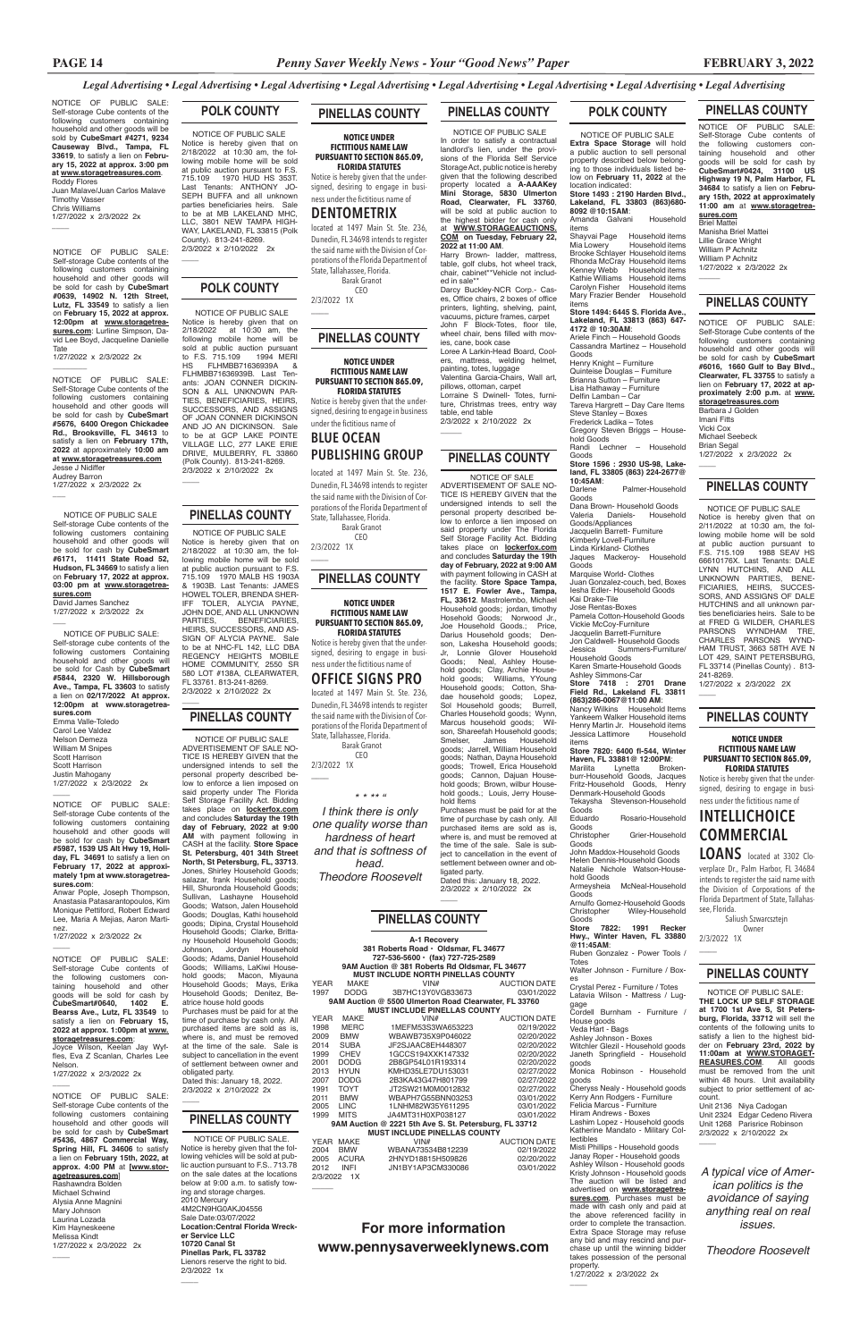*Legal Advertising • Legal Advertising • Legal Advertising • Legal Advertising • Legal Advertising • Legal Advertising • Legal Advertising • Legal Advertising*

NOTICE OF PUBLIC SALE: Self-storage Cube contents of the following customers containing household and other goods will be sold by **CubeSmart #4271, 9234 Causeway Blvd., Tampa, FL 33619**, to satisfy a lien on **February 15, 2022 at approx. 3:00 pm at www.storagetreasures.com**.
Roddy Flores
Juan Malave/Juan Carlos Malave
Timothy Vasser
Chris Williams
1/27/2022 x 2/3/2022 2x

NOTICE OF PUBLIC SALE: Self-storage Cube contents of the following customers containing household and other goods will be sold for cash by **CubeSmart #0639, 14902 N. 12th Street, Lutz, FL 33549** to satisfy a lien on **February 15, 2022 at approx. 12:00pm at www.storagetreasures.com**: Lurline Simpson, David Lee Boyd, Jacqueline Danielle Tate
1/27/2022 x 2/3/2022 2x

NOTICE OF PUBLIC SALE: Self-storage Cube contents of the following customers containing household and other goods will be sold for cash by **CubeSmart #5676, 6400 Oregon Chickadee Rd., Brooksville, FL 34613** to satisfy a lien on **February 17th, 2022** at approximately **10:00 am at www.storagetreasures.com**
Jesse J Nidiffer
Audrey Barron
1/27/2022 x 2/3/2022 2x

NOTICE OF PUBLIC SALE Self-storage Cube contents of the following customers containing household and other goods will be sold for cash by **CubeSmart #6171, 11411 State Road 52, Hudson, FL 34669** to satisfy a lien on **February 17, 2022 at approx. 03:00 pm at www.storagetreasures.com**
David James Sanchez
1/27/2022 x 2/3/2022 2x

NOTICE OF PUBLIC SALE: Self-storage Cube contents of the following customers Containing household and other goods will be sold for Cash by **CubeSmart #5844, 2320 W. Hillsborough Ave., Tampa, FL 33603** to satisfy a lien on **02/17/2022 At approx. 12:00pm at www.storagetreasures.com**
Emma Valle-Toledo
Carol Lee Valdez
Nelson Demeza
William M Snipes
Scott Harrison
Scott Harrison
Justin Mahogany
1/27/2022 x 2/3/2022 2x

NOTICE OF PUBLIC SALE: Self-storage Cube contents of the following customers containing household and other goods will be sold for cash by **CubeSmart #5987, 1539 US Alt Hwy 19, Holiday, FL 34691** to satisfy a lien on **February 17, 2022 at approximately 1pm at www.storagetreasures.com**:
Anwar Pople, Joseph Thompson, Anastasia Patasarantopoulos, Kim Monique Pettiford, Robert Edward Lee, Maria A Mejias, Aaron Martinez.
1/27/2022 x 2/3/2022 2x

NOTICE OF PUBLIC SALE: Self-storage Cube contents of the following customers containing household and other goods will be sold for cash by **CubeSmart#0640, 1402 E. Bearss Ave., Lutz, FL 33549** to satisfy a lien on **February 15, 2022 at approx. 1:00pm at www.storagetreasures.com**:
Joyce Wilson, Keelan Jay Wyffles, Eva Z Scanlan, Charles Lee Nelson.
1/27/2022 x 2/3/2022 2x

NOTICE OF PUBLIC SALE: Self-storage Cube contents of the following customers containing household and other goods will be sold for cash by **CubeSmart #5436, 4867 Commercial Way, Spring Hill, FL 34606** to satisfy a lien on **February 15th, 2022, at approx. 4:00 PM at [www.storagetreasures.com]**
Rashawndra Bolden
Michael Schwind
Alysia Anne Magnini
Mary Johnson
Laurina Lozada
Kim Hayneskeene
Melissa Kindt
1/27/2022 x 2/3/2022 2x

## POLK COUNTY

NOTICE OF PUBLIC SALE
Notice is hereby given that on 2/18/2022 at 10:30 am, the following mobile home will be sold at public auction pursuant to F.S. 715.109 1970 HUD HS 353T. Last Tenants: ANTHONY JOSEPH BUFFA and all unknown parties beneficiaries heirs. Sale to be at MB LAKELAND MHC, LLC, 3801 NEW TAMPA HIGHWAY, LAKELAND, FL 33815 (Polk County). 813-241-8269.
2/3/2022 x 2/10/2022 2x

## POLK COUNTY

NOTICE OF PUBLIC SALE
Notice is hereby given that on 2/18/2022 at 10:30 am, the following mobile home will be sold at public auction pursuant to F.S. 715.109 1994 MERI HS FLHMBB71636939A & FLHMBB71636939B. Last Tenants: JOAN CONNER DICKINSON & ALL UNKNOWN PARTIES, BENEFICIARIES, HEIRS, SUCCESSORS, AND ASSIGNS OF JOAN CONNER DICKINSON AND JO AN DICKINSON. Sale to be at GCP LAKE POINTE VILLAGE LLC, 277 LAKE ERIE DRIVE, MULBERRY, FL 33860 (Polk County). 813-241-8269.
2/3/2022 x 2/10/2022 2x

## PINELLAS COUNTY

NOTICE OF PUBLIC SALE
Notice is hereby given that on 2/18/2022 at 10:30 am, the following mobile home will be sold at public auction pursuant to F.S. 715.109 1970 MALB HS 1903A & 1903B. Last Tenants: JAMES HOWEL TOLER, BRENDA SHERIFF TOLER, ALYCIA PAYNE, JOHN DOE, AND ALL UNKNOWN PARTIES, BENEFICIARIES, HEIRS, SUCCESSORS, AND ASSIGN OF ALYCIA PAYNE. Sale to be at NHC-FL 142, LLC DBA REGENCY HEIGHTS MOBILE HOME COMMUNITY, 2550 SR 580 LOT #138A, CLEARWATER, FL 33761. 813-241-8269.
2/3/2022 x 2/10/2022 2x

## PINELLAS COUNTY

NOTICE OF PUBLIC SALE ADVERTISEMENT OF SALE NOTICE IS HEREBY GIVEN that the undersigned intends to sell the personal property described below to enforce a lien imposed on said property under The Florida Self Storage Facility Act. Bidding takes place on **lockerfox.com** and concludes **Saturday the 19th day of February, 2022 at 9:00 AM** with payment following in CASH at the facility. **Store Space St. Petersburg, 401 34th Street North, St Petersburg, FL, 33713.** Jones, Shirley Household Goods; salazar, frank Household goods; Hill, Shuronda Household Goods; Sullivan, Lashayne Household Goods; Watson, Jalen Household Goods; Douglas, Kathi household goods; Dipina, Crystal Household Household Goods; Clarke, Brittany Household Household Goods; Johnson, Jordyn Household Goods; Adams, Daniel Household Goods; Williams, LaKiwi Household goods; Macon, Miyauna Household Goods; Mays, Erika Household Goods; Denitez, Beatrice house hold goods
Purchases must be paid for at the time of purchase by cash only. All purchased items are sold as is, where is, and must be removed at the time of the sale. Sale is subject to cancellation in the event of settlement between owner and obligated party.
Dated this: January 18, 2022.
2/3/2022 x 2/10/2022 2x

## PINELLAS COUNTY

NOTICE OF PUBLIC SALE.
Notice is hereby given that the following vehicles will be sold at public auction pursuant to F.S.. 713.78 on the sale dates at the locations below at 9:00 a.m. to satisfy towing and storage charges.
2010 Mercury
4M2CN9HG0AKJ04556
Sale Date:03/07/2022
**Location:Central Florida Wrecker Service LLC**
**10720 Canal St**
**Pinellas Park, FL 33782**
Lienors reserve the right to bid.
2/3/2022 1x

## PINELLAS COUNTY

**NOTICE UNDER FICTITIOUS NAME LAW PURSUANT TO SECTION 865.09, FLORIDA STATUTES**
Notice is hereby given that the undersigned, desiring to engage in business under the fictitious name of

# DENTOMETRIX

located at 1497 Main St. Ste. 236, Dunedin, FL 34698 intends to register the said name with the Division of Corporations of the Florida Department of State, Tallahassee, Florida.
Barak Granot
CEO
2/3/2022 1X

## PINELLAS COUNTY

**NOTICE UNDER FICTITIOUS NAME LAW PURSUANT TO SECTION 865.09, FLORIDA STATUTES**
Notice is hereby given that the undersigned, desiring to engage in business under the fictitious name of

# BLUE OCEAN PUBLISHING GROUP

located at 1497 Main St. Ste. 236, Dunedin, FL 34698 intends to register the said name with the Division of Corporations of the Florida Department of State, Tallahassee, Florida.
Barak Granot
CEO
2/3/2022 1X

## PINELLAS COUNTY

**NOTICE UNDER FICTITIOUS NAME LAW PURSUANT TO SECTION 865.09, FLORIDA STATUTES**
Notice is hereby given that the undersigned, desiring to engage in business under the fictitious name of

# OFFICE SIGNS PRO

located at 1497 Main St. Ste. 236, Dunedin, FL 34698 intends to register the said name with the Division of Corporations of the Florida Department of State, Tallahassee, Florida.
Barak Granot
CEO
2/3/2022 1X

*I think there is only one quality worse than hardness of heart and that is softness of head.*
*Theodore Roosevelt*

## PINELLAS COUNTY

NOTICE OF PUBLIC SALE
In order to satisfy a contractual landlord's lien, under the provisions of the Florida Self Service Storage Act, public notice is hereby given that the following described property located at **A-AAAKey Mini Storage, 5830 Ulmerton Road, Clearwater, FL 33760**, will be sold at public auction to the highest bidder for cash only at **WWW.STORAGEAUCTIONS.COM on Tuesday, February 22, 2022 at 11:00 AM**.
Harry Brown- ladder, mattress, table, golf clubs, hot wheel track, chair, cabinet**Vehicle not included in sale**
Darcy Buckley-NCR Corp.- Cases, Office chairs, 2 boxes of office printers, lighting, shelving, paint, vacuums, picture frames, carpet
John F Block-Totes, floor tile, wheel chair, bens filled with movies, cane, book case
Loree A Larkin-Head Board, Coolers, mattress, welding helmet, painting, totes, luggage
Valentina Garcia-Chairs, Wall art, pillows, ottoman, carpet
Lorraine S Dwinell- Totes, furniture, Christmas trees, entry way table, end table
2/3/2022 x 2/10/2022 2x

## PINELLAS COUNTY

NOTICE OF SALE
ADVERTISEMENT OF SALE NOTICE IS HEREBY GIVEN that the undersigned intends to sell the personal property described below to enforce a lien imposed on said property under The Florida Self Storage Facility Act. Bidding takes place on **lockerfox.com** and concludes **Saturday the 19th day of February, 2022 at 9:00 AM** with payment following in CASH at the facility. **Store Space Tampa, 1517 E. Fowler Ave., Tampa, FL, 33612.** Mastrolembo, Michael Household goods; jordan, timothy Household Goods; Norwood Jr., Joe Household Goods; Price, Darius Household goods; Denson, Lakesha Household goods; Jr, Lonnie Glover Household Goods; Neal, Ashley Household goods; Clay, Archie Household goods; Williams, Y'Young Household goods; Cotton, Shadae household goods; Lopez, Sol Household goods; Burrell, Charles Household goods; Wynn, Marcus household goods; Wilson, Shareefah Household goods; Smelser, James Household goods; Jarrell, William Household goods; Nathan, Dayna Household goods; Trowell, Erica Household goods; Cannon, Dajuan Household goods; Brown, wilbur Household goods.; Louis, Jerry Household items
Purchases must be paid for at the time of purchase by cash only. All purchased items are sold as is, where is, and must be removed at the time of the sale. Sale is subject to cancellation in the event of settlement between owner and obligated party.
Dated this: January 18, 2022.
2/3/2022 x 2/10/2022 2x

## PINELLAS COUNTY

**A-1 Recovery**
**381 Roberts Road • Oldsmar, FL 34677**
**727-536-5600 • (fax) 727-725-2589**
**9AM Auction @ 381 Roberts Rd Oldsmar, FL 34677**
**MUST INCLUDE NORTH PINELLAS COUNTY**

| YEAR | MAKE | VIN# | AUCTION DATE |
|---|---|---|---|
| 1997 | DODG | 3B7HC13Y0VG833673 | 03/01/2022 |

**9AM Auction @ 5500 Ulmerton Road Clearwater, FL 33760**
**MUST INCLUDE PINELLAS COUNTY**

| YEAR | MAKE | VIN# | AUCTION DATE |
|---|---|---|---|
| 1998 | MERC | 1MEFM53S3WA653223 | 02/19/2022 |
| 2009 | BMW | WBAWB735X9P048022 | 02/20/2022 |
| 2014 | SUBA | JF2SJAAC8EH448307 | 02/20/2022 |
| 1999 | CHEV | 1GCCS194XXK147332 | 02/20/2022 |
| 2001 | DODG | 2B8GP54L01R193314 | 02/20/2022 |
| 2013 | HYUN | KMHD35LE7DU153031 | 02/27/2022 |
| 2007 | DODG | 2B3KA43G47H801799 | 02/27/2022 |
| 1991 | TOYT | JT2SW21M0M0012832 | 02/27/2022 |
| 2011 | BMW | WBAPH7G55BNN03253 | 03/01/2022 |
| 2005 | LINC | 1LNHM82W35Y611295 | 03/01/2022 |
| 1999 | MITS | JA4MT31H0XP038127 | 03/01/2022 |

**9AM Auction @ 2221 5th Ave S. St. Petersburg, FL 33712**
**MUST INCLUDE PINELLAS COUNTY**

| YEAR | MAKE | VIN# | AUCTION DATE |
|---|---|---|---|
| 2004 | BMW | WBANA73534B812239 | 02/19/2022 |
| 2005 | ACURA | 2HNYD18815H509826 | 02/20/2022 |
| 2012 | INFI | JN1BY1AP3CM330086 | 03/01/2022 |

2/3/2022 1X

**For more information**
**www.pennysaverweeklynews.com**

## POLK COUNTY

NOTICE OF PUBLIC SALE
**Extra Space Storage** will hold a public auction to sell personal property described below belonging to those individuals listed below on **February 11, 2022** at the location indicated:
**Store 1493 : 2190 Harden Blvd., Lakeland, FL 33803 (863)680-8092 @10:15AM**:
Amanda Galvani Household items
Shayvai Page Household items
Mia Lowery Household items
Brooke Schlayer Household items
Rhonda McCray Household items
Kenney Webb Household items
Kathie Williams Household items
Carolyn Fisher Household items
Mary Frazier Bender Household items
**Store 1494: 6445 S. Florida Ave., Lakeland, FL 33813 (863) 647-4172 @ 10:30AM**:
Ariele Finch – Household Goods
Cassandra Martinez – Household Goods
Henry Knight – Furniture
Quintese Douglas – Furniture
Brianna Sutton – Furniture
Lisa Hathaway – Furniture
Delfin Lamban – Car
Tareva Hargrett – Day Care Items
Steve Stanley – Boxes
Frederick Ladika – Totes
Gregory Steven Briggs – Household Goods
Randi Lechner – Household Goods
**Store 1596 : 2930 US-98, Lakeland, FL 33805 (863) 224-2677@ 10:45AM**:
Darlene Palmer-Household Goods
Dana Brown- Household Goods
Valeria Daniels- Household Goods/Appliances
Jacquelin Barrett- Furniture
Kimberly Lovell-Furniture
Linda Kirkland- Clothes
Jaques Mackeroy- Household Goods
Marquise World- Clothes
Juan Gonzalez-couch, bed, Boxes
Iesha Edler- Household Goods
Kai Drake-Tile
Jose Rentas-Boxes
Pamela Cotton-Household Goods
Vickie McCoy-Furniture
Jacquelin Barrett-Furniture
Jon Caldwell- Household Goods
Jessica Summers-Furniture/ Household Goods
Karen Smarte-Household Goods
Ashley Simmons-Car
**Store 7418 : 2701 Drane Field Rd., Lakeland FL 33811 (863)286-0067@11:00 AM**:
Nancy Wilkins Household Items
Yankeem Walker Household Items
Henry Martin Jr. Household Items
Jessica Lattimore Household items
**Store 7820: 6400 fl-544, Winter Haven, FL 33881@ 12:00PM**:
Marilita Lynetta Brokenburr-Household Goods, Jacques Fritz-Household Goods, Henry Denmark-Household Goods
Tekaysha Stevenson-Household Goods
Eduardo Rosario-Household Goods
Christopher Grier-Household Goods
John Maddox-Household Goods
Helen Dennis-Household Goods
Natalie Nichole Watson-Household Goods
Ameysheia McNeal-Household Goods
Arnulfo Gomez-Household Goods
Christopher Wiley-Household Goods
**Store 7822: 1991 Recker Hwy., Winter Haven, FL 33880 @11:45AM**:
Ruben Gonzalez - Power Tools / Totes
Walter Johnson - Furniture / Boxes
Crystal Perez - Furniture / Totes
Latavia Wilson - Mattress / Luggage
Cordell Burnham - Furniture / House goods
Veda Hart - Bags
Ashley Johnson - Boxes
Witchler Glezil - Household goods
Janeth Springfield - Household goods
Monica Robinson - Household goods
Chenyss Nealy - Household goods
Kerry Ann Rodgers - Furniture
Felicia Marcus - Furniture
Hiram Andrews - Boxes
Lashim Lopez - Household goods
Katherine Mandato - Military Collectibles
Misti Phillips - Household goods
Janay Roper - Household goods
Ashley Wilson - Household goods
Kristy Johnson - Household goods
The auction will be listed and advertised on **www.storagetreasures.com**. Purchases must be made with cash only and paid at the above referenced facility in order to complete the transaction. Extra Space Storage may refuse any bid and may rescind any purchase up until the winning bidder takes possession of the personal property.
1/27/2022 x 2/3/2022 2x

## PINELLAS COUNTY

NOTICE OF PUBLIC SALE: Self-storage Cube contents of the following customers containing household and other goods will be sold for cash by **CubeSmart#0424, 31100 US Highway 19 N, Palm Harbor, FL 34684** to satisfy a lien on **February 15th, 2022 at approximately 11:00 am at www.storagetreasures.com**
Brie Mattei
Manisha Briel Mattei
Lillie Grace Wright
William P Achnitz
William P Achnitz
1/27/2022 x 2/3/2022 2x

## PINELLAS COUNTY

NOTICE OF PUBLIC SALE: Self-storage Cube contents of the following customers containing household and other goods will be sold for cash by **CubeSmart #6016, 1660 Gulf to Bay Blvd., Clearwater, FL 33755** to satisfy a lien on **February 17, 2022 at approximately 2:00 p.m. at www.storagetreasures.com**
Barbara J Golden
Imani Fitts
Vicki Cox
Michael Seebeck
Brian Segal
1/27/2022 x 2/3/2022 2x

## PINELLAS COUNTY

NOTICE OF PUBLIC SALE
Notice is hereby given that on 2/11/2022 at 10:30 am, the following mobile home will be sold at public auction pursuant to F.S. 715.109 1988 SEAV HS 66610176X. Last Tenants: DALE LYNN HUTCHINS, AND ALL UNKNOWN PARTIES, BENEFICIARIES, HEIRS, SUCCESSORS, AND ASSIGNS OF DALE HUTCHINS and all unknown parties beneficiaries heirs. Sale to be at FRED G WILDER, CHARLES PARSONS WYNDHAM TRE, CHARLES PARSONS WYNDHAM TRUST, 3663 58TH AVE N LOT 429, SAINT PETERSBURG, FL 33714 (Pinellas County) . 813-241-8269.
1/27/2022 x 2/3/2022 2X

## PINELLAS COUNTY

**NOTICE UNDER FICTITIOUS NAME LAW PURSUANT TO SECTION 865.09, FLORIDA STATUTES**
Notice is hereby given that the undersigned, desiring to engage in business under the fictitious name of

# INTELLICHOICE COMMERCIAL LOANS

located at 3302 Cloverplace Dr., Palm Harbor, FL 34684 intends to register the said name with the Division of Corporations of the Florida Department of State, Tallahassee, Florida.
Saliush Szwarcsztejn
Owner
2/3/2022 1X

## PINELLAS COUNTY

NOTICE OF PUBLIC SALE:
**THE LOCK UP SELF STORAGE at 1700 1st Ave S, St Petersburg, Florida, 33712** will sell the contents of the following units to satisfy a lien to the highest bidder on **February 23rd, 2022 by 11:00am at WWW.STORAGETREASURES.COM**. All goods must be removed from the unit within 48 hours. Unit availability subject to prior settlement of account.
Unit 2136 Niya Cadogan
Unit 3224 Edgar Cedeno Rivera
Unit 1268 Parisrice Robinson
2/3/2022 x 2/10/2022 2x

*A typical vice of American politics is the avoidance of saying anything real on real issues.*

*Theodore Roosevelt*